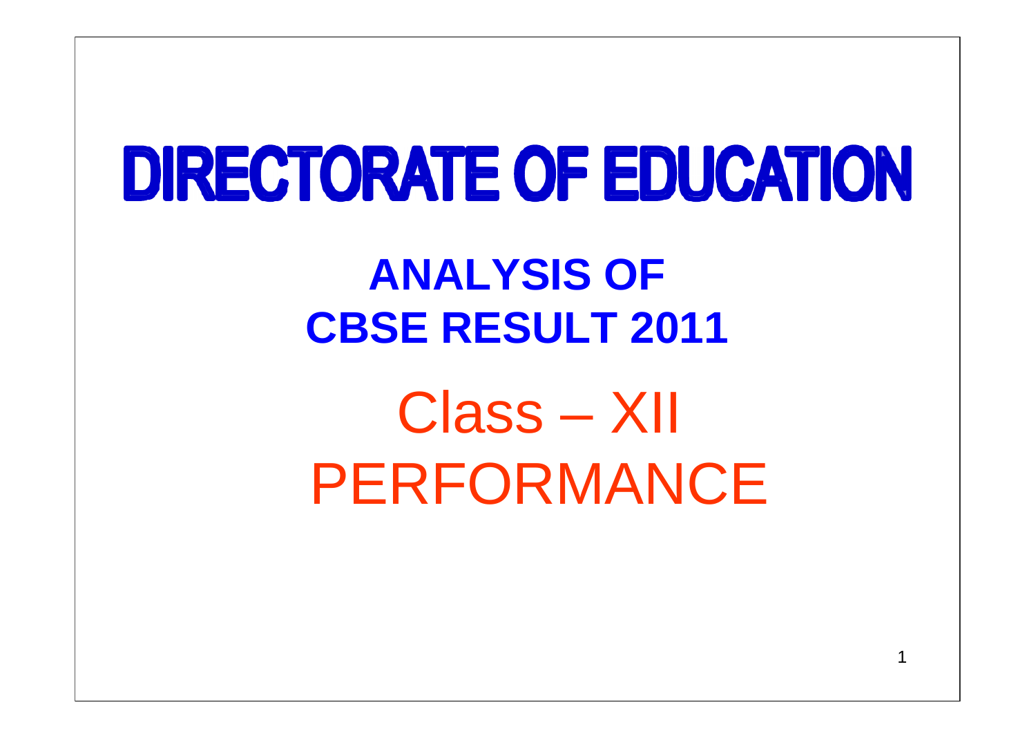# DIRECTORATE OF EDUCATION

## ANALYSIS OF CBSE RESULT 2011

## Class – XII PERFORMANCE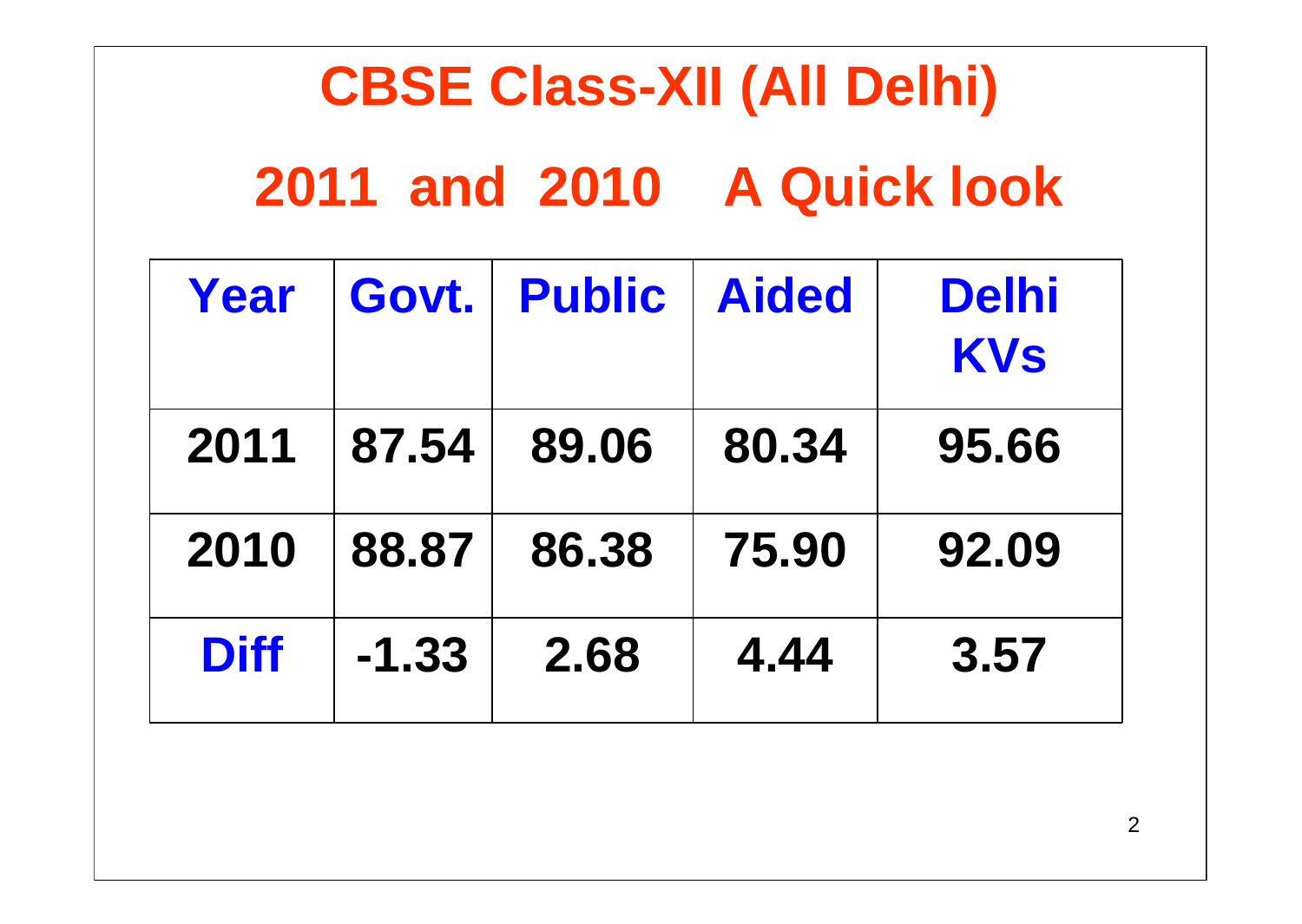# CBSE Class-XII (All Delhi)

## 2011 and 2010 A Quick look

| Year | Govt. | Public | Aided | Delhi KVs |
|---|---|---|---|---|
| 2011 | 87.54 | 89.06 | 80.34 | 95.66 |
| 2010 | 88.87 | 86.38 | 75.90 | 92.09 |
| Diff | -1.33 | 2.68 | 4.44 | 3.57 |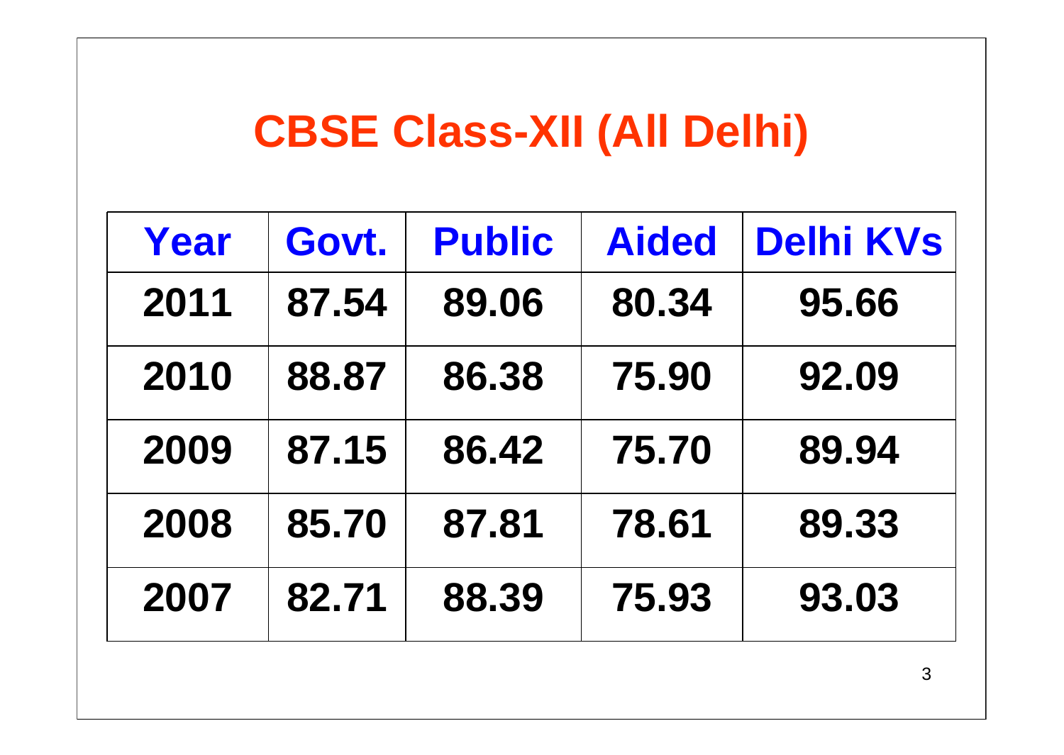# CBSE Class-XII (All Delhi)

| Year | Govt. | Public | Aided | Delhi KVs |
|---|---|---|---|---|
| 2011 | 87.54 | 89.06 | 80.34 | 95.66 |
| 2010 | 88.87 | 86.38 | 75.90 | 92.09 |
| 2009 | 87.15 | 86.42 | 75.70 | 89.94 |
| 2008 | 85.70 | 87.81 | 78.61 | 89.33 |
| 2007 | 82.71 | 88.39 | 75.93 | 93.03 |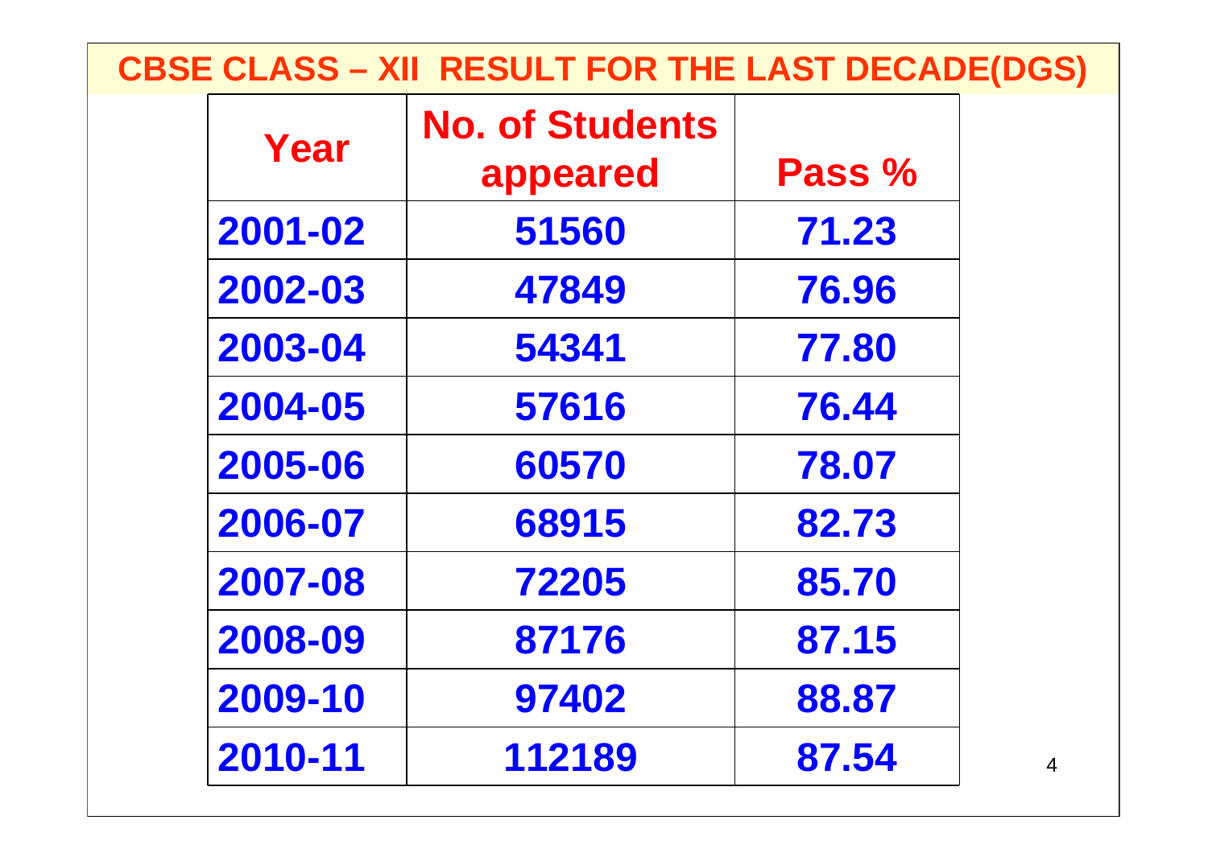# CBSE CLASS – XII RESULT FOR THE LAST DECADE(DGS)

| Year | No. of Students appeared | Pass % |
|---|---|---|
| 2001-02 | 51560 | 71.23 |
| 2002-03 | 47849 | 76.96 |
| 2003-04 | 54341 | 77.80 |
| 2004-05 | 57616 | 76.44 |
| 2005-06 | 60570 | 78.07 |
| 2006-07 | 68915 | 82.73 |
| 2007-08 | 72205 | 85.70 |
| 2008-09 | 87176 | 87.15 |
| 2009-10 | 97402 | 88.87 |
| 2010-11 | 112189 | 87.54 |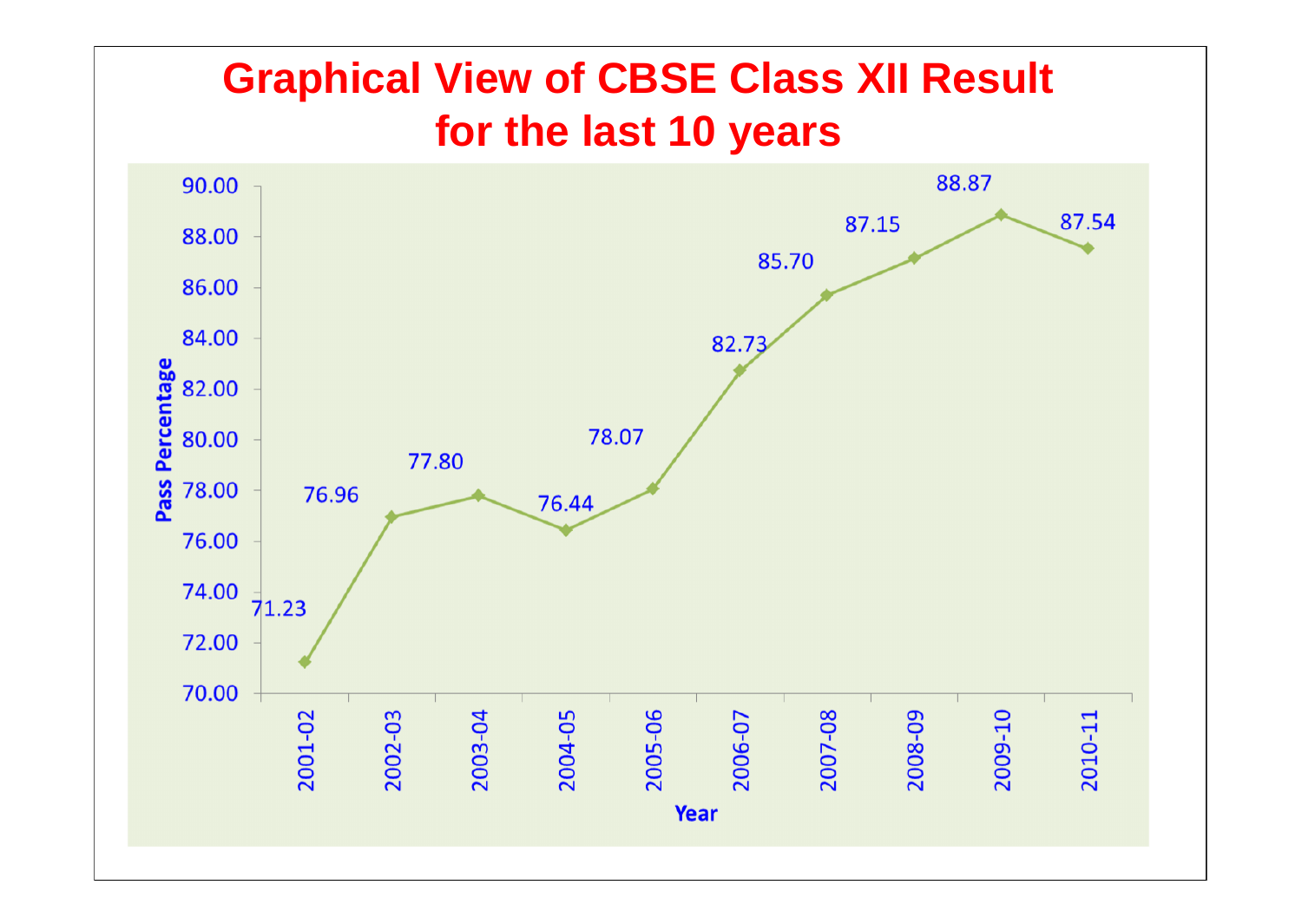# Graphical View of CBSE Class XII Result for the last 10 years

| Year | Pass Percentage |
|---|---|
| 2001-02 | 71.23 |
| 2002-03 | 76.96 |
| 2003-04 | 77.80 |
| 2004-05 | 76.44 |
| 2005-06 | 78.07 |
| 2006-07 | 82.73 |
| 2007-08 | 85.70 |
| 2008-09 | 87.15 |
| 2009-10 | 88.87 |
| 2010-11 | 87.54 |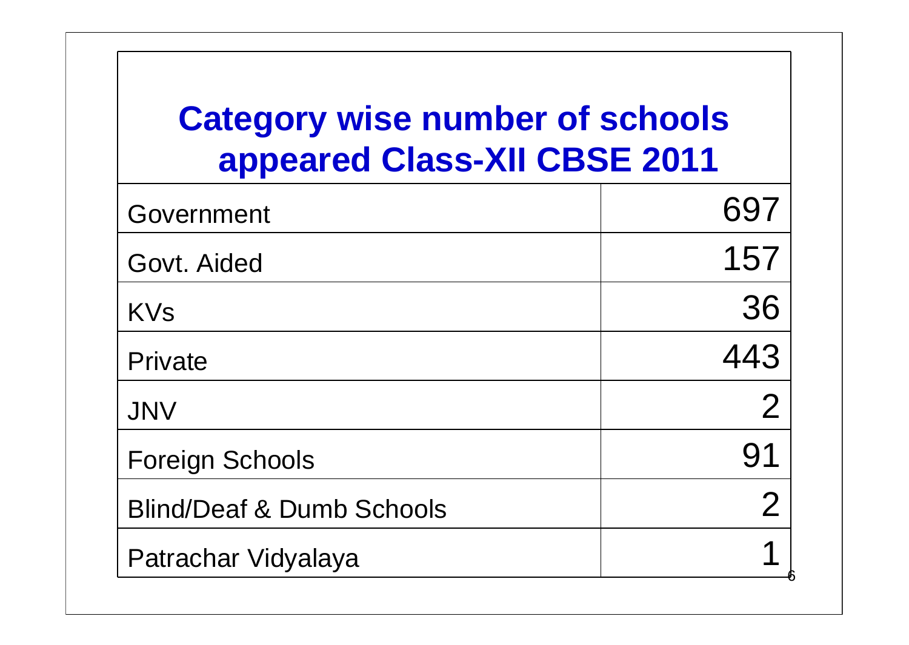# Category wise number of schools appeared Class-XII CBSE 2011

| Category | Number |
|---|---|
| Government | 697 |
| Govt. Aided | 157 |
| KVs | 36 |
| Private | 443 |
| JNV | 2 |
| Foreign Schools | 91 |
| Blind/Deaf & Dumb Schools | 2 |
| Patrachar Vidyalaya | 1 |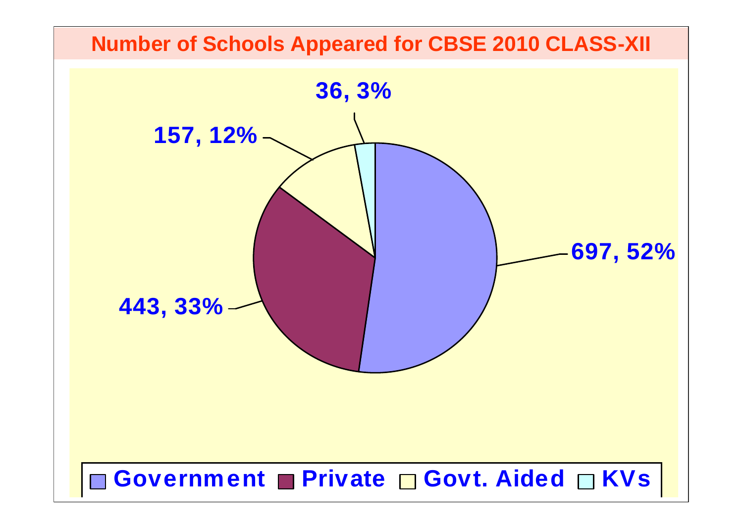## Number of Schools Appeared for CBSE 2010 CLASS-XII

| Category | Number of Schools | Percentage |
|---|---|---|
| Government | 697 | 52% |
| Private | 443 | 33% |
| Govt. Aided | 157 | 12% |
| KVs | 36 | 3% |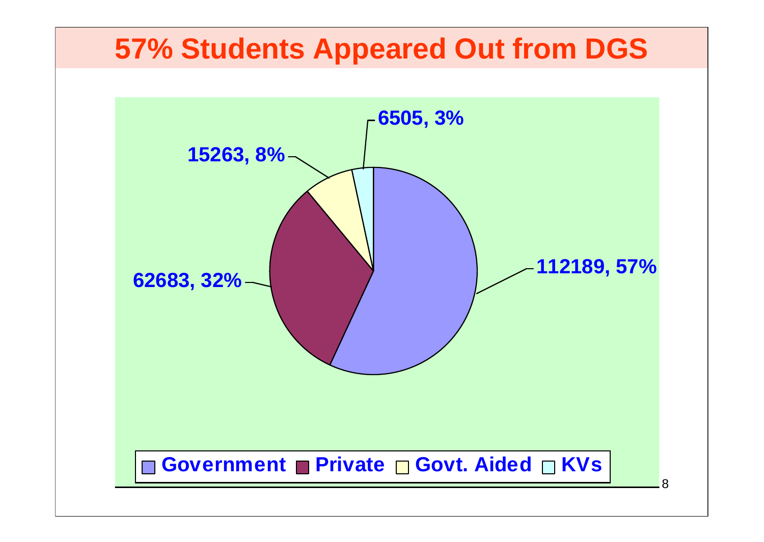# 57% Students Appeared Out from DGS

| Category | Students | Percentage |
|---|---|---|
| Government | 112189 | 57% |
| Private | 62683 | 32% |
| Govt. Aided | 15263 | 8% |
| KVs | 6505 | 3% |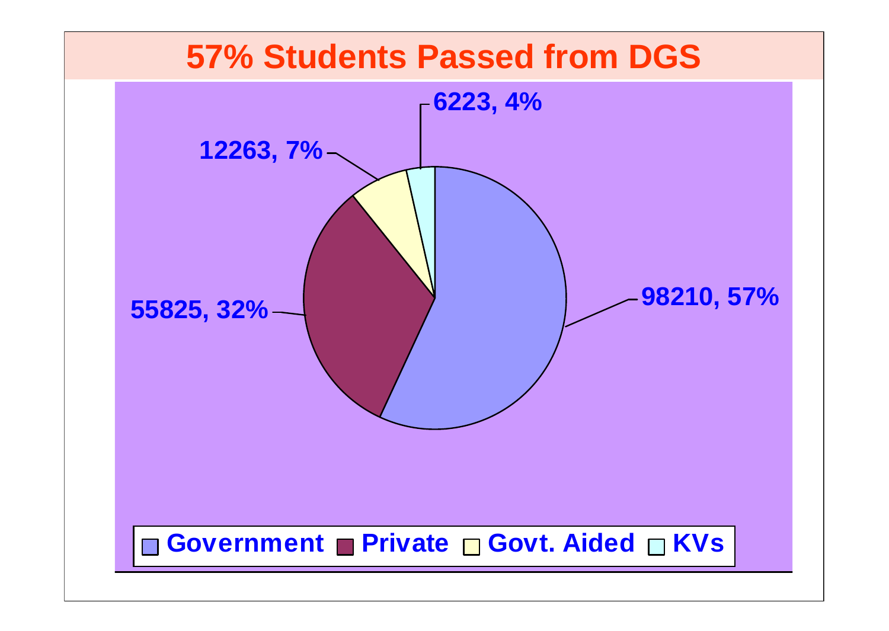# 57% Students Passed from DGS

6223, 4%

12263, 7%

55825, 32%

98210, 57%

Government | Private | Govt. Aided | KVs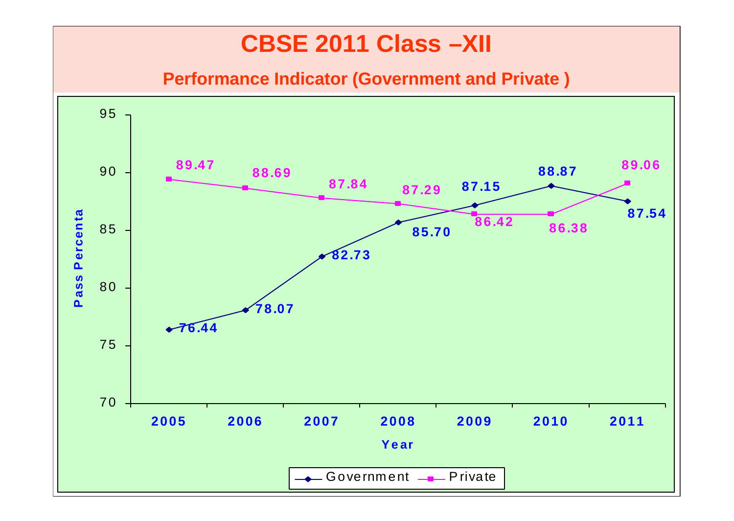# CBSE 2011 Class –XII

## Performance Indicator (Government and Private )

| Year | Government | Private |
|---|---|---|
| 2005 | 76.44 | 89.47 |
| 2006 | 78.07 | 88.69 |
| 2007 | 82.73 | 87.84 |
| 2008 | 85.70 | 87.29 |
| 2009 | 87.15 | 86.42 |
| 2010 | 88.87 | 86.38 |
| 2011 | 87.54 | 89.06 |

Pass Percenta

Year

Government — Private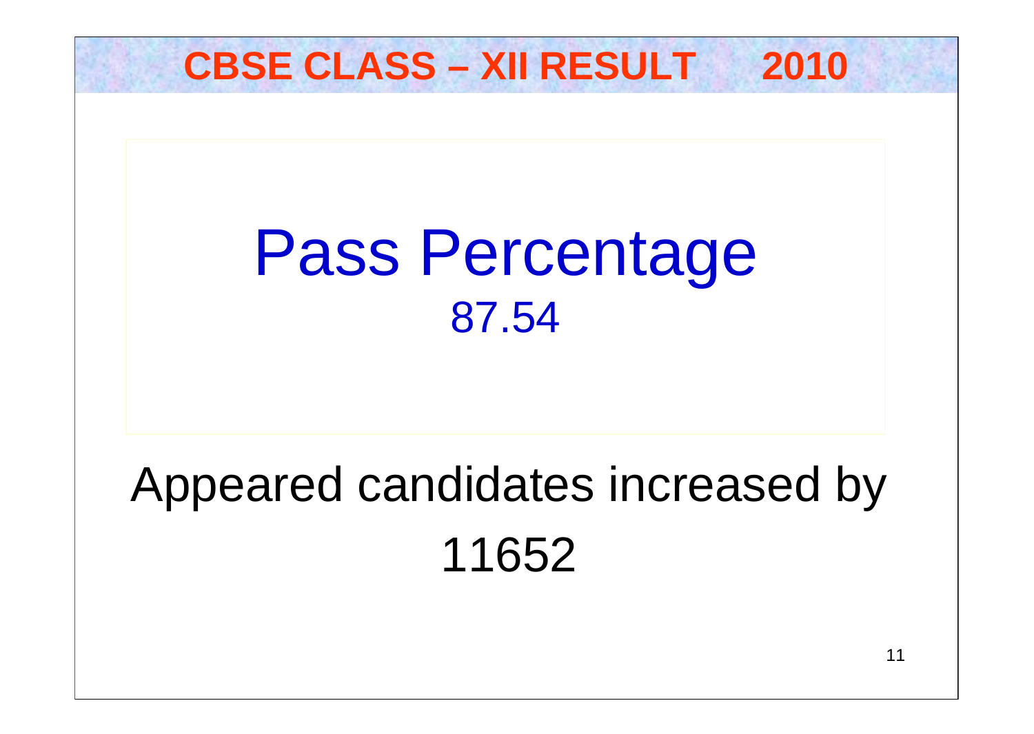# CBSE CLASS – XII RESULT 2010

## Pass Percentage

87.54

Appeared candidates increased by 11652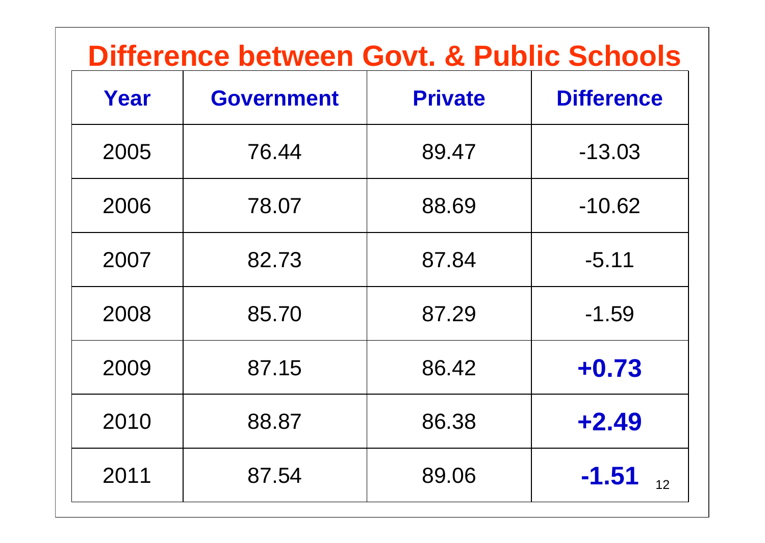# Difference between Govt. & Public Schools

| Year | Government | Private | Difference |
|---|---|---|---|
| 2005 | 76.44 | 89.47 | -13.03 |
| 2006 | 78.07 | 88.69 | -10.62 |
| 2007 | 82.73 | 87.84 | -5.11 |
| 2008 | 85.70 | 87.29 | -1.59 |
| 2009 | 87.15 | 86.42 | **+0.73** |
| 2010 | 88.87 | 86.38 | **+2.49** |
| 2011 | 87.54 | 89.06 | **-1.51** |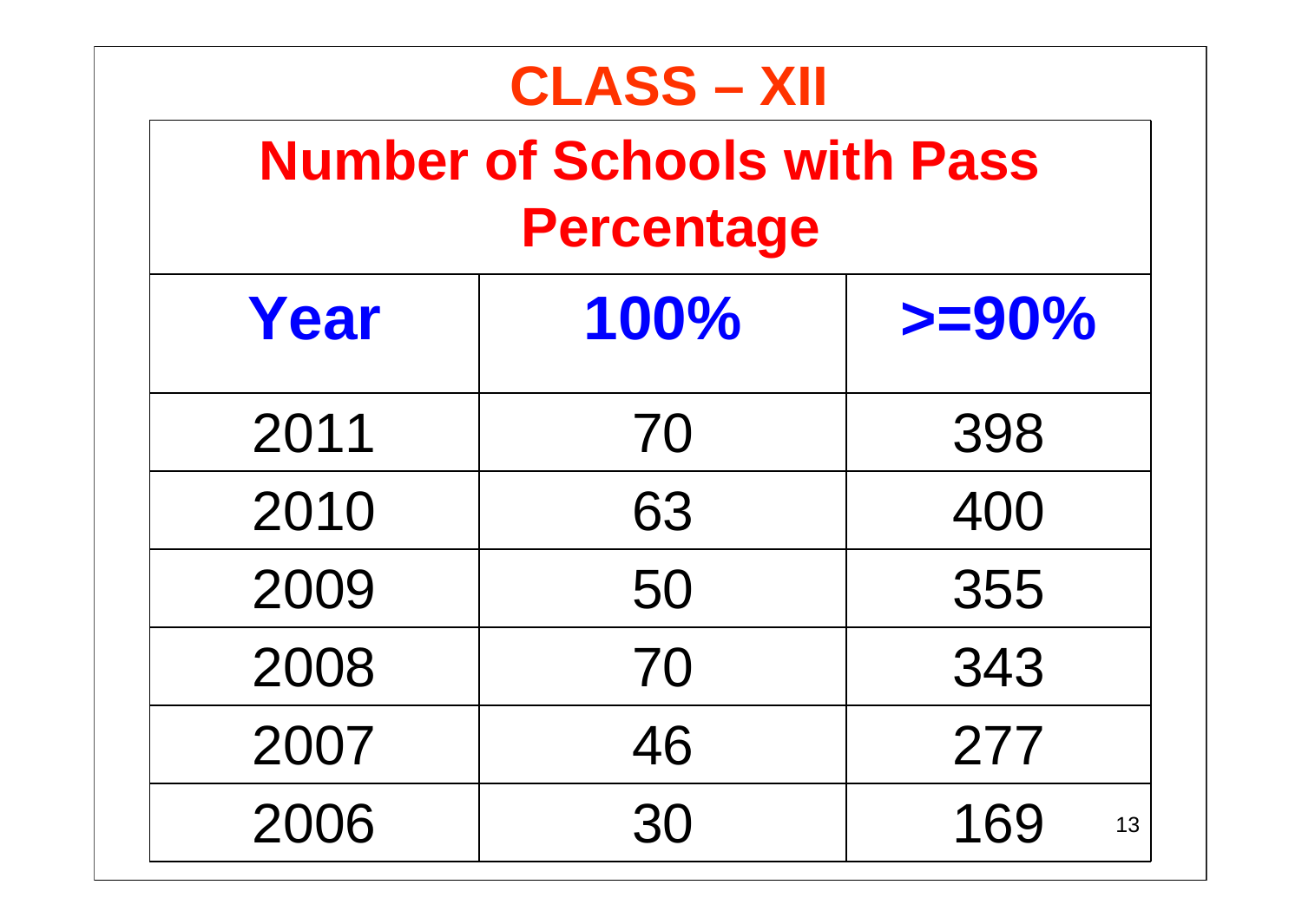# CLASS – XII

## Number of Schools with Pass Percentage

| Year | 100% | >=90% |
|---|---|---|
| 2011 | 70 | 398 |
| 2010 | 63 | 400 |
| 2009 | 50 | 355 |
| 2008 | 70 | 343 |
| 2007 | 46 | 277 |
| 2006 | 30 | 169 |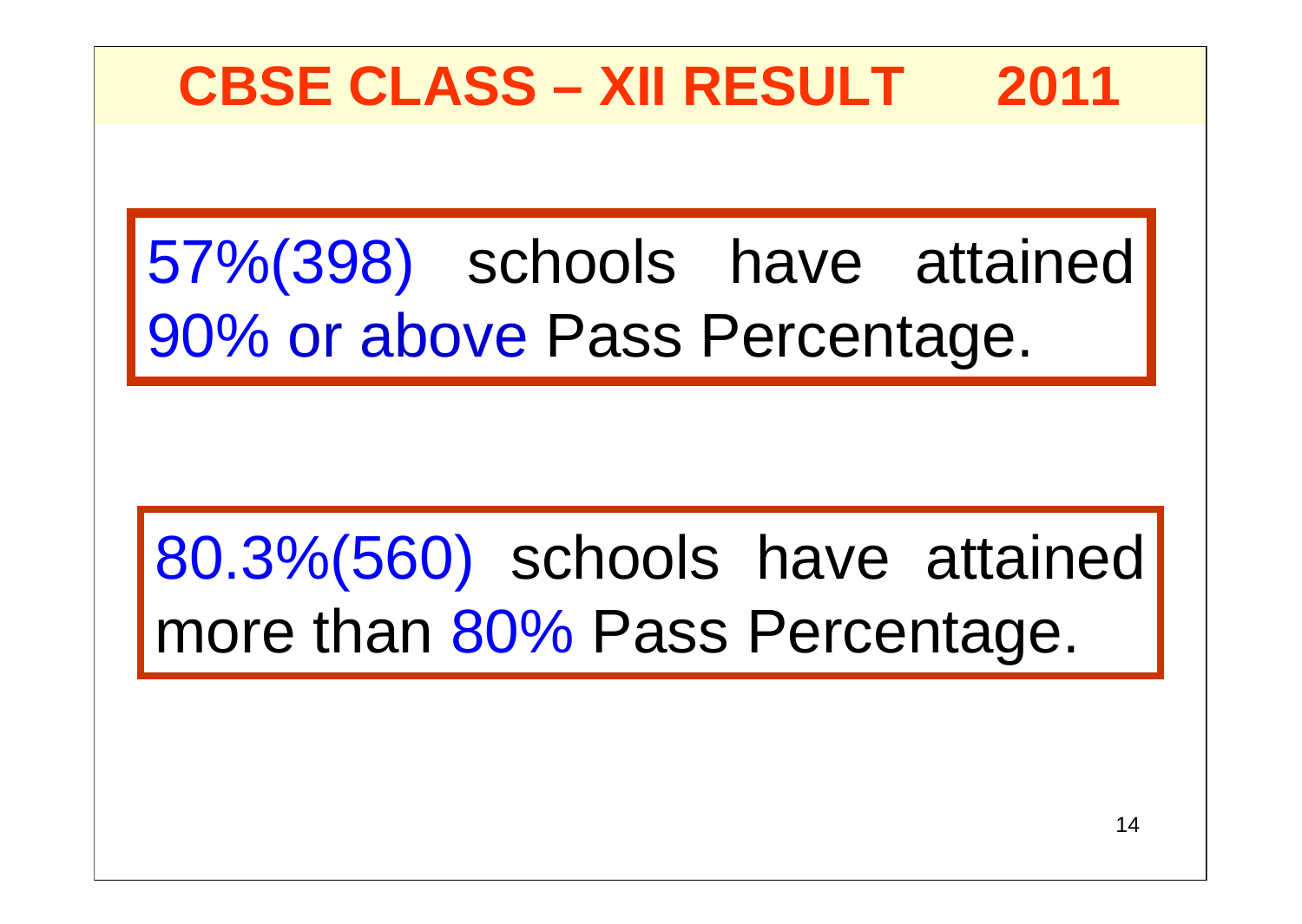# CBSE CLASS – XII RESULT 2011

57%(398) schools have attained 90% or above Pass Percentage.

80.3%(560) schools have attained more than 80% Pass Percentage.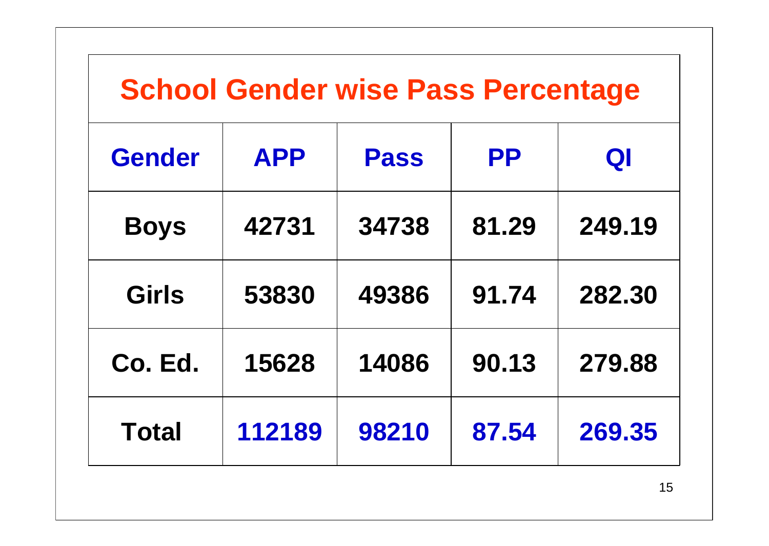# School Gender wise Pass Percentage

| Gender | APP | Pass | PP | QI |
|---|---|---|---|---|
| Boys | 42731 | 34738 | 81.29 | 249.19 |
| Girls | 53830 | 49386 | 91.74 | 282.30 |
| Co. Ed. | 15628 | 14086 | 90.13 | 279.88 |
| Total | 112189 | 98210 | 87.54 | 269.35 |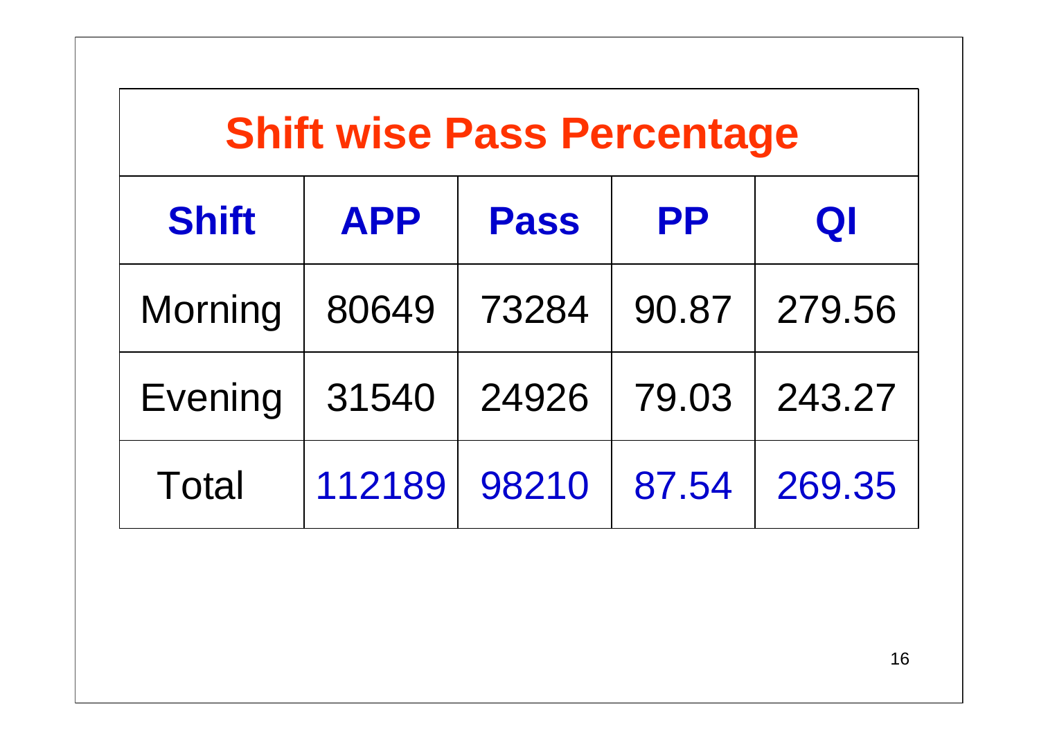## Shift wise Pass Percentage

| Shift | APP | Pass | PP | QI |
|---|---|---|---|---|
| Morning | 80649 | 73284 | 90.87 | 279.56 |
| Evening | 31540 | 24926 | 79.03 | 243.27 |
| Total | 112189 | 98210 | 87.54 | 269.35 |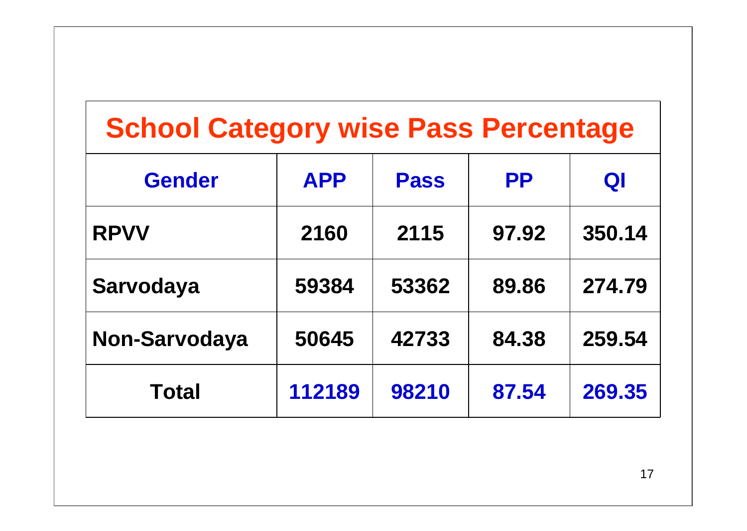## School Category wise Pass Percentage

| Gender | APP | Pass | PP | QI |
|---|---|---|---|---|
| RPVV | 2160 | 2115 | 97.92 | 350.14 |
| Sarvodaya | 59384 | 53362 | 89.86 | 274.79 |
| Non-Sarvodaya | 50645 | 42733 | 84.38 | 259.54 |
| **Total** | **112189** | **98210** | **87.54** | **269.35** |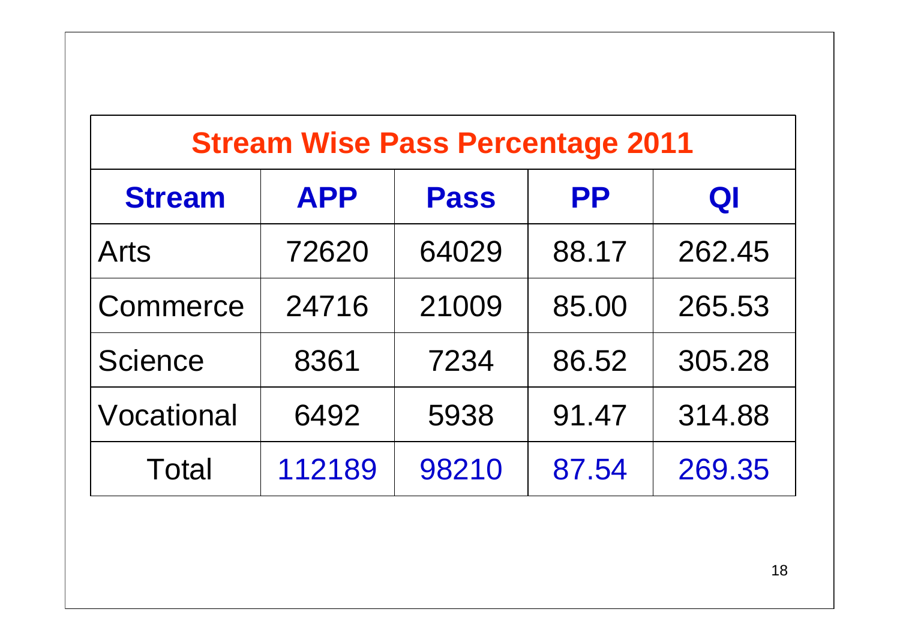## Stream Wise Pass Percentage 2011

| Stream | APP | Pass | PP | QI |
|---|---|---|---|---|
| Arts | 72620 | 64029 | 88.17 | 262.45 |
| Commerce | 24716 | 21009 | 85.00 | 265.53 |
| Science | 8361 | 7234 | 86.52 | 305.28 |
| Vocational | 6492 | 5938 | 91.47 | 314.88 |
| Total | 112189 | 98210 | 87.54 | 269.35 |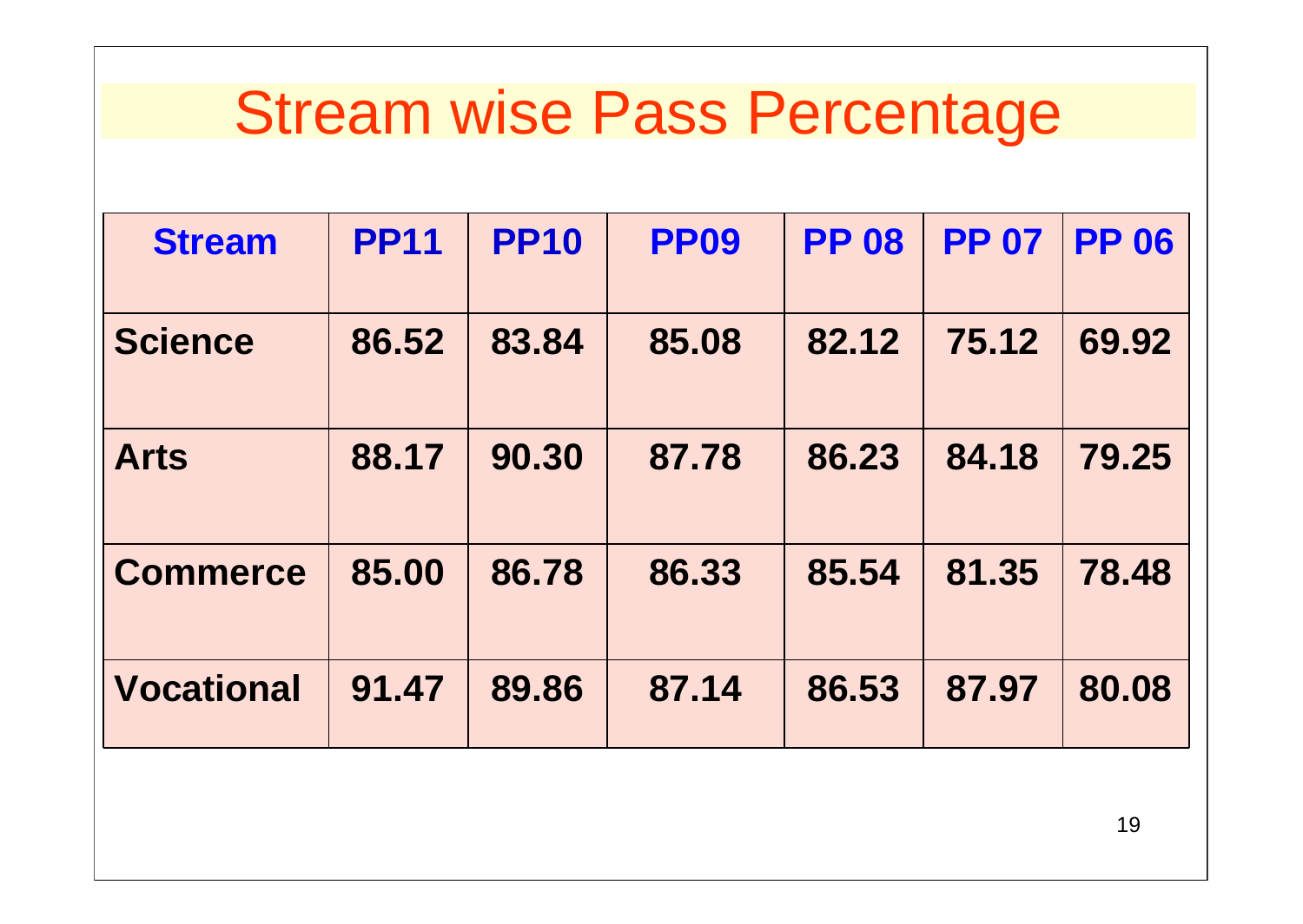# Stream wise Pass Percentage

| Stream | PP11 | PP10 | PP09 | PP 08 | PP 07 | PP 06 |
|---|---|---|---|---|---|---|
| Science | 86.52 | 83.84 | 85.08 | 82.12 | 75.12 | 69.92 |
| Arts | 88.17 | 90.30 | 87.78 | 86.23 | 84.18 | 79.25 |
| Commerce | 85.00 | 86.78 | 86.33 | 85.54 | 81.35 | 78.48 |
| Vocational | 91.47 | 89.86 | 87.14 | 86.53 | 87.97 | 80.08 |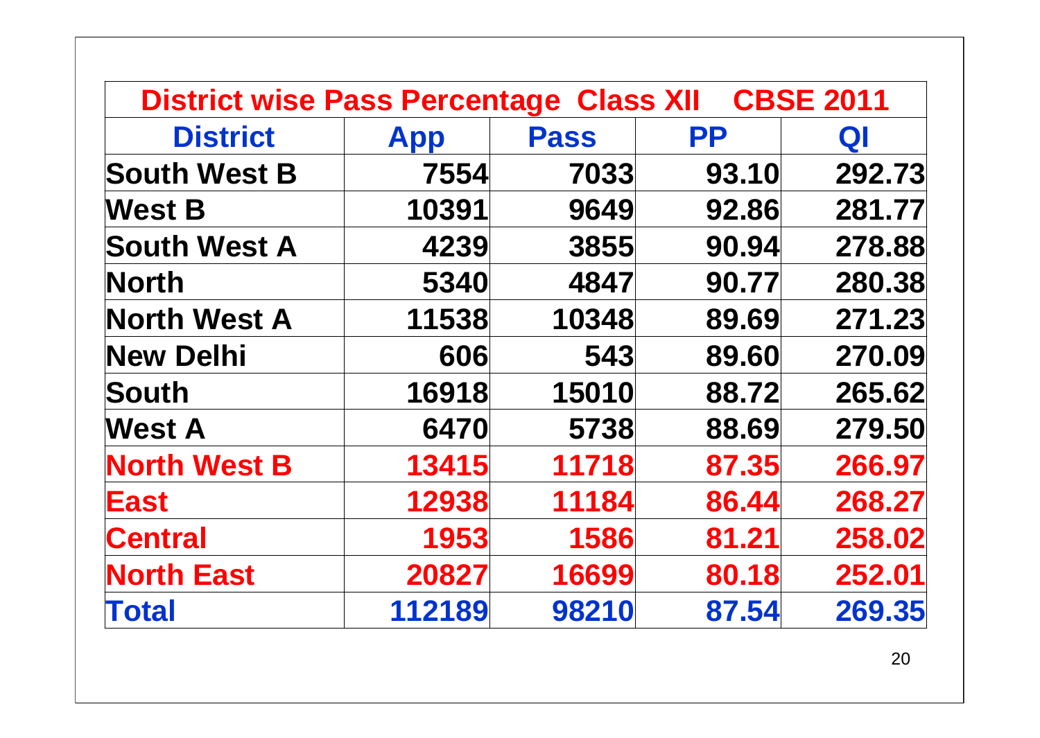| District wise Pass Percentage Class XII CBSE 2011 | | | | |
|---|---|---|---|---|
| **District** | **App** | **Pass** | **PP** | **QI** |
| South West B | 7554 | 7033 | 93.10 | 292.73 |
| West B | 10391 | 9649 | 92.86 | 281.77 |
| South West A | 4239 | 3855 | 90.94 | 278.88 |
| North | 5340 | 4847 | 90.77 | 280.38 |
| North West A | 11538 | 10348 | 89.69 | 271.23 |
| New Delhi | 606 | 543 | 89.60 | 270.09 |
| South | 16918 | 15010 | 88.72 | 265.62 |
| West A | 6470 | 5738 | 88.69 | 279.50 |
| North West B | 13415 | 11718 | 87.35 | 266.97 |
| East | 12938 | 11184 | 86.44 | 268.27 |
| Central | 1953 | 1586 | 81.21 | 258.02 |
| North East | 20827 | 16699 | 80.18 | 252.01 |
| **Total** | **112189** | **98210** | **87.54** | **269.35** |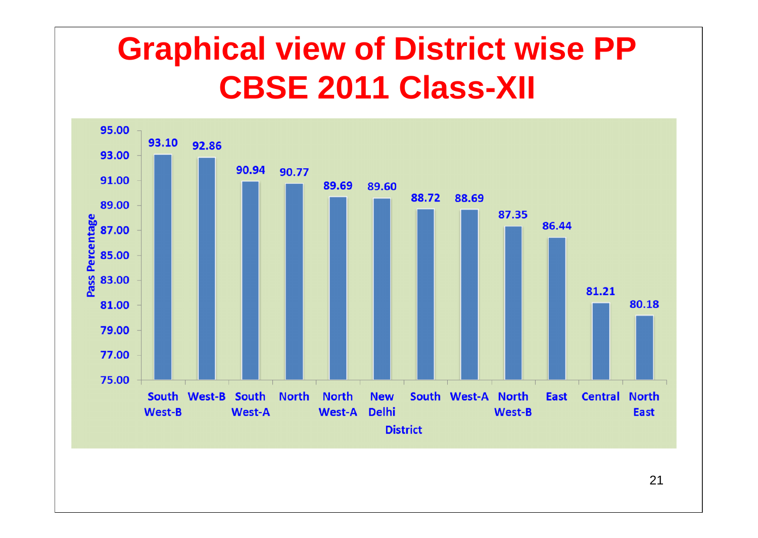# Graphical view of District wise PP CBSE 2011 Class-XII

| District | Pass Percentage |
| --- | --- |
| South West-B | 93.10 |
| West-B | 92.86 |
| South West-A | 90.94 |
| North | 90.77 |
| North West-A | 89.69 |
| New Delhi | 89.60 |
| South | 88.72 |
| West-A | 88.69 |
| North West-B | 87.35 |
| East | 86.44 |
| Central | 81.21 |
| North East | 80.18 |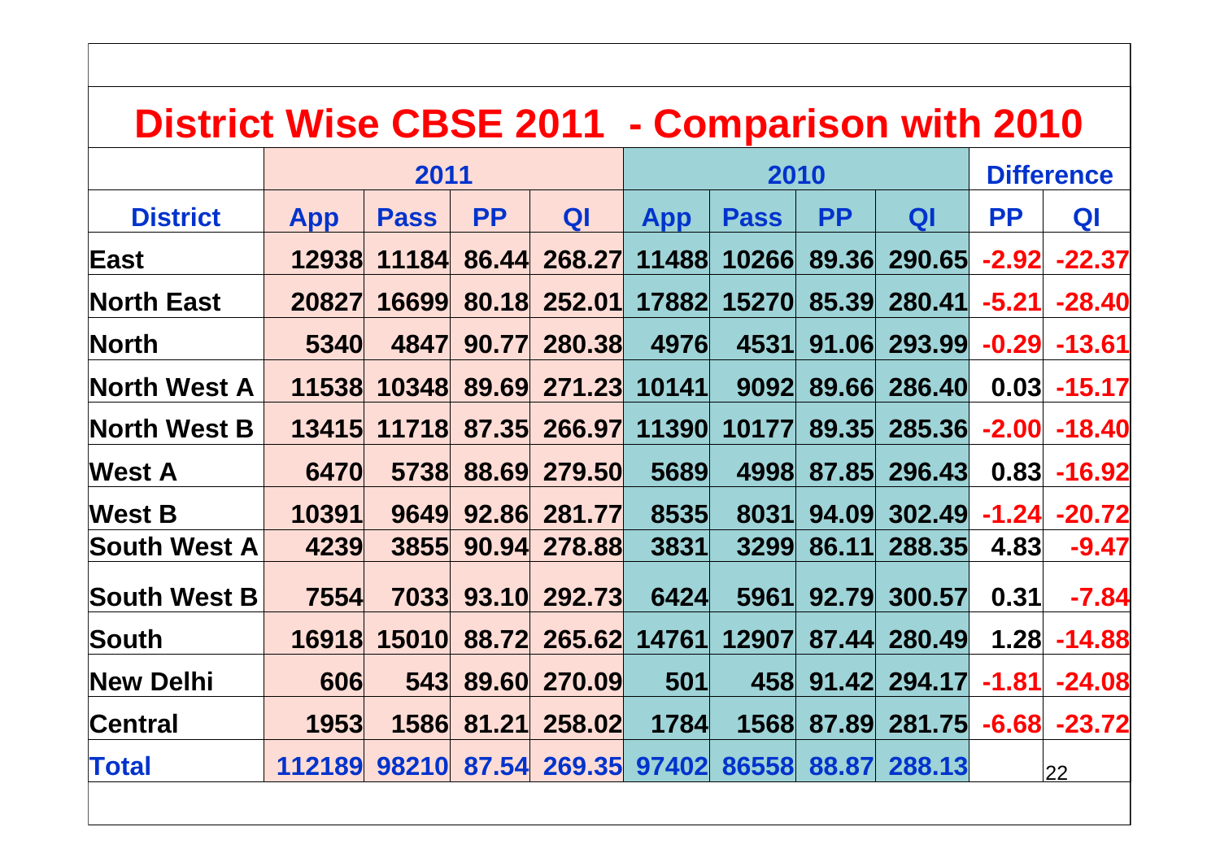# District Wise CBSE 2011 - Comparison with 2010

| | 2011 | | | | 2010 | | | | Difference | |
|---|---|---|---|---|---|---|---|---|---|---|
| **District** | **App** | **Pass** | **PP** | **QI** | **App** | **Pass** | **PP** | **QI** | **PP** | **QI** |
| East | 12938 | 11184 | 86.44 | 268.27 | 11488 | 10266 | 89.36 | 290.65 | -2.92 | -22.37 |
| North East | 20827 | 16699 | 80.18 | 252.01 | 17882 | 15270 | 85.39 | 280.41 | -5.21 | -28.40 |
| North | 5340 | 4847 | 90.77 | 280.38 | 4976 | 4531 | 91.06 | 293.99 | -0.29 | -13.61 |
| North West A | 11538 | 10348 | 89.69 | 271.23 | 10141 | 9092 | 89.66 | 286.40 | 0.03 | -15.17 |
| North West B | 13415 | 11718 | 87.35 | 266.97 | 11390 | 10177 | 89.35 | 285.36 | -2.00 | -18.40 |
| West A | 6470 | 5738 | 88.69 | 279.50 | 5689 | 4998 | 87.85 | 296.43 | 0.83 | -16.92 |
| West B | 10391 | 9649 | 92.86 | 281.77 | 8535 | 8031 | 94.09 | 302.49 | -1.24 | -20.72 |
| South West A | 4239 | 3855 | 90.94 | 278.88 | 3831 | 3299 | 86.11 | 288.35 | 4.83 | -9.47 |
| South West B | 7554 | 7033 | 93.10 | 292.73 | 6424 | 5961 | 92.79 | 300.57 | 0.31 | -7.84 |
| South | 16918 | 15010 | 88.72 | 265.62 | 14761 | 12907 | 87.44 | 280.49 | 1.28 | -14.88 |
| New Delhi | 606 | 543 | 89.60 | 270.09 | 501 | 458 | 91.42 | 294.17 | -1.81 | -24.08 |
| Central | 1953 | 1586 | 81.21 | 258.02 | 1784 | 1568 | 87.89 | 281.75 | -6.68 | -23.72 |
| **Total** | 112189 | 98210 | 87.54 | 269.35 | 97402 | 86558 | 88.87 | 288.13 | | |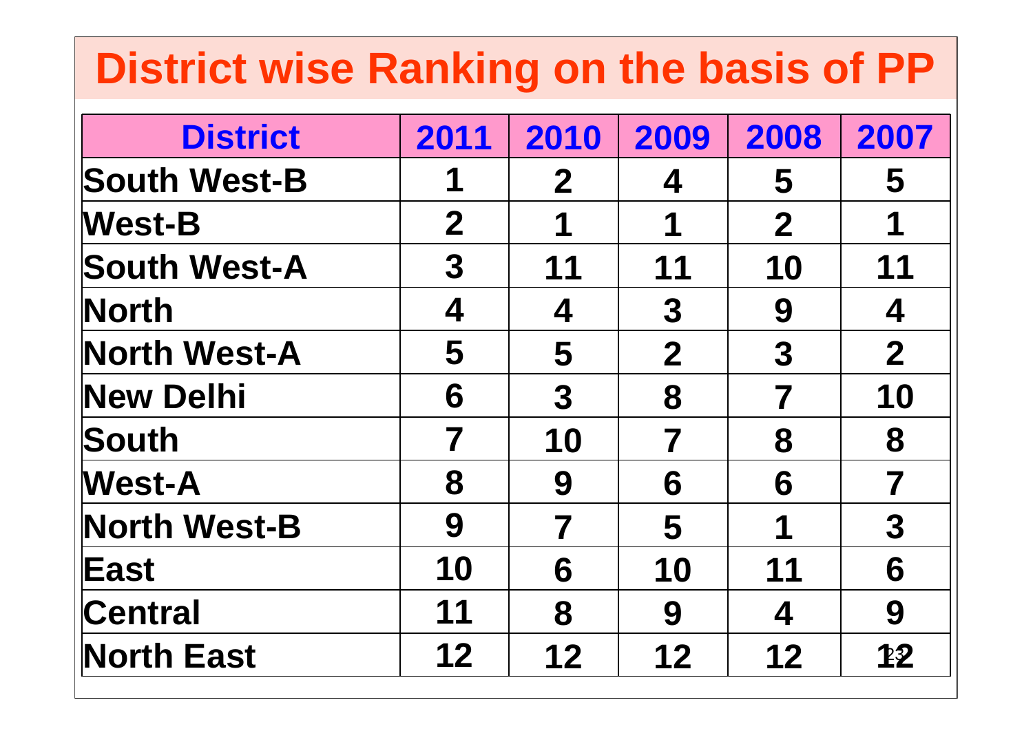# District wise Ranking on the basis of PP

| District | 2011 | 2010 | 2009 | 2008 | 2007 |
|---|---|---|---|---|---|
| South West-B | 1 | 2 | 4 | 5 | 5 |
| West-B | 2 | 1 | 1 | 2 | 1 |
| South West-A | 3 | 11 | 11 | 10 | 11 |
| North | 4 | 4 | 3 | 9 | 4 |
| North West-A | 5 | 5 | 2 | 3 | 2 |
| New Delhi | 6 | 3 | 8 | 7 | 10 |
| South | 7 | 10 | 7 | 8 | 8 |
| West-A | 8 | 9 | 6 | 6 | 7 |
| North West-B | 9 | 7 | 5 | 1 | 3 |
| East | 10 | 6 | 10 | 11 | 6 |
| Central | 11 | 8 | 9 | 4 | 9 |
| North East | 12 | 12 | 12 | 12 | 12 |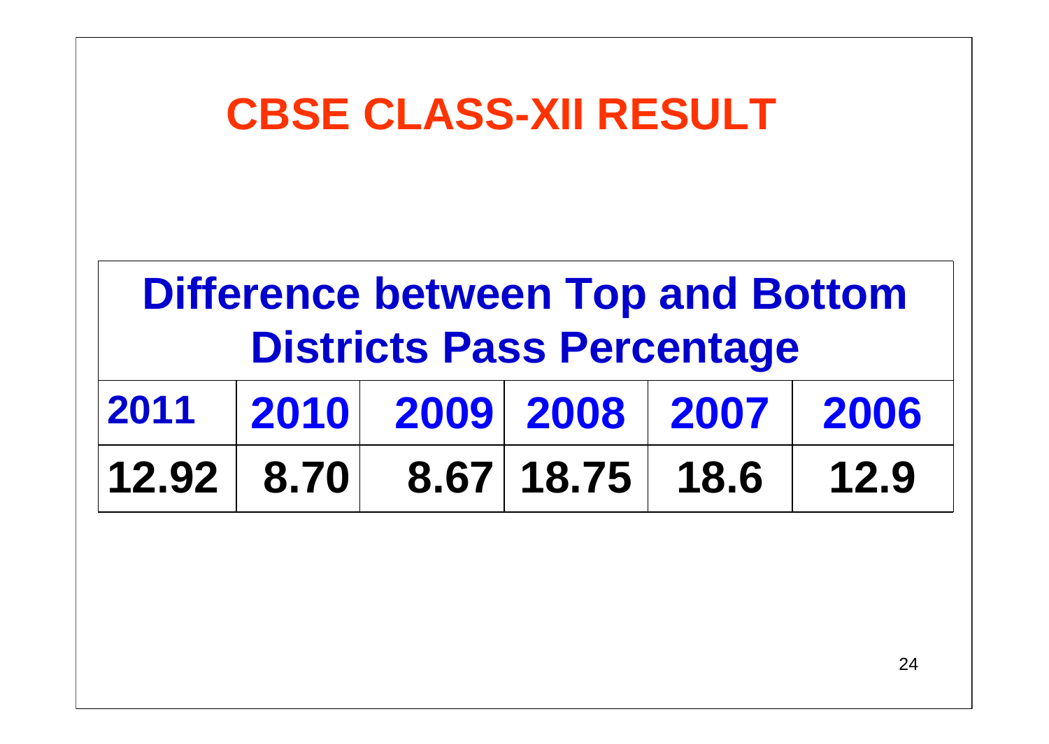# CBSE CLASS-XII RESULT

| Difference between Top and Bottom Districts Pass Percentage | | | | | |
|---|---|---|---|---|---|
| 2011 | 2010 | 2009 | 2008 | 2007 | 2006 |
| 12.92 | 8.70 | 8.67 | 18.75 | 18.6 | 12.9 |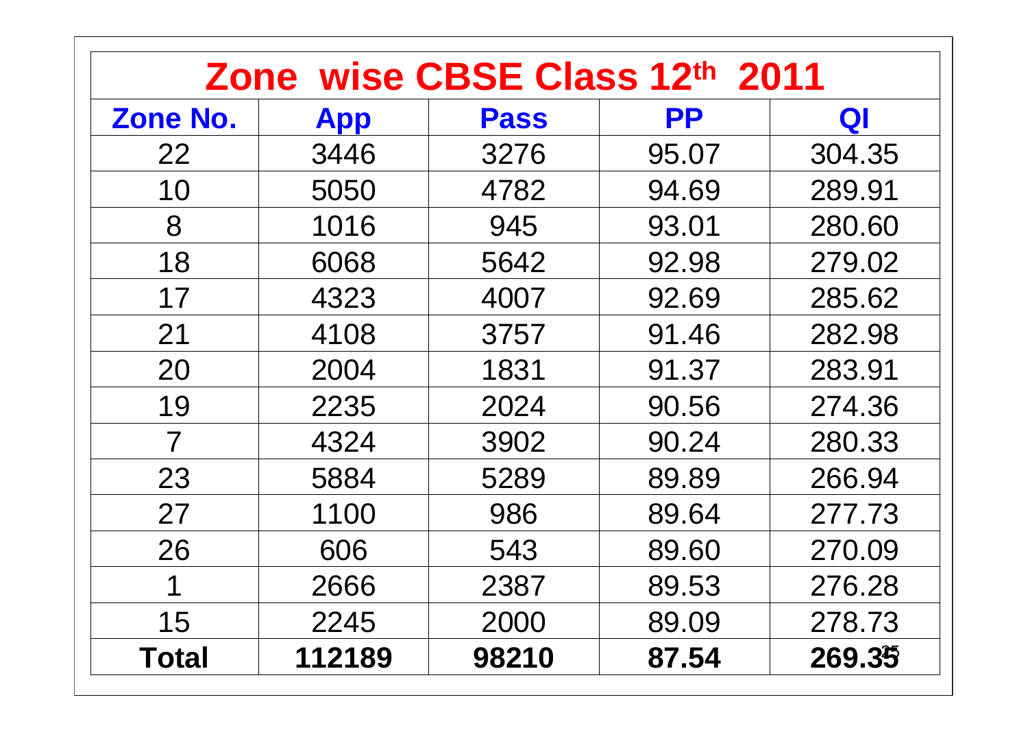| Zone wise CBSE Class 12th 2011 | | | | |
|---|---|---|---|---|
| **Zone No.** | **App** | **Pass** | **PP** | **QI** |
| 22 | 3446 | 3276 | 95.07 | 304.35 |
| 10 | 5050 | 4782 | 94.69 | 289.91 |
| 8 | 1016 | 945 | 93.01 | 280.60 |
| 18 | 6068 | 5642 | 92.98 | 279.02 |
| 17 | 4323 | 4007 | 92.69 | 285.62 |
| 21 | 4108 | 3757 | 91.46 | 282.98 |
| 20 | 2004 | 1831 | 91.37 | 283.91 |
| 19 | 2235 | 2024 | 90.56 | 274.36 |
| 7 | 4324 | 3902 | 90.24 | 280.33 |
| 23 | 5884 | 5289 | 89.89 | 266.94 |
| 27 | 1100 | 986 | 89.64 | 277.73 |
| 26 | 606 | 543 | 89.60 | 270.09 |
| 1 | 2666 | 2387 | 89.53 | 276.28 |
| 15 | 2245 | 2000 | 89.09 | 278.73 |
| **Total** | **112189** | **98210** | **87.54** | **269.35** |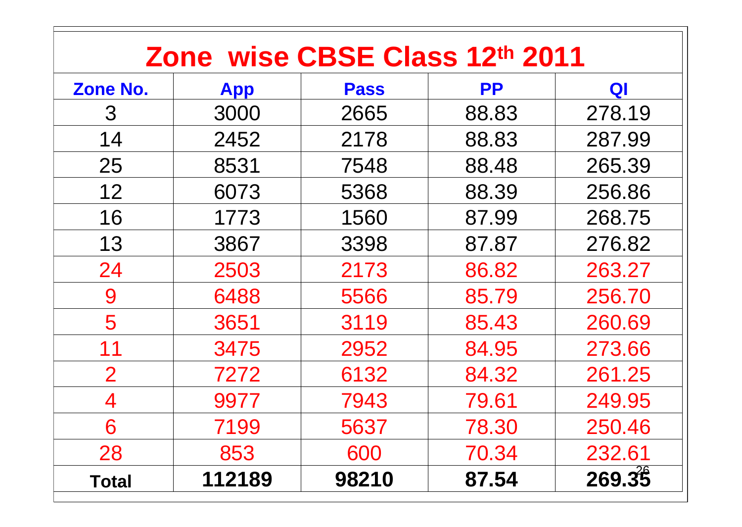# Zone wise CBSE Class 12th 2011

| Zone No. | App | Pass | PP | QI |
|---|---|---|---|---|
| 3 | 3000 | 2665 | 88.83 | 278.19 |
| 14 | 2452 | 2178 | 88.83 | 287.99 |
| 25 | 8531 | 7548 | 88.48 | 265.39 |
| 12 | 6073 | 5368 | 88.39 | 256.86 |
| 16 | 1773 | 1560 | 87.99 | 268.75 |
| 13 | 3867 | 3398 | 87.87 | 276.82 |
| 24 | 2503 | 2173 | 86.82 | 263.27 |
| 9 | 6488 | 5566 | 85.79 | 256.70 |
| 5 | 3651 | 3119 | 85.43 | 260.69 |
| 11 | 3475 | 2952 | 84.95 | 273.66 |
| 2 | 7272 | 6132 | 84.32 | 261.25 |
| 4 | 9977 | 7943 | 79.61 | 249.95 |
| 6 | 7199 | 5637 | 78.30 | 250.46 |
| 28 | 853 | 600 | 70.34 | 232.61 |
| **Total** | **112189** | **98210** | **87.54** | **269.35** |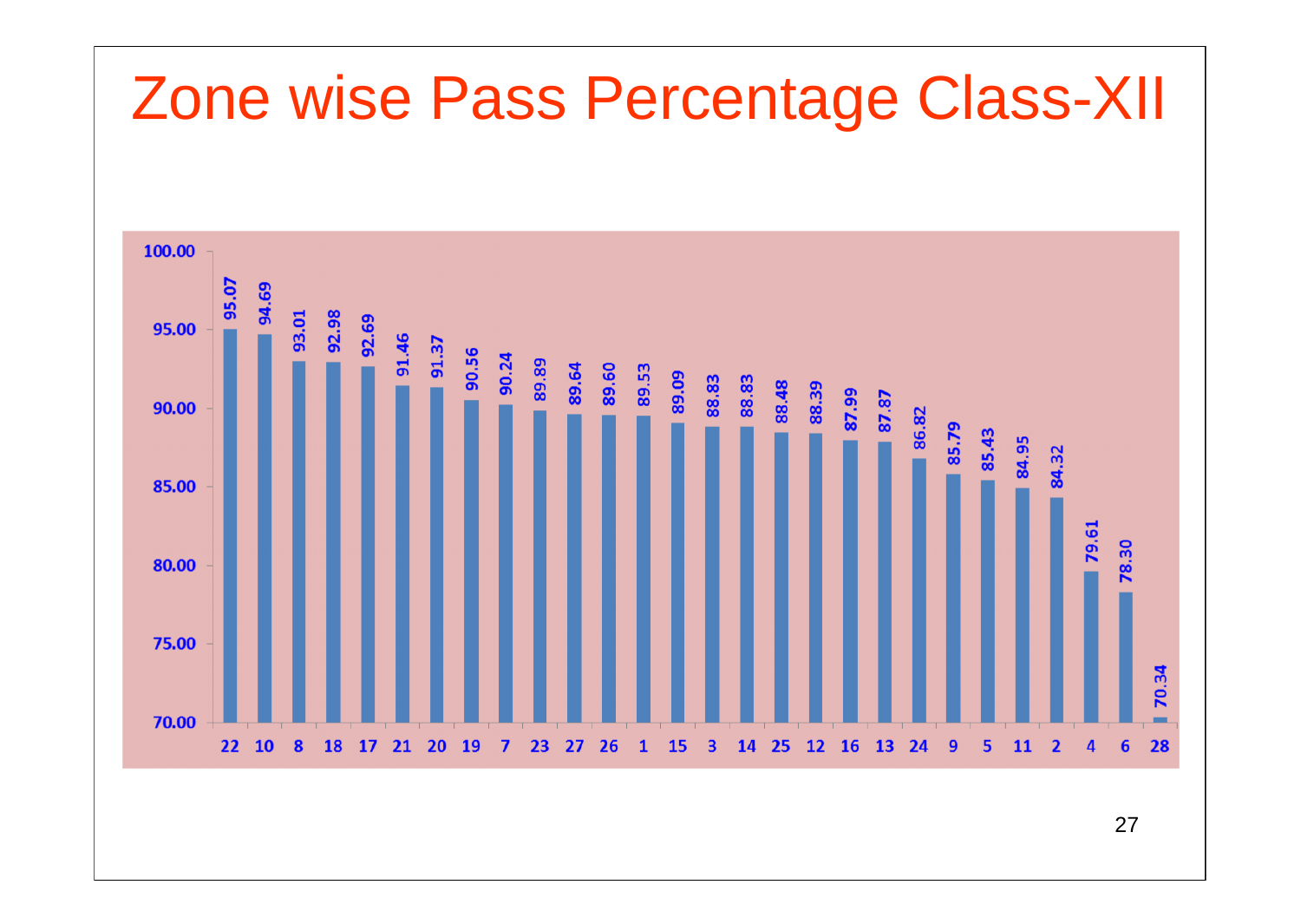# Zone wise Pass Percentage Class-XII

| Zone | Pass Percentage |
|---|---|
| 22 | 95.07 |
| 10 | 94.69 |
| 8 | 93.01 |
| 18 | 92.98 |
| 17 | 92.69 |
| 21 | 91.46 |
| 20 | 91.37 |
| 19 | 90.56 |
| 7 | 90.24 |
| 23 | 89.89 |
| 27 | 89.64 |
| 26 | 89.60 |
| 1 | 89.53 |
| 15 | 89.09 |
| 3 | 88.83 |
| 14 | 88.83 |
| 25 | 88.48 |
| 12 | 88.39 |
| 16 | 87.99 |
| 13 | 87.87 |
| 24 | 86.82 |
| 9 | 85.79 |
| 5 | 85.43 |
| 11 | 84.95 |
| 2 | 84.32 |
| 4 | 79.61 |
| 6 | 78.30 |
| 28 | 70.34 |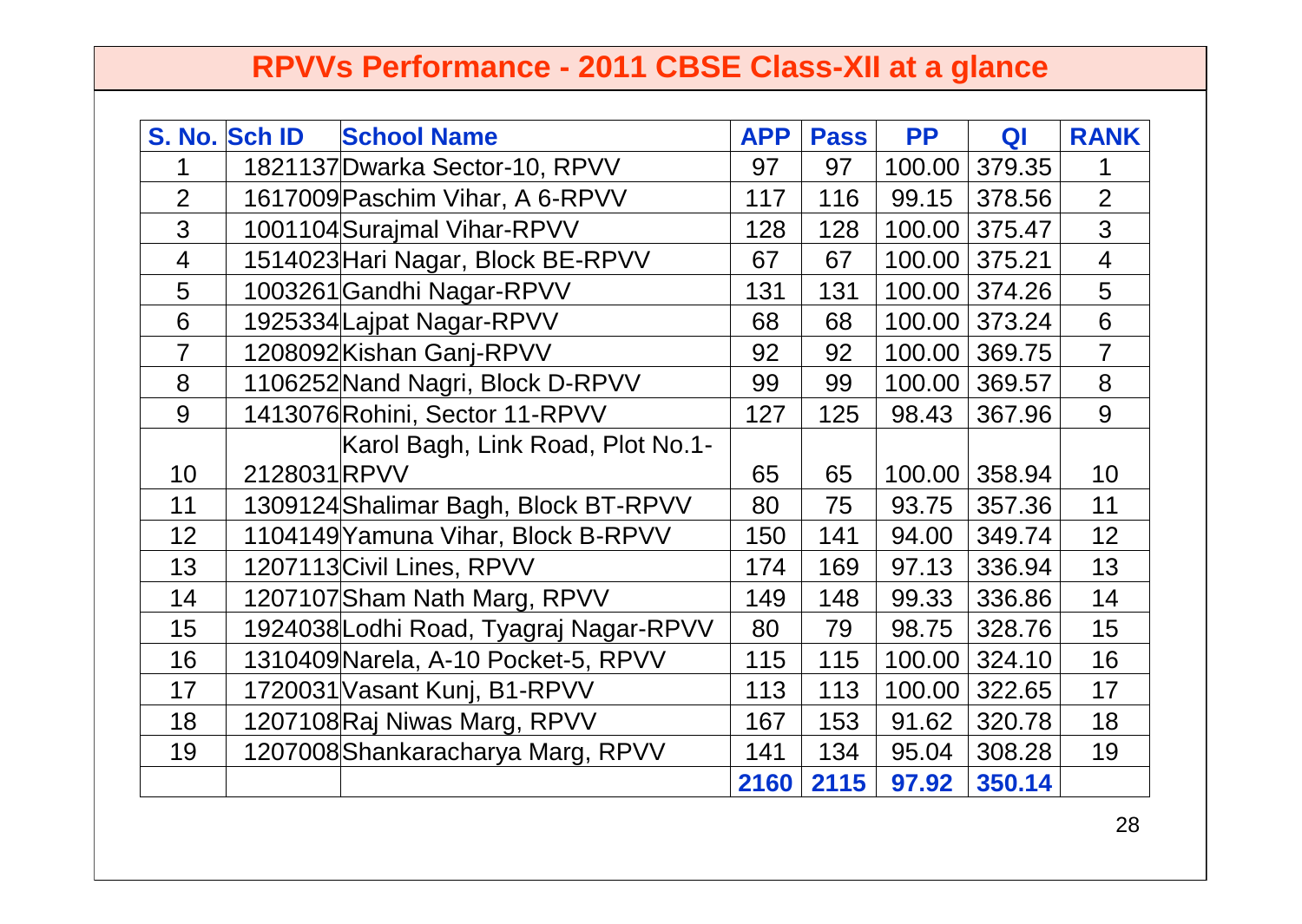## RPVVs Performance - 2011 CBSE Class-XII at a glance

| S. No. | Sch ID | School Name | APP | Pass | PP | QI | RANK |
|---|---|---|---|---|---|---|---|
| 1 | 1821137 | Dwarka Sector-10, RPVV | 97 | 97 | 100.00 | 379.35 | 1 |
| 2 | 1617009 | Paschim Vihar, A 6-RPVV | 117 | 116 | 99.15 | 378.56 | 2 |
| 3 | 1001104 | Surajmal Vihar-RPVV | 128 | 128 | 100.00 | 375.47 | 3 |
| 4 | 1514023 | Hari Nagar, Block BE-RPVV | 67 | 67 | 100.00 | 375.21 | 4 |
| 5 | 1003261 | Gandhi Nagar-RPVV | 131 | 131 | 100.00 | 374.26 | 5 |
| 6 | 1925334 | Lajpat Nagar-RPVV | 68 | 68 | 100.00 | 373.24 | 6 |
| 7 | 1208092 | Kishan Ganj-RPVV | 92 | 92 | 100.00 | 369.75 | 7 |
| 8 | 1106252 | Nand Nagri, Block D-RPVV | 99 | 99 | 100.00 | 369.57 | 8 |
| 9 | 1413076 | Rohini, Sector 11-RPVV | 127 | 125 | 98.43 | 367.96 | 9 |
| 10 | 2128031 | Karol Bagh, Link Road, Plot No.1-RPVV | 65 | 65 | 100.00 | 358.94 | 10 |
| 11 | 1309124 | Shalimar Bagh, Block BT-RPVV | 80 | 75 | 93.75 | 357.36 | 11 |
| 12 | 1104149 | Yamuna Vihar, Block B-RPVV | 150 | 141 | 94.00 | 349.74 | 12 |
| 13 | 1207113 | Civil Lines, RPVV | 174 | 169 | 97.13 | 336.94 | 13 |
| 14 | 1207107 | Sham Nath Marg, RPVV | 149 | 148 | 99.33 | 336.86 | 14 |
| 15 | 1924038 | Lodhi Road, Tyagraj Nagar-RPVV | 80 | 79 | 98.75 | 328.76 | 15 |
| 16 | 1310409 | Narela, A-10 Pocket-5, RPVV | 115 | 115 | 100.00 | 324.10 | 16 |
| 17 | 1720031 | Vasant Kunj, B1-RPVV | 113 | 113 | 100.00 | 322.65 | 17 |
| 18 | 1207108 | Raj Niwas Marg, RPVV | 167 | 153 | 91.62 | 320.78 | 18 |
| 19 | 1207008 | Shankaracharya Marg, RPVV | 141 | 134 | 95.04 | 308.28 | 19 |
| | | | **2160** | **2115** | **97.92** | **350.14** | |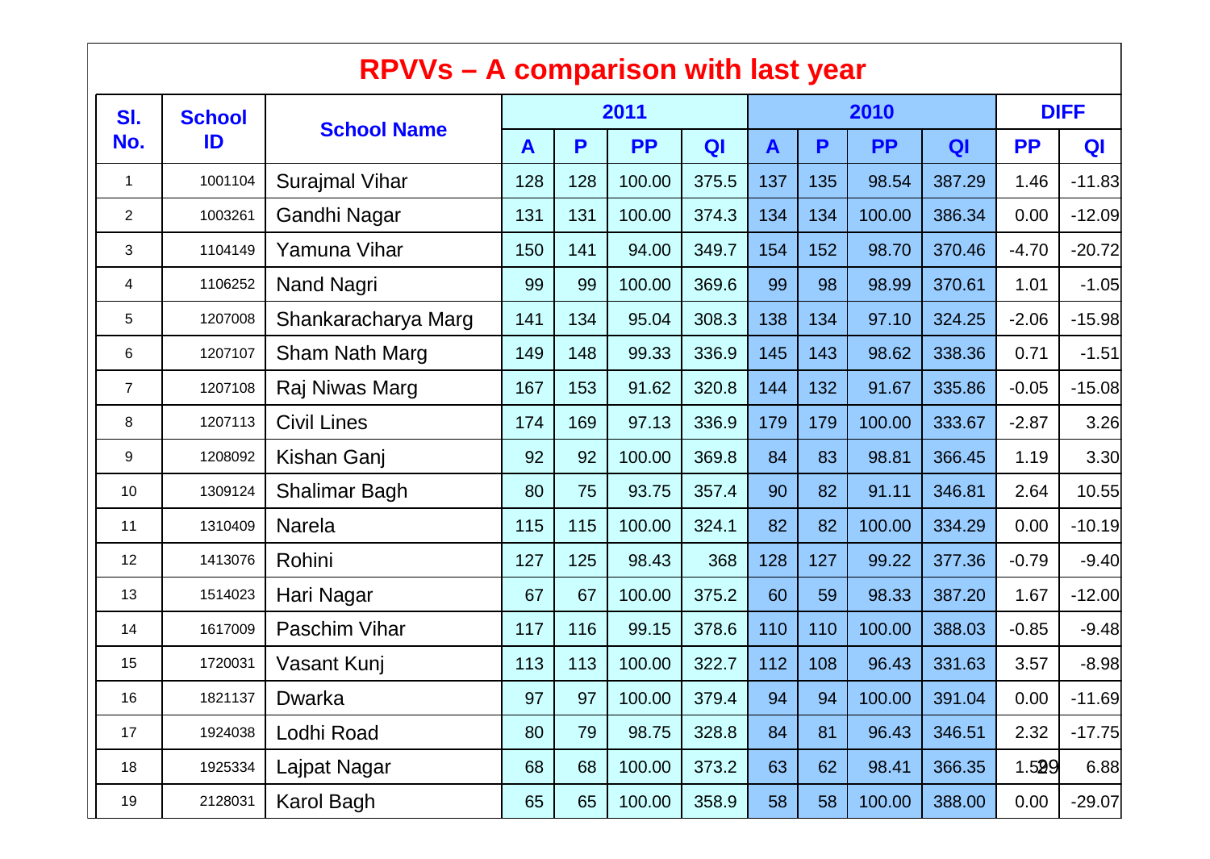# RPVVs – A comparison with last year

| Sl. No. | School ID | School Name | 2011 | | | | 2010 | | | | DIFF | |
|---|---|---|---|---|---|---|---|---|---|---|---|---|
| | | | A | P | PP | QI | A | P | PP | QI | PP | QI |
| 1 | 1001104 | Surajmal Vihar | 128 | 128 | 100.00 | 375.5 | 137 | 135 | 98.54 | 387.29 | 1.46 | -11.83 |
| 2 | 1003261 | Gandhi Nagar | 131 | 131 | 100.00 | 374.3 | 134 | 134 | 100.00 | 386.34 | 0.00 | -12.09 |
| 3 | 1104149 | Yamuna Vihar | 150 | 141 | 94.00 | 349.7 | 154 | 152 | 98.70 | 370.46 | -4.70 | -20.72 |
| 4 | 1106252 | Nand Nagri | 99 | 99 | 100.00 | 369.6 | 99 | 98 | 98.99 | 370.61 | 1.01 | -1.05 |
| 5 | 1207008 | Shankaracharya Marg | 141 | 134 | 95.04 | 308.3 | 138 | 134 | 97.10 | 324.25 | -2.06 | -15.98 |
| 6 | 1207107 | Sham Nath Marg | 149 | 148 | 99.33 | 336.9 | 145 | 143 | 98.62 | 338.36 | 0.71 | -1.51 |
| 7 | 1207108 | Raj Niwas Marg | 167 | 153 | 91.62 | 320.8 | 144 | 132 | 91.67 | 335.86 | -0.05 | -15.08 |
| 8 | 1207113 | Civil Lines | 174 | 169 | 97.13 | 336.9 | 179 | 179 | 100.00 | 333.67 | -2.87 | 3.26 |
| 9 | 1208092 | Kishan Ganj | 92 | 92 | 100.00 | 369.8 | 84 | 83 | 98.81 | 366.45 | 1.19 | 3.30 |
| 10 | 1309124 | Shalimar Bagh | 80 | 75 | 93.75 | 357.4 | 90 | 82 | 91.11 | 346.81 | 2.64 | 10.55 |
| 11 | 1310409 | Narela | 115 | 115 | 100.00 | 324.1 | 82 | 82 | 100.00 | 334.29 | 0.00 | -10.19 |
| 12 | 1413076 | Rohini | 127 | 125 | 98.43 | 368 | 128 | 127 | 99.22 | 377.36 | -0.79 | -9.40 |
| 13 | 1514023 | Hari Nagar | 67 | 67 | 100.00 | 375.2 | 60 | 59 | 98.33 | 387.20 | 1.67 | -12.00 |
| 14 | 1617009 | Paschim Vihar | 117 | 116 | 99.15 | 378.6 | 110 | 110 | 100.00 | 388.03 | -0.85 | -9.48 |
| 15 | 1720031 | Vasant Kunj | 113 | 113 | 100.00 | 322.7 | 112 | 108 | 96.43 | 331.63 | 3.57 | -8.98 |
| 16 | 1821137 | Dwarka | 97 | 97 | 100.00 | 379.4 | 94 | 94 | 100.00 | 391.04 | 0.00 | -11.69 |
| 17 | 1924038 | Lodhi Road | 80 | 79 | 98.75 | 328.8 | 84 | 81 | 96.43 | 346.51 | 2.32 | -17.75 |
| 18 | 1925334 | Lajpat Nagar | 68 | 68 | 100.00 | 373.2 | 63 | 62 | 98.41 | 366.35 | 1.59 | 6.88 |
| 19 | 2128031 | Karol Bagh | 65 | 65 | 100.00 | 358.9 | 58 | 58 | 100.00 | 388.00 | 0.00 | -29.07 |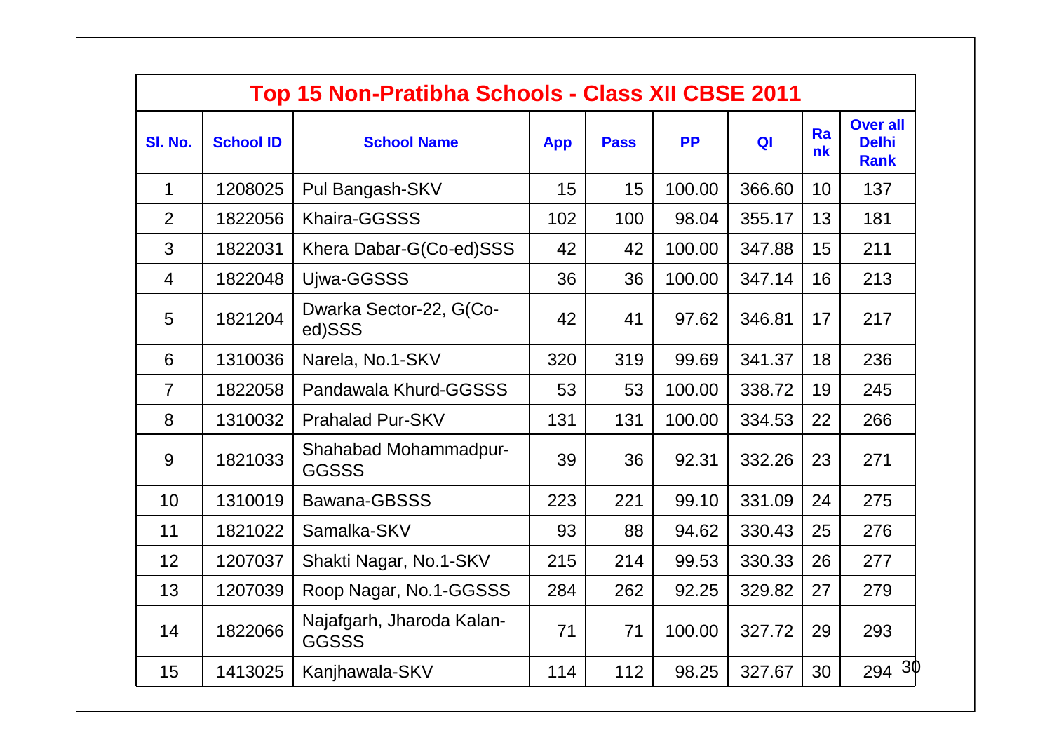## Top 15 Non-Pratibha Schools - Class XII CBSE 2011

| Sl. No. | School ID | School Name | App | Pass | PP | QI | Rank | Over all Delhi Rank |
|---|---|---|---|---|---|---|---|---|
| 1 | 1208025 | Pul Bangash-SKV | 15 | 15 | 100.00 | 366.60 | 10 | 137 |
| 2 | 1822056 | Khaira-GGSSS | 102 | 100 | 98.04 | 355.17 | 13 | 181 |
| 3 | 1822031 | Khera Dabar-G(Co-ed)SSS | 42 | 42 | 100.00 | 347.88 | 15 | 211 |
| 4 | 1822048 | Ujwa-GGSSS | 36 | 36 | 100.00 | 347.14 | 16 | 213 |
| 5 | 1821204 | Dwarka Sector-22, G(Co-ed)SSS | 42 | 41 | 97.62 | 346.81 | 17 | 217 |
| 6 | 1310036 | Narela, No.1-SKV | 320 | 319 | 99.69 | 341.37 | 18 | 236 |
| 7 | 1822058 | Pandawala Khurd-GGSSS | 53 | 53 | 100.00 | 338.72 | 19 | 245 |
| 8 | 1310032 | Prahalad Pur-SKV | 131 | 131 | 100.00 | 334.53 | 22 | 266 |
| 9 | 1821033 | Shahabad Mohammadpur-GGSSS | 39 | 36 | 92.31 | 332.26 | 23 | 271 |
| 10 | 1310019 | Bawana-GBSSS | 223 | 221 | 99.10 | 331.09 | 24 | 275 |
| 11 | 1821022 | Samalka-SKV | 93 | 88 | 94.62 | 330.43 | 25 | 276 |
| 12 | 1207037 | Shakti Nagar, No.1-SKV | 215 | 214 | 99.53 | 330.33 | 26 | 277 |
| 13 | 1207039 | Roop Nagar, No.1-GGSSS | 284 | 262 | 92.25 | 329.82 | 27 | 279 |
| 14 | 1822066 | Najafgarh, Jharoda Kalan-GGSSS | 71 | 71 | 100.00 | 327.72 | 29 | 293 |
| 15 | 1413025 | Kanjhawala-SKV | 114 | 112 | 98.25 | 327.67 | 30 | 294 |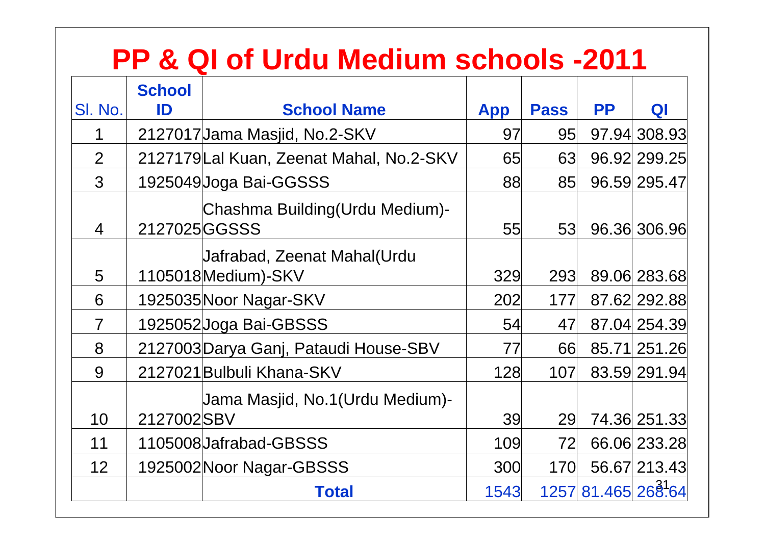# PP & QI of Urdu Medium schools -2011

| Sl. No. | School ID | School Name | App | Pass | PP | QI |
|---|---|---|---|---|---|---|
| 1 | 2127017 | Jama Masjid, No.2-SKV | 97 | 95 | 97.94 | 308.93 |
| 2 | 2127179 | Lal Kuan, Zeenat Mahal, No.2-SKV | 65 | 63 | 96.92 | 299.25 |
| 3 | 1925049 | Joga Bai-GGSSS | 88 | 85 | 96.59 | 295.47 |
| 4 | 2127025 | Chashma Building(Urdu Medium)-GGSSS | 55 | 53 | 96.36 | 306.96 |
| 5 | 1105018 | Jafrabad, Zeenat Mahal(Urdu Medium)-SKV | 329 | 293 | 89.06 | 283.68 |
| 6 | 1925035 | Noor Nagar-SKV | 202 | 177 | 87.62 | 292.88 |
| 7 | 1925052 | Joga Bai-GBSSS | 54 | 47 | 87.04 | 254.39 |
| 8 | 2127003 | Darya Ganj, Pataudi House-SBV | 77 | 66 | 85.71 | 251.26 |
| 9 | 2127021 | Bulbuli Khana-SKV | 128 | 107 | 83.59 | 291.94 |
| 10 | 2127002 | Jama Masjid, No.1(Urdu Medium)-SBV | 39 | 29 | 74.36 | 251.33 |
| 11 | 1105008 | Jafrabad-GBSSS | 109 | 72 | 66.06 | 233.28 |
| 12 | 1925002 | Noor Nagar-GBSSS | 300 | 170 | 56.67 | 213.43 |
| | | **Total** | 1543 | 1257 | 81.465 | 268.64 |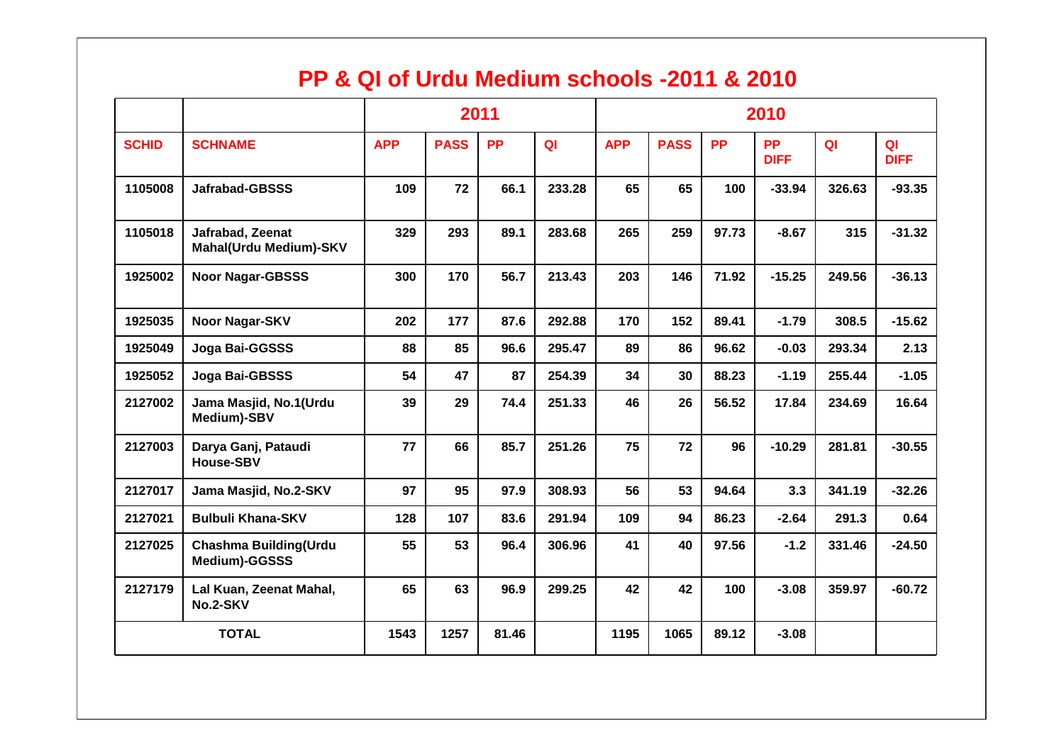## PP & QI of Urdu Medium schools -2011 & 2010

| | | 2011 | | | | 2010 | | | | | |
|---|---|---|---|---|---|---|---|---|---|---|---|
| SCHID | SCHNAME | APP | PASS | PP | QI | APP | PASS | PP | PP DIFF | QI | QI DIFF |
| 1105008 | Jafrabad-GBSSS | 109 | 72 | 66.1 | 233.28 | 65 | 65 | 100 | -33.94 | 326.63 | -93.35 |
| 1105018 | Jafrabad, Zeenat Mahal(Urdu Medium)-SKV | 329 | 293 | 89.1 | 283.68 | 265 | 259 | 97.73 | -8.67 | 315 | -31.32 |
| 1925002 | Noor Nagar-GBSSS | 300 | 170 | 56.7 | 213.43 | 203 | 146 | 71.92 | -15.25 | 249.56 | -36.13 |
| 1925035 | Noor Nagar-SKV | 202 | 177 | 87.6 | 292.88 | 170 | 152 | 89.41 | -1.79 | 308.5 | -15.62 |
| 1925049 | Joga Bai-GGSSS | 88 | 85 | 96.6 | 295.47 | 89 | 86 | 96.62 | -0.03 | 293.34 | 2.13 |
| 1925052 | Joga Bai-GBSSS | 54 | 47 | 87 | 254.39 | 34 | 30 | 88.23 | -1.19 | 255.44 | -1.05 |
| 2127002 | Jama Masjid, No.1(Urdu Medium)-SBV | 39 | 29 | 74.4 | 251.33 | 46 | 26 | 56.52 | 17.84 | 234.69 | 16.64 |
| 2127003 | Darya Ganj, Pataudi House-SBV | 77 | 66 | 85.7 | 251.26 | 75 | 72 | 96 | -10.29 | 281.81 | -30.55 |
| 2127017 | Jama Masjid, No.2-SKV | 97 | 95 | 97.9 | 308.93 | 56 | 53 | 94.64 | 3.3 | 341.19 | -32.26 |
| 2127021 | Bulbuli Khana-SKV | 128 | 107 | 83.6 | 291.94 | 109 | 94 | 86.23 | -2.64 | 291.3 | 0.64 |
| 2127025 | Chashma Building(Urdu Medium)-GGSSS | 55 | 53 | 96.4 | 306.96 | 41 | 40 | 97.56 | -1.2 | 331.46 | -24.50 |
| 2127179 | Lal Kuan, Zeenat Mahal, No.2-SKV | 65 | 63 | 96.9 | 299.25 | 42 | 42 | 100 | -3.08 | 359.97 | -60.72 |
| TOTAL | | 1543 | 1257 | 81.46 | | 1195 | 1065 | 89.12 | -3.08 | | |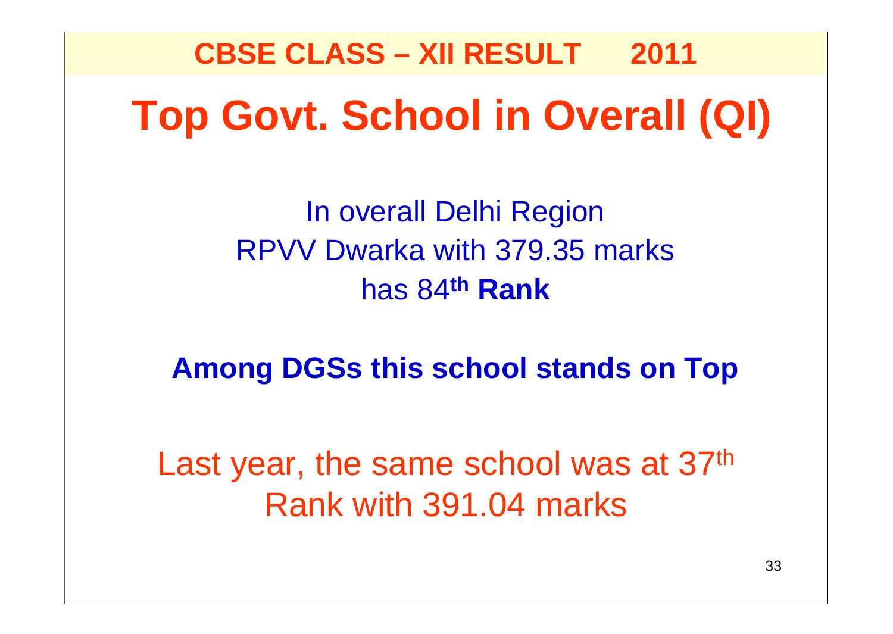## CBSE CLASS – XII RESULT 2011

# Top Govt. School in Overall (QI)

In overall Delhi Region
RPVV Dwarka with 379.35 marks
has 84$^{th}$ **Rank**

**Among DGSs this school stands on Top**

Last year, the same school was at 37$^{th}$ Rank with 391.04 marks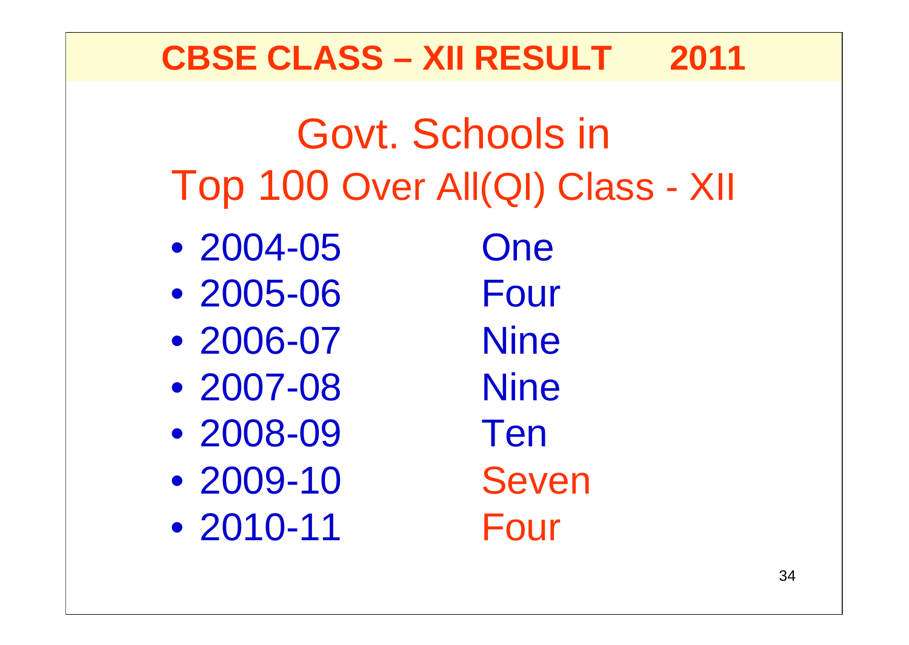# CBSE CLASS – XII RESULT 2011

## Govt. Schools in Top 100 Over All(QI) Class - XII

- 2004-05 One
- 2005-06 Four
- 2006-07 Nine
- 2007-08 Nine
- 2008-09 Ten
- 2009-10 Seven
- 2010-11 Four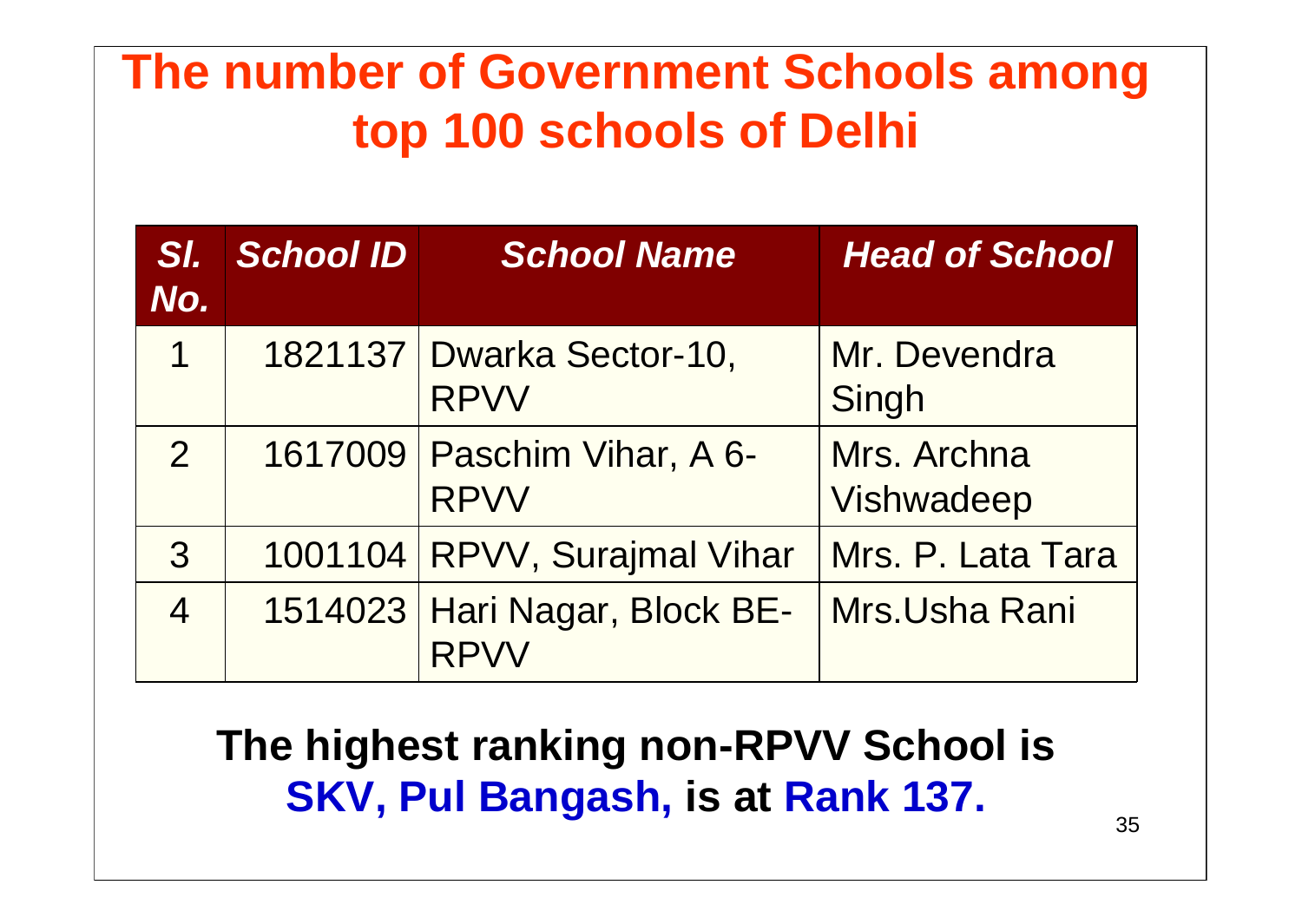# The number of Government Schools among top 100 schools of Delhi

| *Sl. No.* | *School ID* | *School Name* | *Head of School* |
|---|---|---|---|
| 1 | 1821137 | Dwarka Sector-10, RPVV | Mr. Devendra Singh |
| 2 | 1617009 | Paschim Vihar, A 6-RPVV | Mrs. Archna Vishwadeep |
| 3 | 1001104 | RPVV, Surajmal Vihar | Mrs. P. Lata Tara |
| 4 | 1514023 | Hari Nagar, Block BE-RPVV | Mrs.Usha Rani |

**The highest ranking non-RPVV School is SKV, Pul Bangash, is at Rank 137.**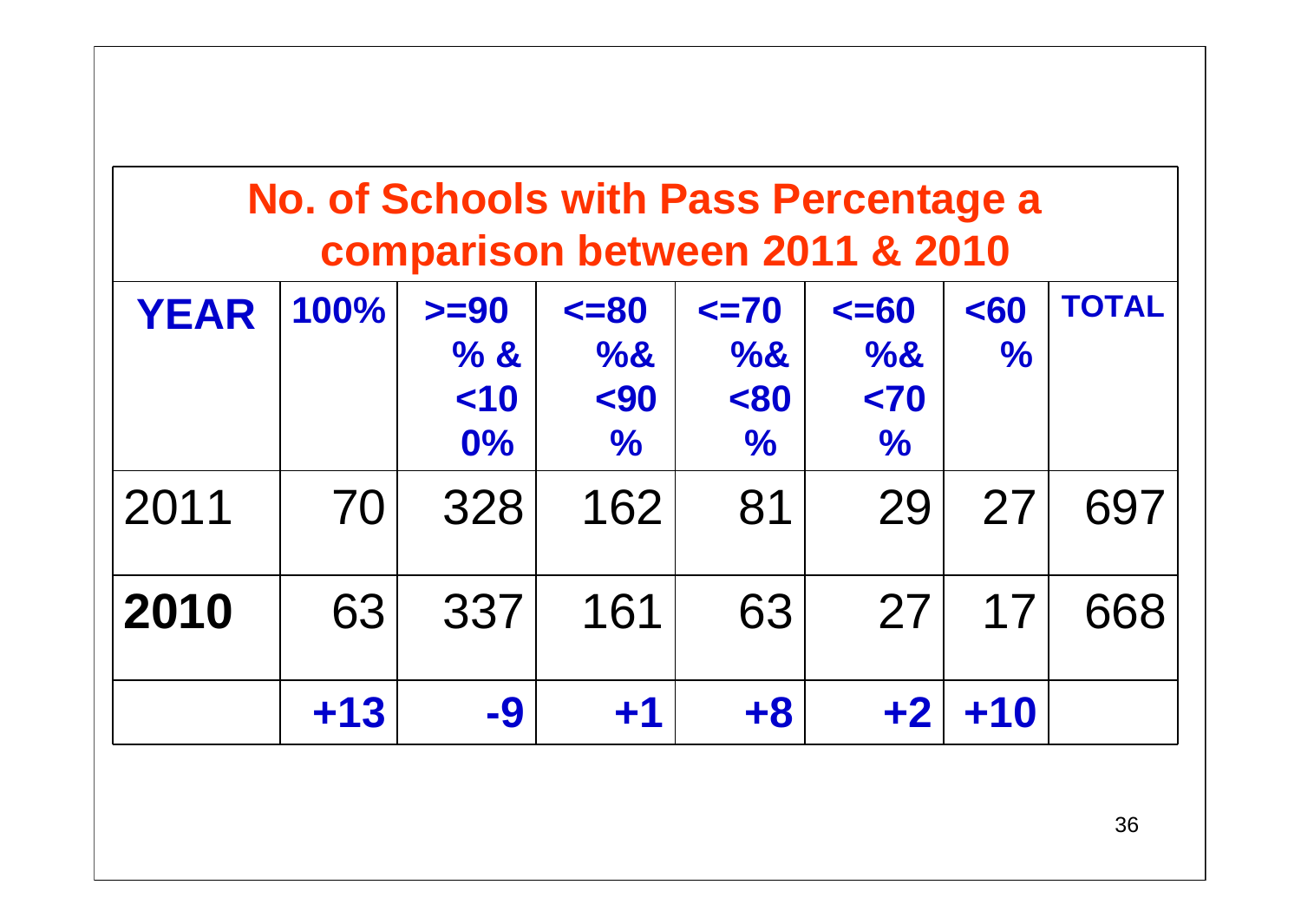| No. of Schools with Pass Percentage a comparison between 2011 & 2010 | | | | | | | |
|---|---|---|---|---|---|---|---|
| **YEAR** | **100%** | **>=90 % & <100%** | **<=80 %& <90 %** | **<=70 %& <80 %** | **<=60 %& <70 %** | **<60 %** | **TOTAL** |
| 2011 | 70 | 328 | 162 | 81 | 29 | 27 | 697 |
| **2010** | 63 | 337 | 161 | 63 | 27 | 17 | 668 |
| | **+13** | **-9** | **+1** | **+8** | **+2** | **+10** | |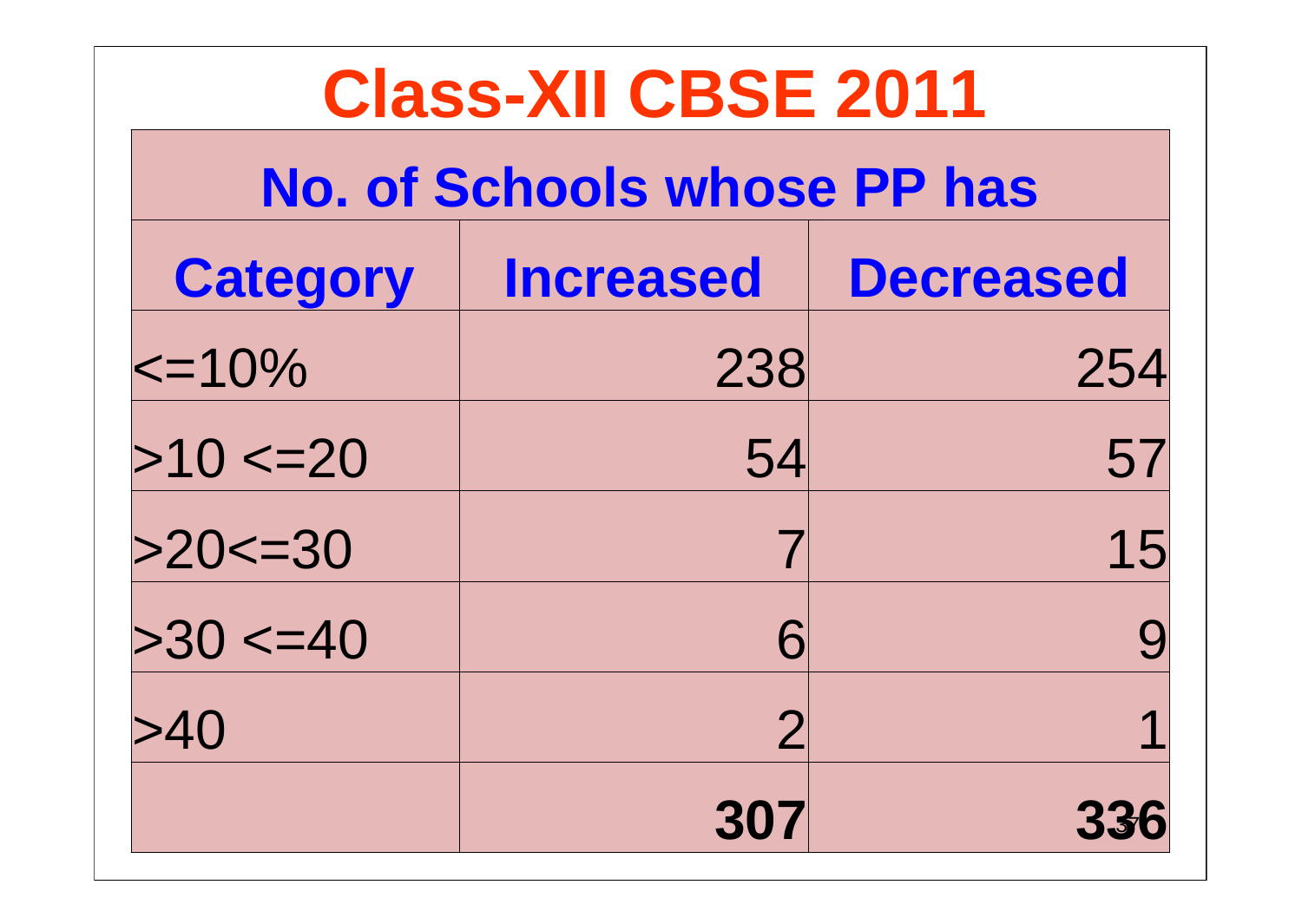# Class-XII CBSE 2011

| No. of Schools whose PP has | | |
|---|---|---|
| **Category** | **Increased** | **Decreased** |
| <=10% | 238 | 254 |
| >10 <=20 | 54 | 57 |
| >20<=30 | 7 | 15 |
| >30 <=40 | 6 | 9 |
| >40 | 2 | 1 |
| | **307** | **336** |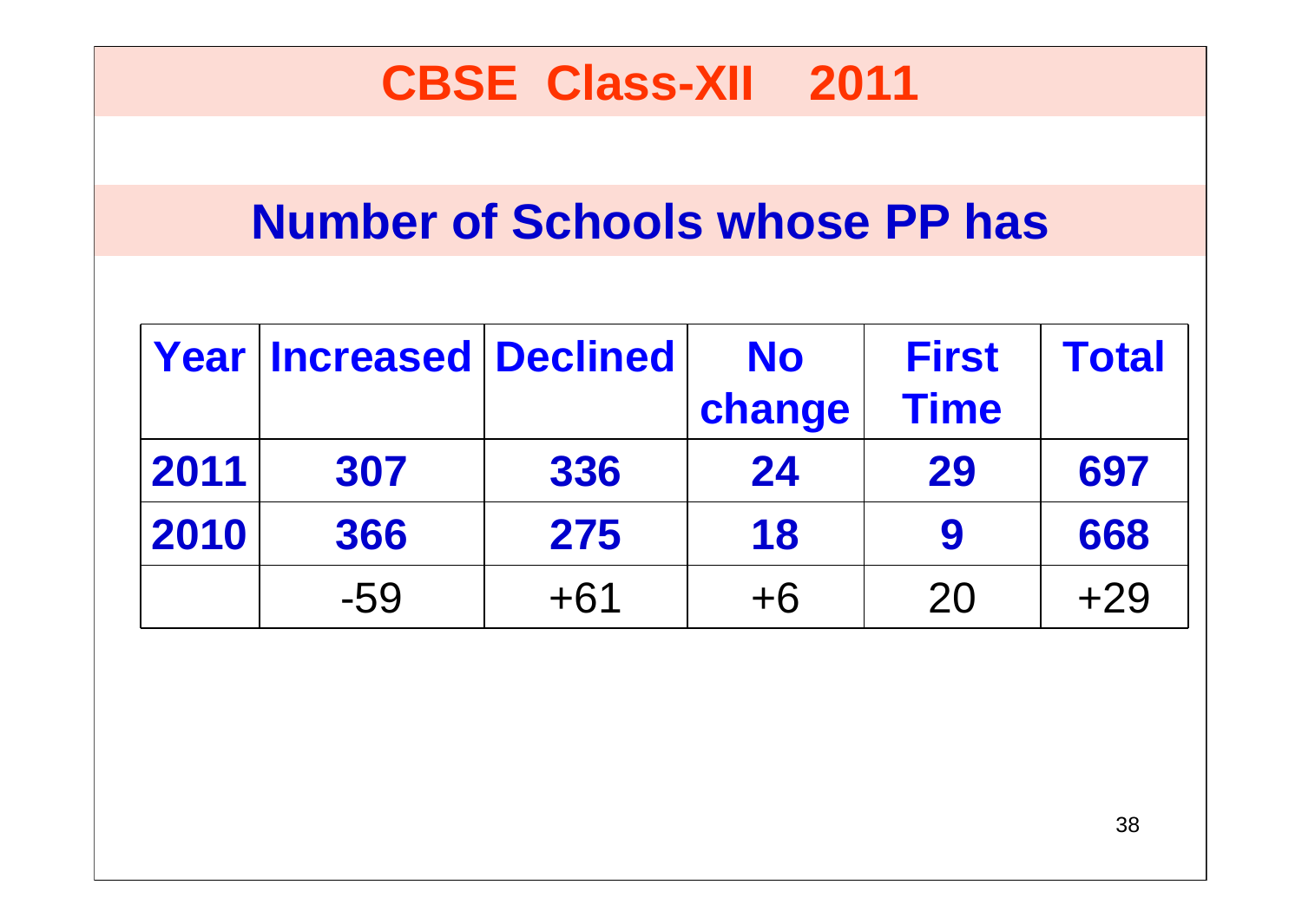# CBSE Class-XII 2011

## Number of Schools whose PP has

| Year | Increased | Declined | No change | First Time | Total |
|---|---|---|---|---|---|
| 2011 | 307 | 336 | 24 | 29 | 697 |
| 2010 | 366 | 275 | 18 | 9 | 668 |
| | -59 | +61 | +6 | 20 | +29 |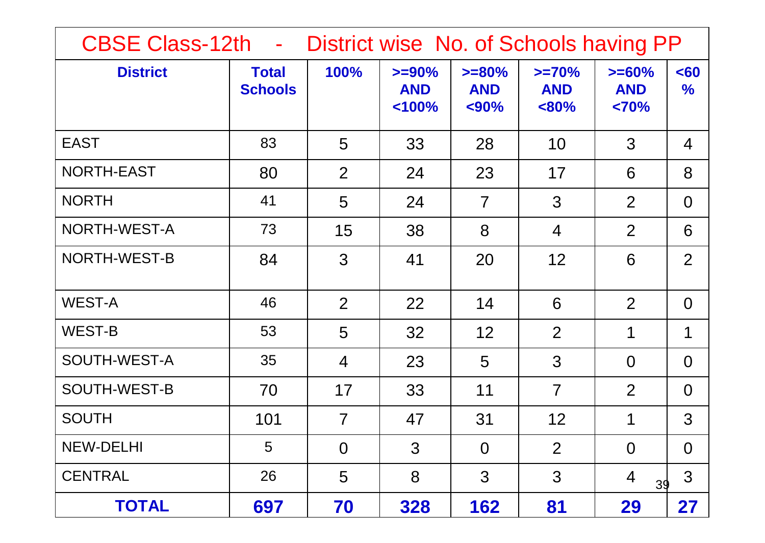# CBSE Class-12th - District wise No. of Schools having PP

| District | Total Schools | 100% | >=90% AND <100% | >=80% AND <90% | >=70% AND <80% | >=60% AND <70% | <60 % |
|---|---|---|---|---|---|---|---|
| EAST | 83 | 5 | 33 | 28 | 10 | 3 | 4 |
| NORTH-EAST | 80 | 2 | 24 | 23 | 17 | 6 | 8 |
| NORTH | 41 | 5 | 24 | 7 | 3 | 2 | 0 |
| NORTH-WEST-A | 73 | 15 | 38 | 8 | 4 | 2 | 6 |
| NORTH-WEST-B | 84 | 3 | 41 | 20 | 12 | 6 | 2 |
| WEST-A | 46 | 2 | 22 | 14 | 6 | 2 | 0 |
| WEST-B | 53 | 5 | 32 | 12 | 2 | 1 | 1 |
| SOUTH-WEST-A | 35 | 4 | 23 | 5 | 3 | 0 | 0 |
| SOUTH-WEST-B | 70 | 17 | 33 | 11 | 7 | 2 | 0 |
| SOUTH | 101 | 7 | 47 | 31 | 12 | 1 | 3 |
| NEW-DELHI | 5 | 0 | 3 | 0 | 2 | 0 | 0 |
| CENTRAL | 26 | 5 | 8 | 3 | 3 | 4 | 3 |
| **TOTAL** | **697** | **70** | **328** | **162** | **81** | **29** | **27** |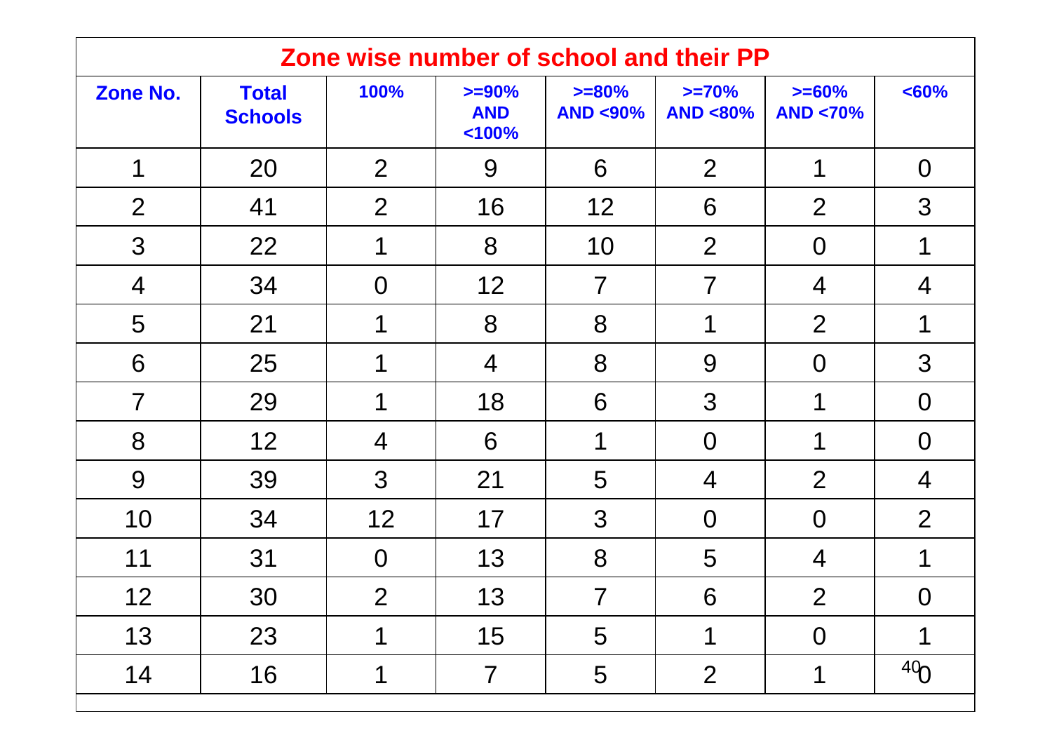| Zone wise number of school and their PP | | | | | | | |
|---|---|---|---|---|---|---|---|
| **Zone No.** | **Total Schools** | **100%** | **>=90% AND <100%** | **>=80% AND <90%** | **>=70% AND <80%** | **>=60% AND <70%** | **<60%** |
| 1 | 20 | 2 | 9 | 6 | 2 | 1 | 0 |
| 2 | 41 | 2 | 16 | 12 | 6 | 2 | 3 |
| 3 | 22 | 1 | 8 | 10 | 2 | 0 | 1 |
| 4 | 34 | 0 | 12 | 7 | 7 | 4 | 4 |
| 5 | 21 | 1 | 8 | 8 | 1 | 2 | 1 |
| 6 | 25 | 1 | 4 | 8 | 9 | 0 | 3 |
| 7 | 29 | 1 | 18 | 6 | 3 | 1 | 0 |
| 8 | 12 | 4 | 6 | 1 | 0 | 1 | 0 |
| 9 | 39 | 3 | 21 | 5 | 4 | 2 | 4 |
| 10 | 34 | 12 | 17 | 3 | 0 | 0 | 2 |
| 11 | 31 | 0 | 13 | 8 | 5 | 4 | 1 |
| 12 | 30 | 2 | 13 | 7 | 6 | 2 | 0 |
| 13 | 23 | 1 | 15 | 5 | 1 | 0 | 1 |
| 14 | 16 | 1 | 7 | 5 | 2 | 1 | 0 |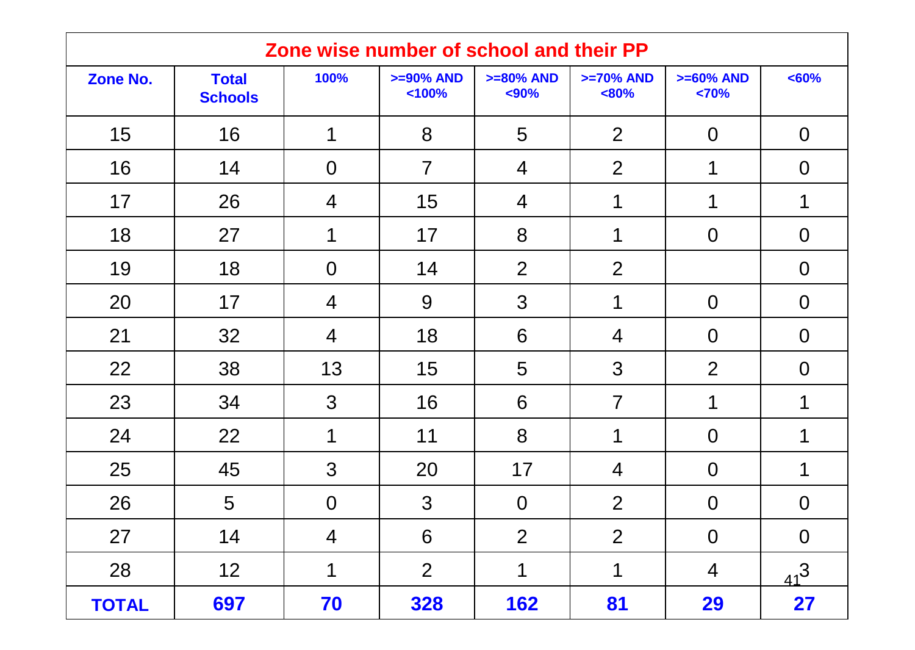| Zone wise number of school and their PP | | | | | | | |
|---|---|---|---|---|---|---|---|
| **Zone No.** | **Total Schools** | **100%** | **>=90% AND <100%** | **>=80% AND <90%** | **>=70% AND <80%** | **>=60% AND <70%** | **<60%** |
| 15 | 16 | 1 | 8 | 5 | 2 | 0 | 0 |
| 16 | 14 | 0 | 7 | 4 | 2 | 1 | 0 |
| 17 | 26 | 4 | 15 | 4 | 1 | 1 | 1 |
| 18 | 27 | 1 | 17 | 8 | 1 | 0 | 0 |
| 19 | 18 | 0 | 14 | 2 | 2 | | 0 |
| 20 | 17 | 4 | 9 | 3 | 1 | 0 | 0 |
| 21 | 32 | 4 | 18 | 6 | 4 | 0 | 0 |
| 22 | 38 | 13 | 15 | 5 | 3 | 2 | 0 |
| 23 | 34 | 3 | 16 | 6 | 7 | 1 | 1 |
| 24 | 22 | 1 | 11 | 8 | 1 | 0 | 1 |
| 25 | 45 | 3 | 20 | 17 | 4 | 0 | 1 |
| 26 | 5 | 0 | 3 | 0 | 2 | 0 | 0 |
| 27 | 14 | 4 | 6 | 2 | 2 | 0 | 0 |
| 28 | 12 | 1 | 2 | 1 | 1 | 4 | 3 |
| **TOTAL** | **697** | **70** | **328** | **162** | **81** | **29** | **27** |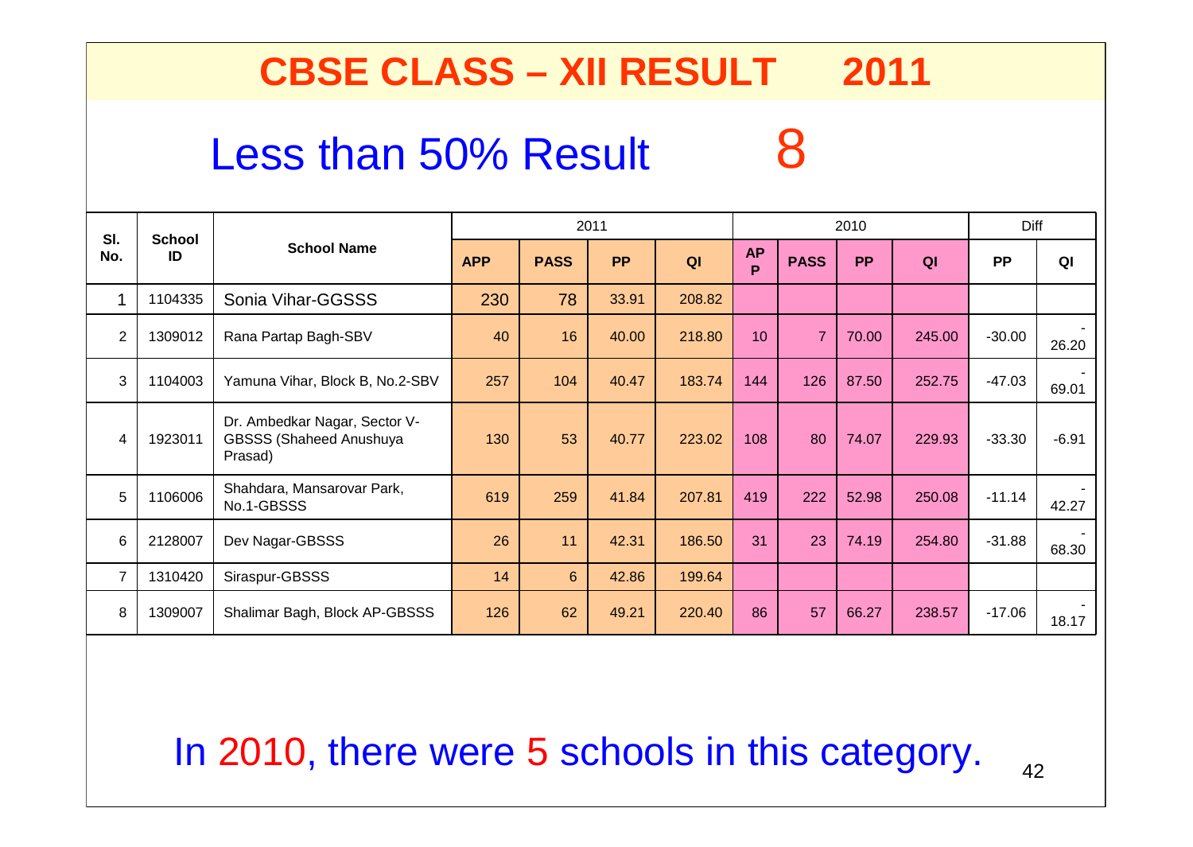# CBSE CLASS – XII RESULT 2011

## Less than 50% Result 8

| Sl. No. | School ID | School Name | 2011 | | | | 2010 | | | | Diff | |
|---|---|---|---|---|---|---|---|---|---|---|---|---|
| | | | APP | PASS | PP | QI | APP | PASS | PP | QI | PP | QI |
| 1 | 1104335 | Sonia Vihar-GGSSS | 230 | 78 | 33.91 | 208.82 | | | | | | |
| 2 | 1309012 | Rana Partap Bagh-SBV | 40 | 16 | 40.00 | 218.80 | 10 | 7 | 70.00 | 245.00 | -30.00 | -26.20 |
| 3 | 1104003 | Yamuna Vihar, Block B, No.2-SBV | 257 | 104 | 40.47 | 183.74 | 144 | 126 | 87.50 | 252.75 | -47.03 | -69.01 |
| 4 | 1923011 | Dr. Ambedkar Nagar, Sector V-GBSSS (Shaheed Anushuya Prasad) | 130 | 53 | 40.77 | 223.02 | 108 | 80 | 74.07 | 229.93 | -33.30 | -6.91 |
| 5 | 1106006 | Shahdara, Mansarovar Park, No.1-GBSSS | 619 | 259 | 41.84 | 207.81 | 419 | 222 | 52.98 | 250.08 | -11.14 | -42.27 |
| 6 | 2128007 | Dev Nagar-GBSSS | 26 | 11 | 42.31 | 186.50 | 31 | 23 | 74.19 | 254.80 | -31.88 | -68.30 |
| 7 | 1310420 | Siraspur-GBSSS | 14 | 6 | 42.86 | 199.64 | | | | | | |
| 8 | 1309007 | Shalimar Bagh, Block AP-GBSSS | 126 | 62 | 49.21 | 220.40 | 86 | 57 | 66.27 | 238.57 | -17.06 | -18.17 |

In 2010, there were 5 schools in this category.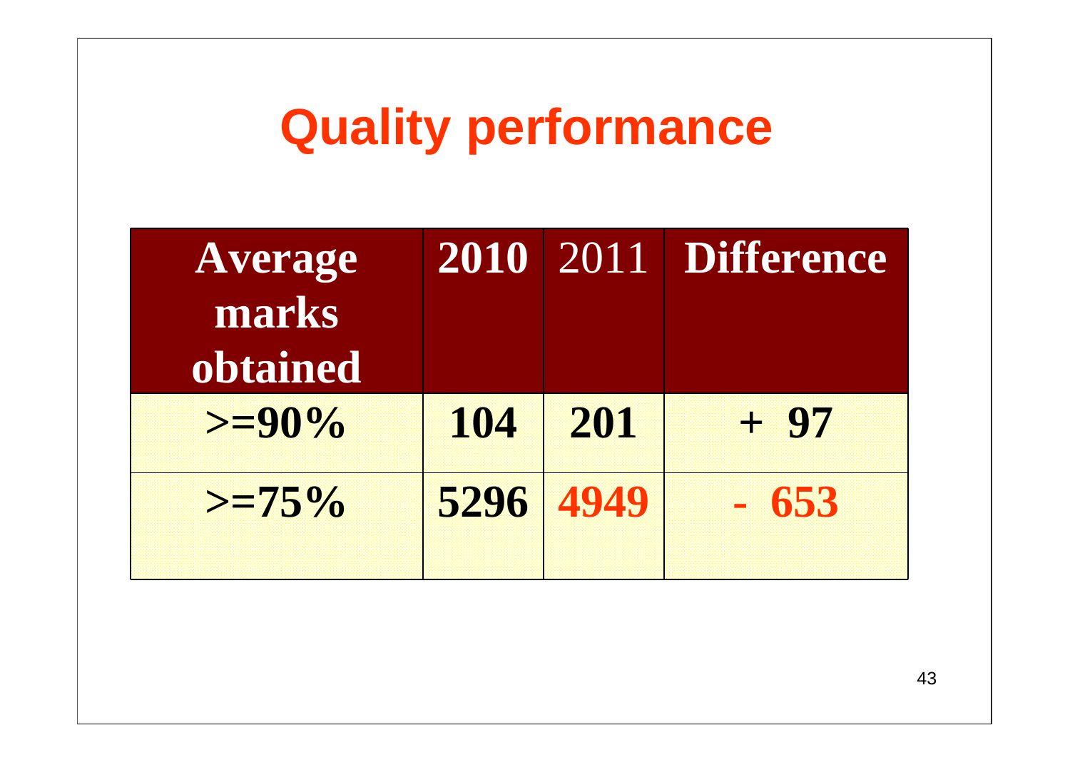# Quality performance

| Average marks obtained | 2010 | 2011 | Difference |
|---|---|---|---|
| >=90% | 104 | 201 | + 97 |
| >=75% | 5296 | 4949 | - 653 |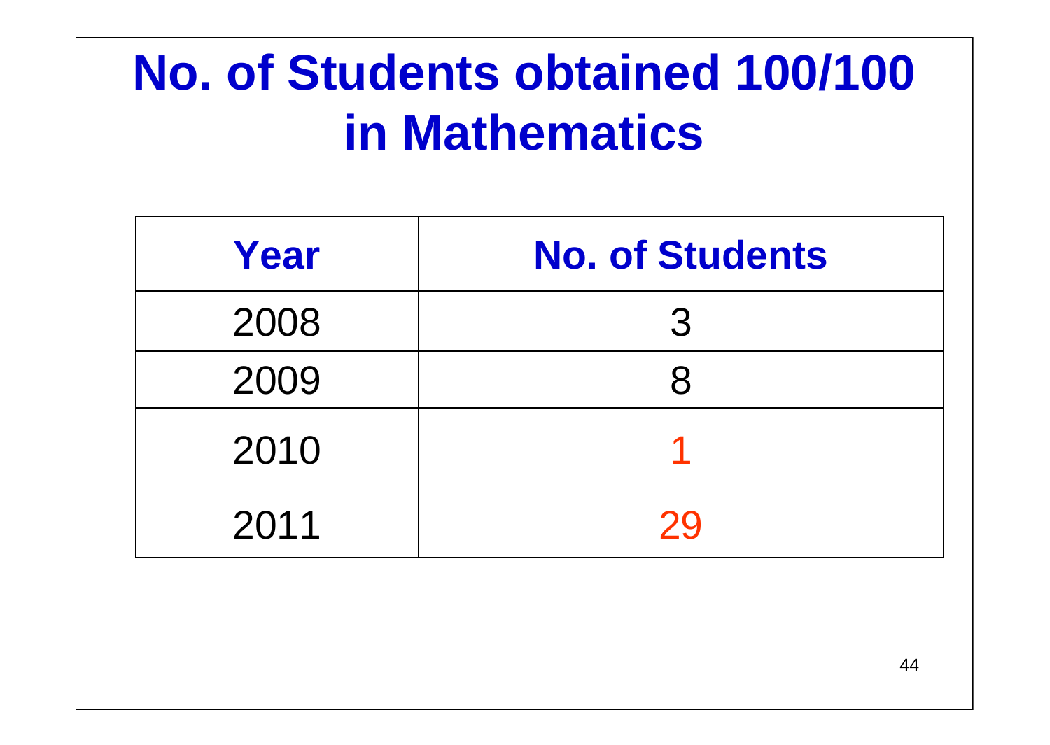# No. of Students obtained 100/100 in Mathematics

| Year | No. of Students |
| --- | --- |
| 2008 | 3 |
| 2009 | 8 |
| 2010 | 1 |
| 2011 | 29 |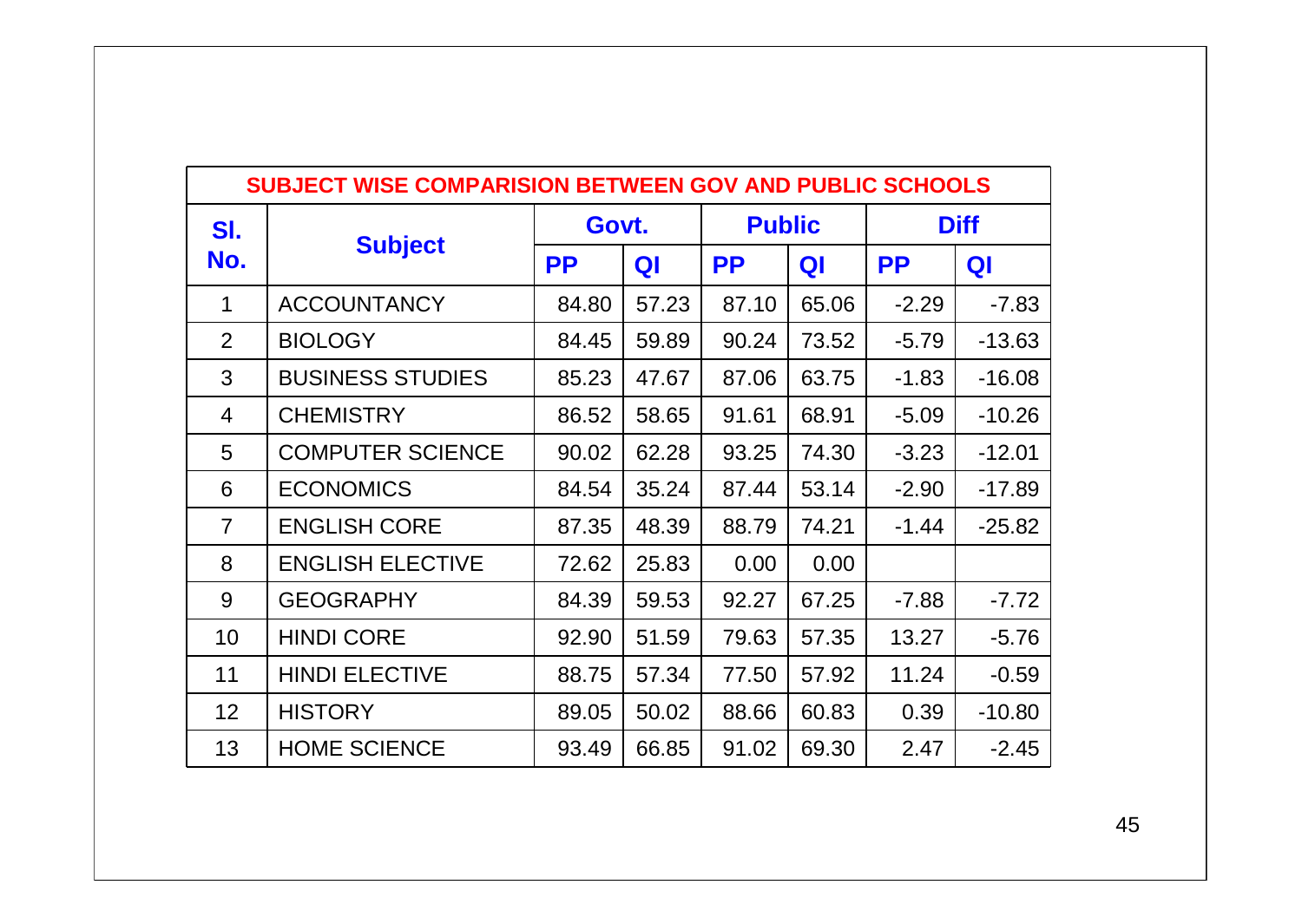| SUBJECT WISE COMPARISION BETWEEN GOV AND PUBLIC SCHOOLS | | | | | | | |
|---|---|---|---|---|---|---|---|
| **Sl. No.** | **Subject** | **Govt.** | | **Public** | | **Diff** | |
| | | **PP** | **QI** | **PP** | **QI** | **PP** | **QI** |
| 1 | ACCOUNTANCY | 84.80 | 57.23 | 87.10 | 65.06 | -2.29 | -7.83 |
| 2 | BIOLOGY | 84.45 | 59.89 | 90.24 | 73.52 | -5.79 | -13.63 |
| 3 | BUSINESS STUDIES | 85.23 | 47.67 | 87.06 | 63.75 | -1.83 | -16.08 |
| 4 | CHEMISTRY | 86.52 | 58.65 | 91.61 | 68.91 | -5.09 | -10.26 |
| 5 | COMPUTER SCIENCE | 90.02 | 62.28 | 93.25 | 74.30 | -3.23 | -12.01 |
| 6 | ECONOMICS | 84.54 | 35.24 | 87.44 | 53.14 | -2.90 | -17.89 |
| 7 | ENGLISH CORE | 87.35 | 48.39 | 88.79 | 74.21 | -1.44 | -25.82 |
| 8 | ENGLISH ELECTIVE | 72.62 | 25.83 | 0.00 | 0.00 | | |
| 9 | GEOGRAPHY | 84.39 | 59.53 | 92.27 | 67.25 | -7.88 | -7.72 |
| 10 | HINDI CORE | 92.90 | 51.59 | 79.63 | 57.35 | 13.27 | -5.76 |
| 11 | HINDI ELECTIVE | 88.75 | 57.34 | 77.50 | 57.92 | 11.24 | -0.59 |
| 12 | HISTORY | 89.05 | 50.02 | 88.66 | 60.83 | 0.39 | -10.80 |
| 13 | HOME SCIENCE | 93.49 | 66.85 | 91.02 | 69.30 | 2.47 | -2.45 |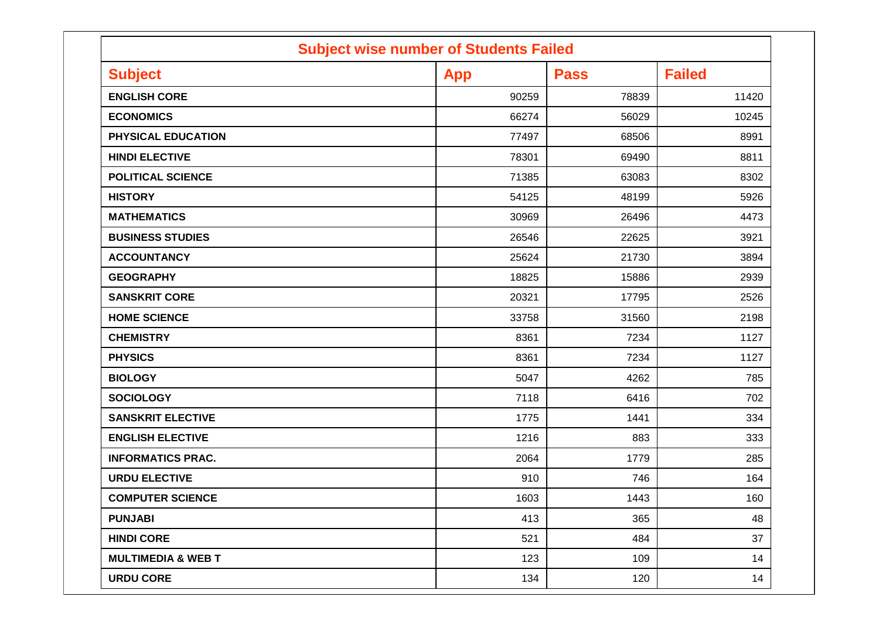## Subject wise number of Students Failed

| Subject | App | Pass | Failed |
|---|---|---|---|
| ENGLISH CORE | 90259 | 78839 | 11420 |
| ECONOMICS | 66274 | 56029 | 10245 |
| PHYSICAL EDUCATION | 77497 | 68506 | 8991 |
| HINDI ELECTIVE | 78301 | 69490 | 8811 |
| POLITICAL SCIENCE | 71385 | 63083 | 8302 |
| HISTORY | 54125 | 48199 | 5926 |
| MATHEMATICS | 30969 | 26496 | 4473 |
| BUSINESS STUDIES | 26546 | 22625 | 3921 |
| ACCOUNTANCY | 25624 | 21730 | 3894 |
| GEOGRAPHY | 18825 | 15886 | 2939 |
| SANSKRIT CORE | 20321 | 17795 | 2526 |
| HOME SCIENCE | 33758 | 31560 | 2198 |
| CHEMISTRY | 8361 | 7234 | 1127 |
| PHYSICS | 8361 | 7234 | 1127 |
| BIOLOGY | 5047 | 4262 | 785 |
| SOCIOLOGY | 7118 | 6416 | 702 |
| SANSKRIT ELECTIVE | 1775 | 1441 | 334 |
| ENGLISH ELECTIVE | 1216 | 883 | 333 |
| INFORMATICS PRAC. | 2064 | 1779 | 285 |
| URDU ELECTIVE | 910 | 746 | 164 |
| COMPUTER SCIENCE | 1603 | 1443 | 160 |
| PUNJABI | 413 | 365 | 48 |
| HINDI CORE | 521 | 484 | 37 |
| MULTIMEDIA & WEB T | 123 | 109 | 14 |
| URDU CORE | 134 | 120 | 14 |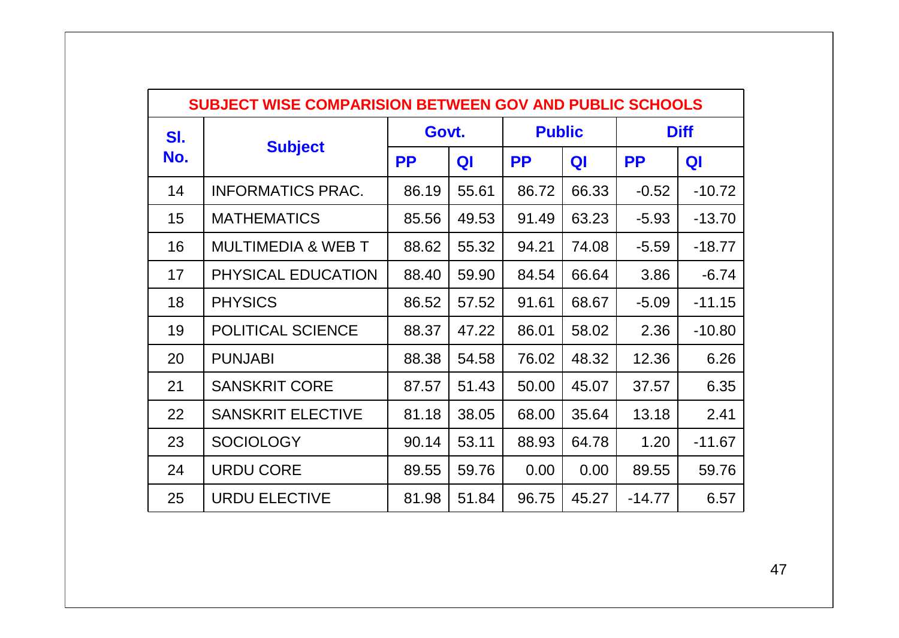| SUBJECT WISE COMPARISION BETWEEN GOV AND PUBLIC SCHOOLS | | | | | | | |
|---|---|---|---|---|---|---|---|
| **Sl. No.** | **Subject** | **Govt.** | | **Public** | | **Diff** | |
| | | **PP** | **QI** | **PP** | **QI** | **PP** | **QI** |
| 14 | INFORMATICS PRAC. | 86.19 | 55.61 | 86.72 | 66.33 | -0.52 | -10.72 |
| 15 | MATHEMATICS | 85.56 | 49.53 | 91.49 | 63.23 | -5.93 | -13.70 |
| 16 | MULTIMEDIA & WEB T | 88.62 | 55.32 | 94.21 | 74.08 | -5.59 | -18.77 |
| 17 | PHYSICAL EDUCATION | 88.40 | 59.90 | 84.54 | 66.64 | 3.86 | -6.74 |
| 18 | PHYSICS | 86.52 | 57.52 | 91.61 | 68.67 | -5.09 | -11.15 |
| 19 | POLITICAL SCIENCE | 88.37 | 47.22 | 86.01 | 58.02 | 2.36 | -10.80 |
| 20 | PUNJABI | 88.38 | 54.58 | 76.02 | 48.32 | 12.36 | 6.26 |
| 21 | SANSKRIT CORE | 87.57 | 51.43 | 50.00 | 45.07 | 37.57 | 6.35 |
| 22 | SANSKRIT ELECTIVE | 81.18 | 38.05 | 68.00 | 35.64 | 13.18 | 2.41 |
| 23 | SOCIOLOGY | 90.14 | 53.11 | 88.93 | 64.78 | 1.20 | -11.67 |
| 24 | URDU CORE | 89.55 | 59.76 | 0.00 | 0.00 | 89.55 | 59.76 |
| 25 | URDU ELECTIVE | 81.98 | 51.84 | 96.75 | 45.27 | -14.77 | 6.57 |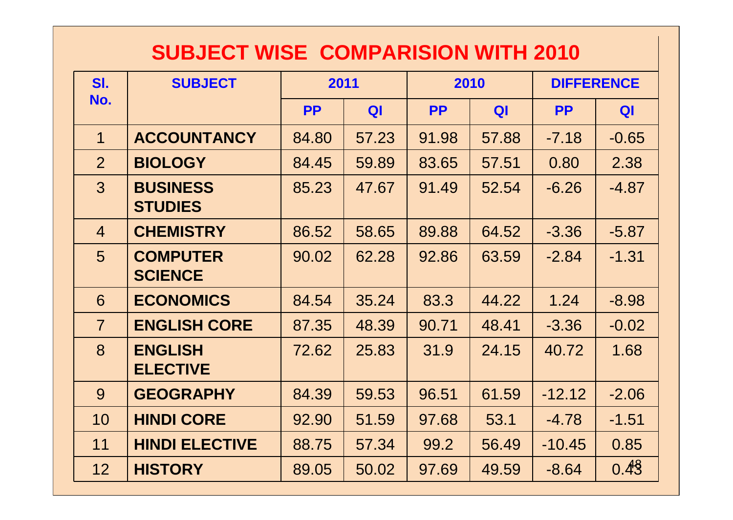# SUBJECT WISE COMPARISION WITH 2010

| Sl. No. | SUBJECT | 2011 | | 2010 | | DIFFERENCE | |
|---|---|---|---|---|---|---|---|
| | | PP | QI | PP | QI | PP | QI |
| 1 | ACCOUNTANCY | 84.80 | 57.23 | 91.98 | 57.88 | -7.18 | -0.65 |
| 2 | BIOLOGY | 84.45 | 59.89 | 83.65 | 57.51 | 0.80 | 2.38 |
| 3 | BUSINESS STUDIES | 85.23 | 47.67 | 91.49 | 52.54 | -6.26 | -4.87 |
| 4 | CHEMISTRY | 86.52 | 58.65 | 89.88 | 64.52 | -3.36 | -5.87 |
| 5 | COMPUTER SCIENCE | 90.02 | 62.28 | 92.86 | 63.59 | -2.84 | -1.31 |
| 6 | ECONOMICS | 84.54 | 35.24 | 83.3 | 44.22 | 1.24 | -8.98 |
| 7 | ENGLISH CORE | 87.35 | 48.39 | 90.71 | 48.41 | -3.36 | -0.02 |
| 8 | ENGLISH ELECTIVE | 72.62 | 25.83 | 31.9 | 24.15 | 40.72 | 1.68 |
| 9 | GEOGRAPHY | 84.39 | 59.53 | 96.51 | 61.59 | -12.12 | -2.06 |
| 10 | HINDI CORE | 92.90 | 51.59 | 97.68 | 53.1 | -4.78 | -1.51 |
| 11 | HINDI ELECTIVE | 88.75 | 57.34 | 99.2 | 56.49 | -10.45 | 0.85 |
| 12 | HISTORY | 89.05 | 50.02 | 97.69 | 49.59 | -8.64 | 0.43 |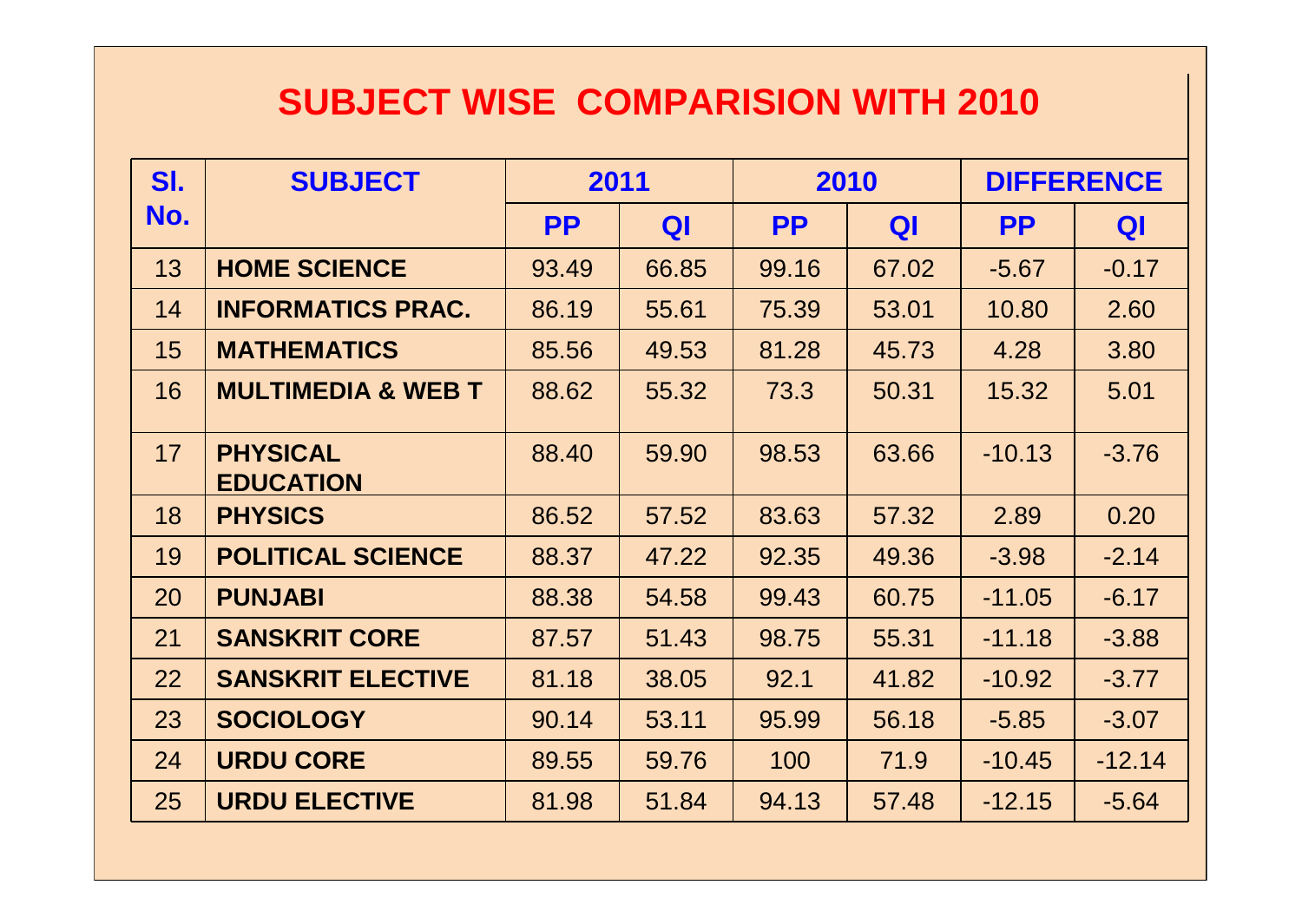# SUBJECT WISE COMPARISION WITH 2010

| Sl. No. | SUBJECT | 2011 | | 2010 | | DIFFERENCE | |
|---|---|---|---|---|---|---|---|
| | | PP | QI | PP | QI | PP | QI |
| 13 | HOME SCIENCE | 93.49 | 66.85 | 99.16 | 67.02 | -5.67 | -0.17 |
| 14 | INFORMATICS PRAC. | 86.19 | 55.61 | 75.39 | 53.01 | 10.80 | 2.60 |
| 15 | MATHEMATICS | 85.56 | 49.53 | 81.28 | 45.73 | 4.28 | 3.80 |
| 16 | MULTIMEDIA & WEB T | 88.62 | 55.32 | 73.3 | 50.31 | 15.32 | 5.01 |
| 17 | PHYSICAL EDUCATION | 88.40 | 59.90 | 98.53 | 63.66 | -10.13 | -3.76 |
| 18 | PHYSICS | 86.52 | 57.52 | 83.63 | 57.32 | 2.89 | 0.20 |
| 19 | POLITICAL SCIENCE | 88.37 | 47.22 | 92.35 | 49.36 | -3.98 | -2.14 |
| 20 | PUNJABI | 88.38 | 54.58 | 99.43 | 60.75 | -11.05 | -6.17 |
| 21 | SANSKRIT CORE | 87.57 | 51.43 | 98.75 | 55.31 | -11.18 | -3.88 |
| 22 | SANSKRIT ELECTIVE | 81.18 | 38.05 | 92.1 | 41.82 | -10.92 | -3.77 |
| 23 | SOCIOLOGY | 90.14 | 53.11 | 95.99 | 56.18 | -5.85 | -3.07 |
| 24 | URDU CORE | 89.55 | 59.76 | 100 | 71.9 | -10.45 | -12.14 |
| 25 | URDU ELECTIVE | 81.98 | 51.84 | 94.13 | 57.48 | -12.15 | -5.64 |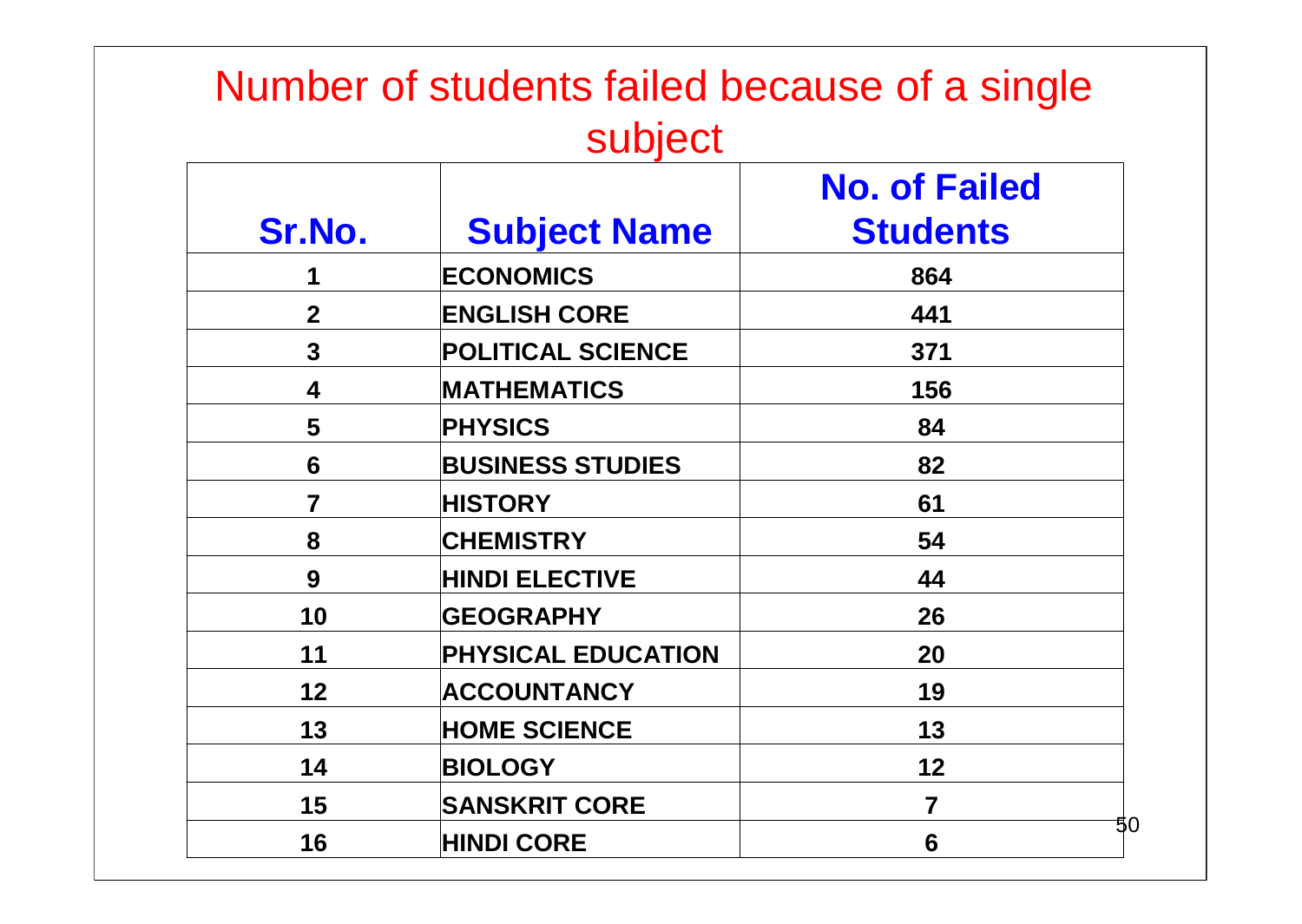# Number of students failed because of a single subject

| Sr.No. | Subject Name | No. of Failed Students |
|---|---|---|
| 1 | ECONOMICS | 864 |
| 2 | ENGLISH CORE | 441 |
| 3 | POLITICAL SCIENCE | 371 |
| 4 | MATHEMATICS | 156 |
| 5 | PHYSICS | 84 |
| 6 | BUSINESS STUDIES | 82 |
| 7 | HISTORY | 61 |
| 8 | CHEMISTRY | 54 |
| 9 | HINDI ELECTIVE | 44 |
| 10 | GEOGRAPHY | 26 |
| 11 | PHYSICAL EDUCATION | 20 |
| 12 | ACCOUNTANCY | 19 |
| 13 | HOME SCIENCE | 13 |
| 14 | BIOLOGY | 12 |
| 15 | SANSKRIT CORE | 7 |
| 16 | HINDI CORE | 6 |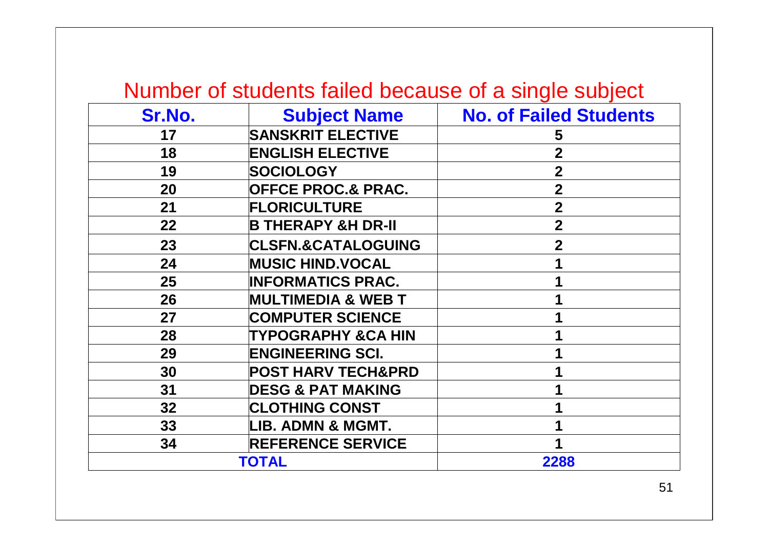## Number of students failed because of a single subject

| Sr.No. | Subject Name | No. of Failed Students |
|---|---|---|
| 17 | SANSKRIT ELECTIVE | 5 |
| 18 | ENGLISH ELECTIVE | 2 |
| 19 | SOCIOLOGY | 2 |
| 20 | OFFCE PROC.& PRAC. | 2 |
| 21 | FLORICULTURE | 2 |
| 22 | B THERAPY &H DR-II | 2 |
| 23 | CLSFN.&CATALOGUING | 2 |
| 24 | MUSIC HIND.VOCAL | 1 |
| 25 | INFORMATICS PRAC. | 1 |
| 26 | MULTIMEDIA & WEB T | 1 |
| 27 | COMPUTER SCIENCE | 1 |
| 28 | TYPOGRAPHY &CA HIN | 1 |
| 29 | ENGINEERING SCI. | 1 |
| 30 | POST HARV TECH&PRD | 1 |
| 31 | DESG & PAT MAKING | 1 |
| 32 | CLOTHING CONST | 1 |
| 33 | LIB. ADMN & MGMT. | 1 |
| 34 | REFERENCE SERVICE | 1 |
| TOTAL | | 2288 |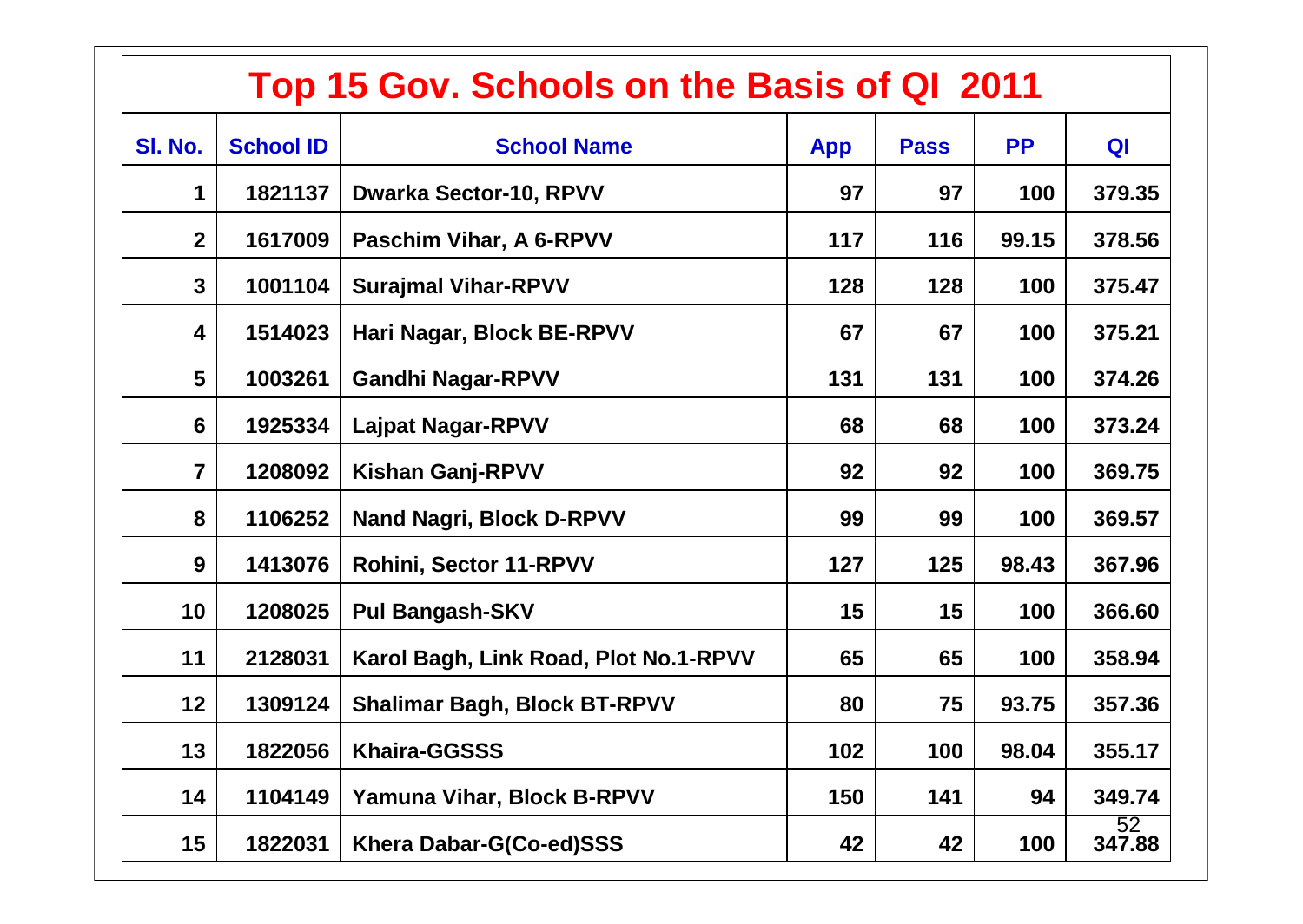# Top 15 Gov. Schools on the Basis of QI 2011

| Sl. No. | School ID | School Name | App | Pass | PP | QI |
|---|---|---|---|---|---|---|
| 1 | 1821137 | Dwarka Sector-10, RPVV | 97 | 97 | 100 | 379.35 |
| 2 | 1617009 | Paschim Vihar, A 6-RPVV | 117 | 116 | 99.15 | 378.56 |
| 3 | 1001104 | Surajmal Vihar-RPVV | 128 | 128 | 100 | 375.47 |
| 4 | 1514023 | Hari Nagar, Block BE-RPVV | 67 | 67 | 100 | 375.21 |
| 5 | 1003261 | Gandhi Nagar-RPVV | 131 | 131 | 100 | 374.26 |
| 6 | 1925334 | Lajpat Nagar-RPVV | 68 | 68 | 100 | 373.24 |
| 7 | 1208092 | Kishan Ganj-RPVV | 92 | 92 | 100 | 369.75 |
| 8 | 1106252 | Nand Nagri, Block D-RPVV | 99 | 99 | 100 | 369.57 |
| 9 | 1413076 | Rohini, Sector 11-RPVV | 127 | 125 | 98.43 | 367.96 |
| 10 | 1208025 | Pul Bangash-SKV | 15 | 15 | 100 | 366.60 |
| 11 | 2128031 | Karol Bagh, Link Road, Plot No.1-RPVV | 65 | 65 | 100 | 358.94 |
| 12 | 1309124 | Shalimar Bagh, Block BT-RPVV | 80 | 75 | 93.75 | 357.36 |
| 13 | 1822056 | Khaira-GGSSS | 102 | 100 | 98.04 | 355.17 |
| 14 | 1104149 | Yamuna Vihar, Block B-RPVV | 150 | 141 | 94 | 349.74 |
| 15 | 1822031 | Khera Dabar-G(Co-ed)SSS | 42 | 42 | 100 | 347.88 |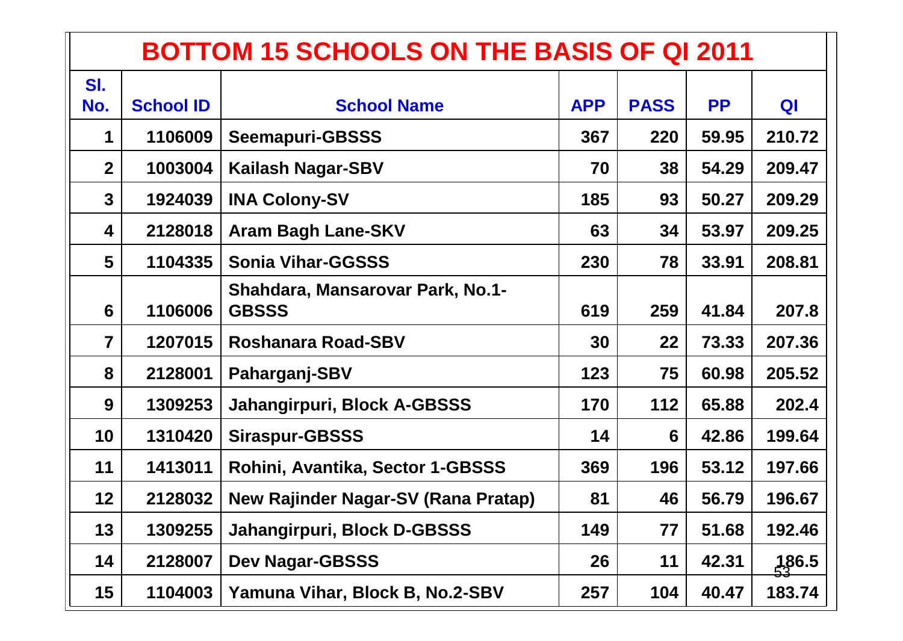# BOTTOM 15 SCHOOLS ON THE BASIS OF QI 2011

| Sl. No. | School ID | School Name | APP | PASS | PP | QI |
|---|---|---|---|---|---|---|
| 1 | 1106009 | Seemapuri-GBSSS | 367 | 220 | 59.95 | 210.72 |
| 2 | 1003004 | Kailash Nagar-SBV | 70 | 38 | 54.29 | 209.47 |
| 3 | 1924039 | INA Colony-SV | 185 | 93 | 50.27 | 209.29 |
| 4 | 2128018 | Aram Bagh Lane-SKV | 63 | 34 | 53.97 | 209.25 |
| 5 | 1104335 | Sonia Vihar-GGSSS | 230 | 78 | 33.91 | 208.81 |
| 6 | 1106006 | Shahdara, Mansarovar Park, No.1-GBSSS | 619 | 259 | 41.84 | 207.8 |
| 7 | 1207015 | Roshanara Road-SBV | 30 | 22 | 73.33 | 207.36 |
| 8 | 2128001 | Paharganj-SBV | 123 | 75 | 60.98 | 205.52 |
| 9 | 1309253 | Jahangirpuri, Block A-GBSSS | 170 | 112 | 65.88 | 202.4 |
| 10 | 1310420 | Siraspur-GBSSS | 14 | 6 | 42.86 | 199.64 |
| 11 | 1413011 | Rohini, Avantika, Sector 1-GBSSS | 369 | 196 | 53.12 | 197.66 |
| 12 | 2128032 | New Rajinder Nagar-SV (Rana Pratap) | 81 | 46 | 56.79 | 196.67 |
| 13 | 1309255 | Jahangirpuri, Block D-GBSSS | 149 | 77 | 51.68 | 192.46 |
| 14 | 2128007 | Dev Nagar-GBSSS | 26 | 11 | 42.31 | 186.5 |
| 15 | 1104003 | Yamuna Vihar, Block B, No.2-SBV | 257 | 104 | 40.47 | 183.74 |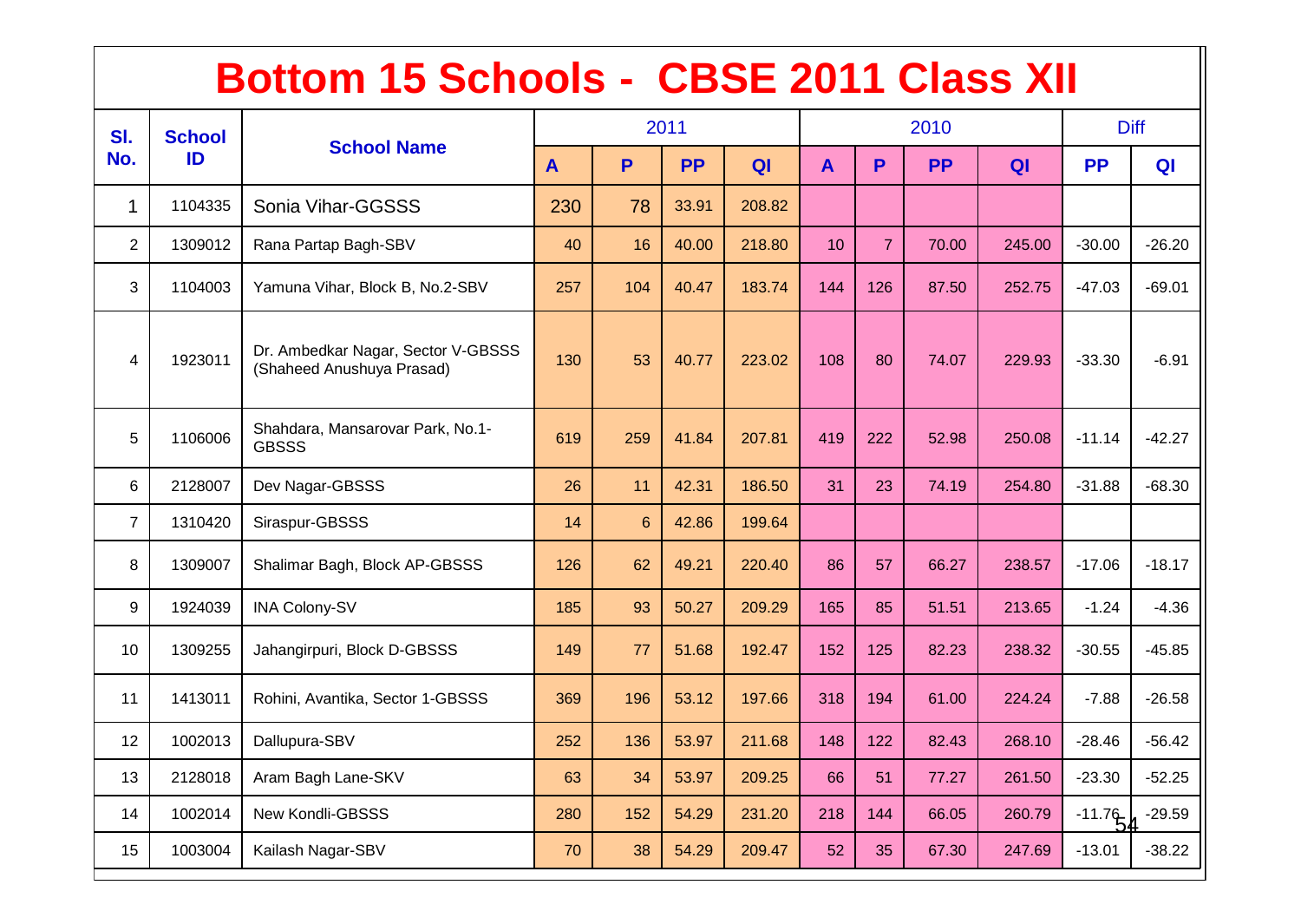# Bottom 15 Schools - CBSE 2011 Class XII

| Sl. No. | School ID | School Name | 2011 | | | | 2010 | | | | Diff | |
|---|---|---|---|---|---|---|---|---|---|---|---|---|
| | | | A | P | PP | QI | A | P | PP | QI | PP | QI |
| 1 | 1104335 | Sonia Vihar-GGSSS | 230 | 78 | 33.91 | 208.82 | | | | | | |
| 2 | 1309012 | Rana Partap Bagh-SBV | 40 | 16 | 40.00 | 218.80 | 10 | 7 | 70.00 | 245.00 | -30.00 | -26.20 |
| 3 | 1104003 | Yamuna Vihar, Block B, No.2-SBV | 257 | 104 | 40.47 | 183.74 | 144 | 126 | 87.50 | 252.75 | -47.03 | -69.01 |
| 4 | 1923011 | Dr. Ambedkar Nagar, Sector V-GBSSS (Shaheed Anushuya Prasad) | 130 | 53 | 40.77 | 223.02 | 108 | 80 | 74.07 | 229.93 | -33.30 | -6.91 |
| 5 | 1106006 | Shahdara, Mansarovar Park, No.1-GBSSS | 619 | 259 | 41.84 | 207.81 | 419 | 222 | 52.98 | 250.08 | -11.14 | -42.27 |
| 6 | 2128007 | Dev Nagar-GBSSS | 26 | 11 | 42.31 | 186.50 | 31 | 23 | 74.19 | 254.80 | -31.88 | -68.30 |
| 7 | 1310420 | Siraspur-GBSSS | 14 | 6 | 42.86 | 199.64 | | | | | | |
| 8 | 1309007 | Shalimar Bagh, Block AP-GBSSS | 126 | 62 | 49.21 | 220.40 | 86 | 57 | 66.27 | 238.57 | -17.06 | -18.17 |
| 9 | 1924039 | INA Colony-SV | 185 | 93 | 50.27 | 209.29 | 165 | 85 | 51.51 | 213.65 | -1.24 | -4.36 |
| 10 | 1309255 | Jahangirpuri, Block D-GBSSS | 149 | 77 | 51.68 | 192.47 | 152 | 125 | 82.23 | 238.32 | -30.55 | -45.85 |
| 11 | 1413011 | Rohini, Avantika, Sector 1-GBSSS | 369 | 196 | 53.12 | 197.66 | 318 | 194 | 61.00 | 224.24 | -7.88 | -26.58 |
| 12 | 1002013 | Dallupura-SBV | 252 | 136 | 53.97 | 211.68 | 148 | 122 | 82.43 | 268.10 | -28.46 | -56.42 |
| 13 | 2128018 | Aram Bagh Lane-SKV | 63 | 34 | 53.97 | 209.25 | 66 | 51 | 77.27 | 261.50 | -23.30 | -52.25 |
| 14 | 1002014 | New Kondli-GBSSS | 280 | 152 | 54.29 | 231.20 | 218 | 144 | 66.05 | 260.79 | -11.76 | -29.59 |
| 15 | 1003004 | Kailash Nagar-SBV | 70 | 38 | 54.29 | 209.47 | 52 | 35 | 67.30 | 247.69 | -13.01 | -38.22 |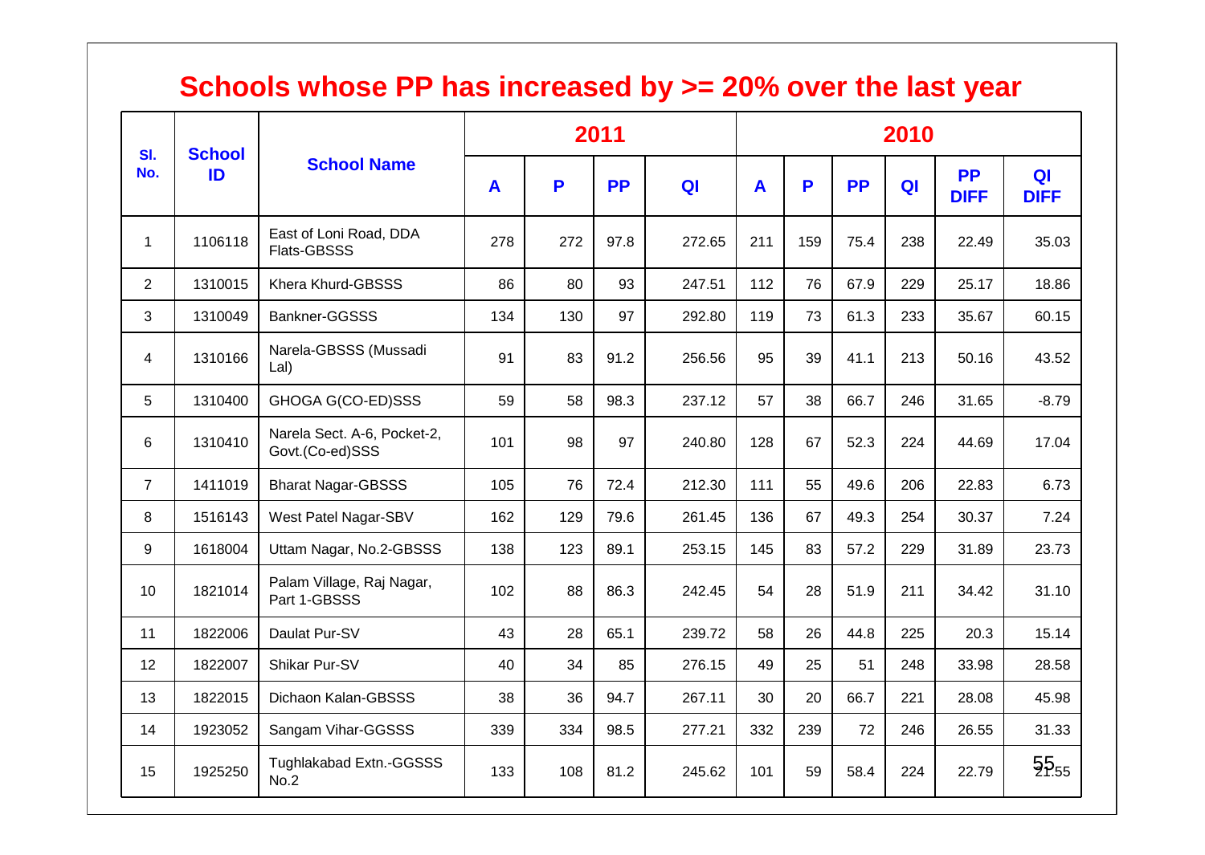# Schools whose PP has increased by >= 20% over the last year

| Sl. No. | School ID | School Name | 2011 | | | | 2010 | | | | | |
|---|---|---|---|---|---|---|---|---|---|---|---|---|
| | | | A | P | PP | QI | A | P | PP | QI | PP DIFF | QI DIFF |
| 1 | 1106118 | East of Loni Road, DDA Flats-GBSSS | 278 | 272 | 97.8 | 272.65 | 211 | 159 | 75.4 | 238 | 22.49 | 35.03 |
| 2 | 1310015 | Khera Khurd-GBSSS | 86 | 80 | 93 | 247.51 | 112 | 76 | 67.9 | 229 | 25.17 | 18.86 |
| 3 | 1310049 | Bankner-GGSSS | 134 | 130 | 97 | 292.80 | 119 | 73 | 61.3 | 233 | 35.67 | 60.15 |
| 4 | 1310166 | Narela-GBSSS (Mussadi Lal) | 91 | 83 | 91.2 | 256.56 | 95 | 39 | 41.1 | 213 | 50.16 | 43.52 |
| 5 | 1310400 | GHOGA G(CO-ED)SSS | 59 | 58 | 98.3 | 237.12 | 57 | 38 | 66.7 | 246 | 31.65 | -8.79 |
| 6 | 1310410 | Narela Sect. A-6, Pocket-2, Govt.(Co-ed)SSS | 101 | 98 | 97 | 240.80 | 128 | 67 | 52.3 | 224 | 44.69 | 17.04 |
| 7 | 1411019 | Bharat Nagar-GBSSS | 105 | 76 | 72.4 | 212.30 | 111 | 55 | 49.6 | 206 | 22.83 | 6.73 |
| 8 | 1516143 | West Patel Nagar-SBV | 162 | 129 | 79.6 | 261.45 | 136 | 67 | 49.3 | 254 | 30.37 | 7.24 |
| 9 | 1618004 | Uttam Nagar, No.2-GBSSS | 138 | 123 | 89.1 | 253.15 | 145 | 83 | 57.2 | 229 | 31.89 | 23.73 |
| 10 | 1821014 | Palam Village, Raj Nagar, Part 1-GBSSS | 102 | 88 | 86.3 | 242.45 | 54 | 28 | 51.9 | 211 | 34.42 | 31.10 |
| 11 | 1822006 | Daulat Pur-SV | 43 | 28 | 65.1 | 239.72 | 58 | 26 | 44.8 | 225 | 20.3 | 15.14 |
| 12 | 1822007 | Shikar Pur-SV | 40 | 34 | 85 | 276.15 | 49 | 25 | 51 | 248 | 33.98 | 28.58 |
| 13 | 1822015 | Dichaon Kalan-GBSSS | 38 | 36 | 94.7 | 267.11 | 30 | 20 | 66.7 | 221 | 28.08 | 45.98 |
| 14 | 1923052 | Sangam Vihar-GGSSS | 339 | 334 | 98.5 | 277.21 | 332 | 239 | 72 | 246 | 26.55 | 31.33 |
| 15 | 1925250 | Tughlakabad Extn.-GGSSS No.2 | 133 | 108 | 81.2 | 245.62 | 101 | 59 | 58.4 | 224 | 22.79 | 21.55 |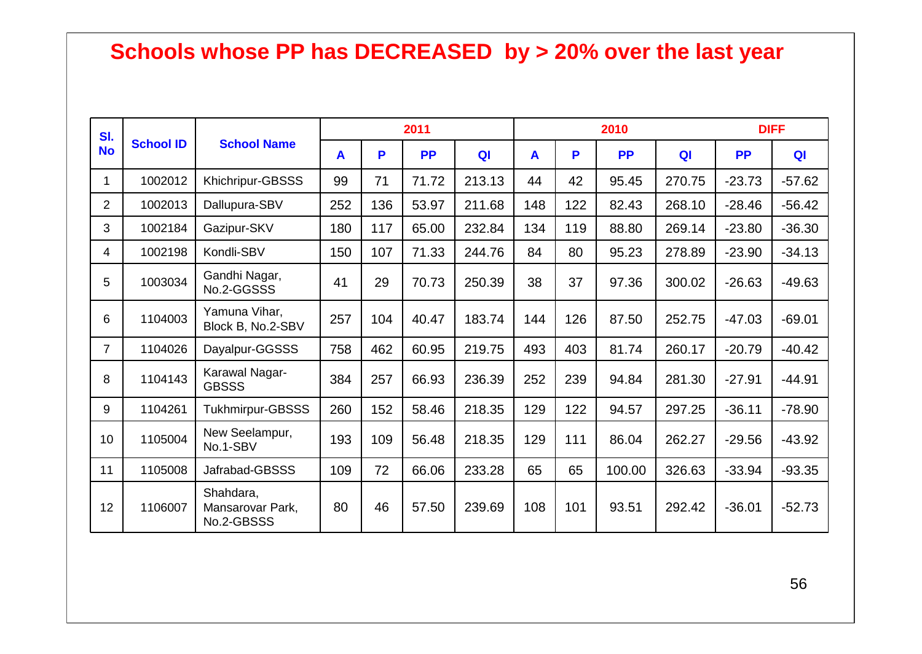# Schools whose PP has DECREASED by > 20% over the last year

| Sl. No | School ID | School Name | 2011 | | | | 2010 | | | | DIFF | |
|---|---|---|---|---|---|---|---|---|---|---|---|---|
| | | | A | P | PP | QI | A | P | PP | QI | PP | QI |
| 1 | 1002012 | Khichripur-GBSSS | 99 | 71 | 71.72 | 213.13 | 44 | 42 | 95.45 | 270.75 | -23.73 | -57.62 |
| 2 | 1002013 | Dallupura-SBV | 252 | 136 | 53.97 | 211.68 | 148 | 122 | 82.43 | 268.10 | -28.46 | -56.42 |
| 3 | 1002184 | Gazipur-SKV | 180 | 117 | 65.00 | 232.84 | 134 | 119 | 88.80 | 269.14 | -23.80 | -36.30 |
| 4 | 1002198 | Kondli-SBV | 150 | 107 | 71.33 | 244.76 | 84 | 80 | 95.23 | 278.89 | -23.90 | -34.13 |
| 5 | 1003034 | Gandhi Nagar, No.2-GGSSS | 41 | 29 | 70.73 | 250.39 | 38 | 37 | 97.36 | 300.02 | -26.63 | -49.63 |
| 6 | 1104003 | Yamuna Vihar, Block B, No.2-SBV | 257 | 104 | 40.47 | 183.74 | 144 | 126 | 87.50 | 252.75 | -47.03 | -69.01 |
| 7 | 1104026 | Dayalpur-GGSSS | 758 | 462 | 60.95 | 219.75 | 493 | 403 | 81.74 | 260.17 | -20.79 | -40.42 |
| 8 | 1104143 | Karawal Nagar-GBSSS | 384 | 257 | 66.93 | 236.39 | 252 | 239 | 94.84 | 281.30 | -27.91 | -44.91 |
| 9 | 1104261 | Tukhmirpur-GBSSS | 260 | 152 | 58.46 | 218.35 | 129 | 122 | 94.57 | 297.25 | -36.11 | -78.90 |
| 10 | 1105004 | New Seelampur, No.1-SBV | 193 | 109 | 56.48 | 218.35 | 129 | 111 | 86.04 | 262.27 | -29.56 | -43.92 |
| 11 | 1105008 | Jafrabad-GBSSS | 109 | 72 | 66.06 | 233.28 | 65 | 65 | 100.00 | 326.63 | -33.94 | -93.35 |
| 12 | 1106007 | Shahdara, Mansarovar Park, No.2-GBSSS | 80 | 46 | 57.50 | 239.69 | 108 | 101 | 93.51 | 292.42 | -36.01 | -52.73 |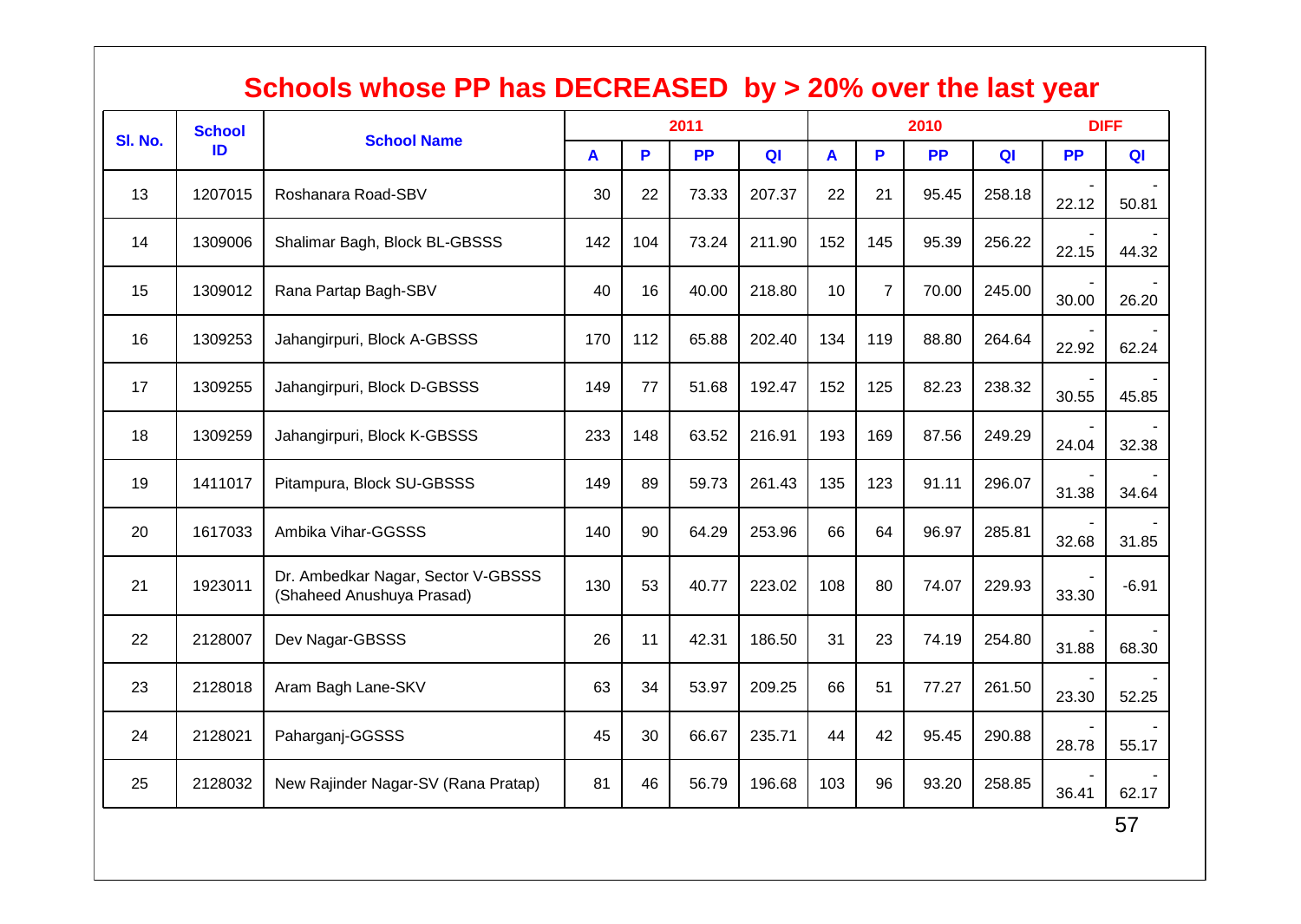# Schools whose PP has DECREASED by > 20% over the last year

| Sl. No. | School ID | School Name | 2011 | | | | 2010 | | | | DIFF | |
|---|---|---|---|---|---|---|---|---|---|---|---|---|
| | | | A | P | PP | QI | A | P | PP | QI | PP | QI |
| 13 | 1207015 | Roshanara Road-SBV | 30 | 22 | 73.33 | 207.37 | 22 | 21 | 95.45 | 258.18 | -22.12 | -50.81 |
| 14 | 1309006 | Shalimar Bagh, Block BL-GBSSS | 142 | 104 | 73.24 | 211.90 | 152 | 145 | 95.39 | 256.22 | -22.15 | -44.32 |
| 15 | 1309012 | Rana Partap Bagh-SBV | 40 | 16 | 40.00 | 218.80 | 10 | 7 | 70.00 | 245.00 | -30.00 | -26.20 |
| 16 | 1309253 | Jahangirpuri, Block A-GBSSS | 170 | 112 | 65.88 | 202.40 | 134 | 119 | 88.80 | 264.64 | -22.92 | -62.24 |
| 17 | 1309255 | Jahangirpuri, Block D-GBSSS | 149 | 77 | 51.68 | 192.47 | 152 | 125 | 82.23 | 238.32 | -30.55 | -45.85 |
| 18 | 1309259 | Jahangirpuri, Block K-GBSSS | 233 | 148 | 63.52 | 216.91 | 193 | 169 | 87.56 | 249.29 | -24.04 | -32.38 |
| 19 | 1411017 | Pitampura, Block SU-GBSSS | 149 | 89 | 59.73 | 261.43 | 135 | 123 | 91.11 | 296.07 | -31.38 | -34.64 |
| 20 | 1617033 | Ambika Vihar-GGSSS | 140 | 90 | 64.29 | 253.96 | 66 | 64 | 96.97 | 285.81 | -32.68 | -31.85 |
| 21 | 1923011 | Dr. Ambedkar Nagar, Sector V-GBSSS (Shaheed Anushuya Prasad) | 130 | 53 | 40.77 | 223.02 | 108 | 80 | 74.07 | 229.93 | -33.30 | -6.91 |
| 22 | 2128007 | Dev Nagar-GBSSS | 26 | 11 | 42.31 | 186.50 | 31 | 23 | 74.19 | 254.80 | -31.88 | -68.30 |
| 23 | 2128018 | Aram Bagh Lane-SKV | 63 | 34 | 53.97 | 209.25 | 66 | 51 | 77.27 | 261.50 | -23.30 | -52.25 |
| 24 | 2128021 | Paharganj-GGSSS | 45 | 30 | 66.67 | 235.71 | 44 | 42 | 95.45 | 290.88 | -28.78 | -55.17 |
| 25 | 2128032 | New Rajinder Nagar-SV (Rana Pratap) | 81 | 46 | 56.79 | 196.68 | 103 | 96 | 93.20 | 258.85 | -36.41 | -62.17 |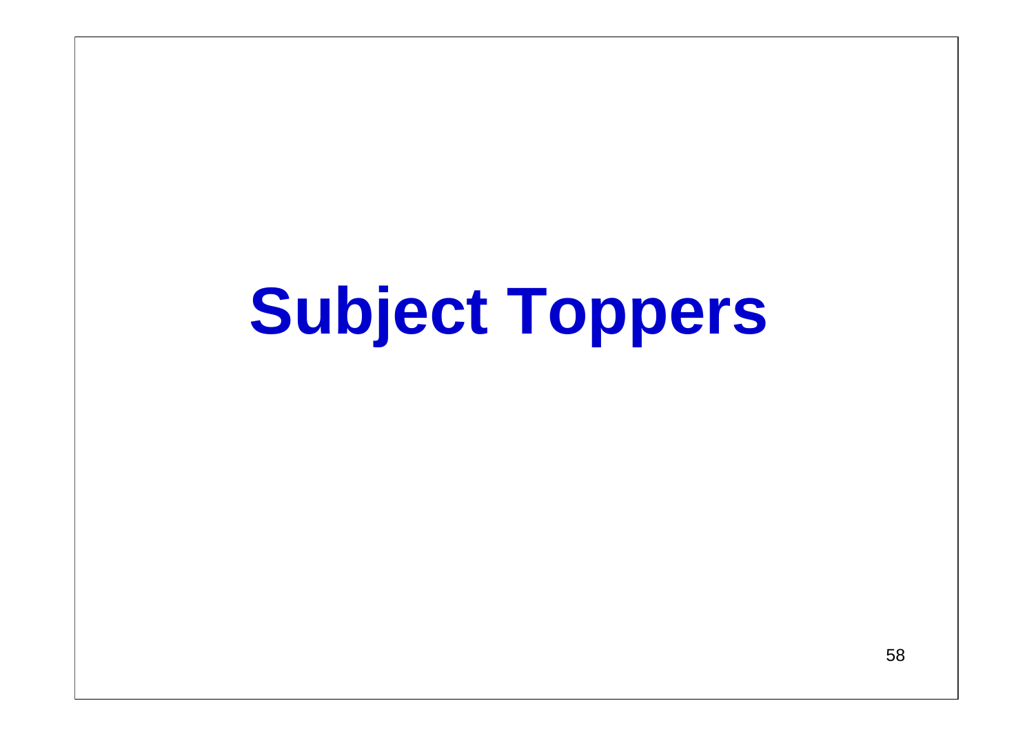# Subject Toppers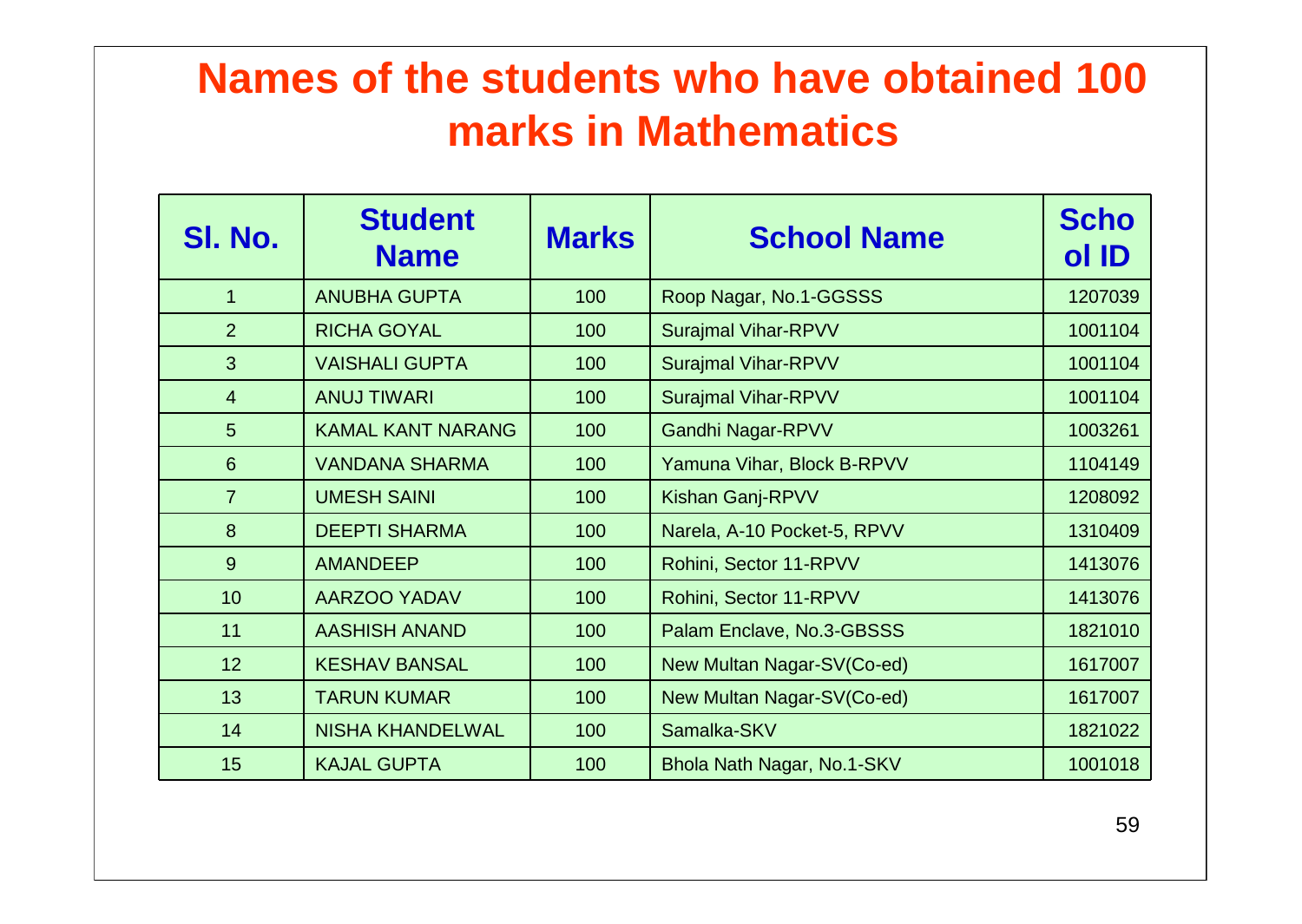# Names of the students who have obtained 100 marks in Mathematics

| Sl. No. | Student Name | Marks | School Name | School ID |
|---|---|---|---|---|
| 1 | ANUBHA GUPTA | 100 | Roop Nagar, No.1-GGSSS | 1207039 |
| 2 | RICHA GOYAL | 100 | Surajmal Vihar-RPVV | 1001104 |
| 3 | VAISHALI GUPTA | 100 | Surajmal Vihar-RPVV | 1001104 |
| 4 | ANUJ TIWARI | 100 | Surajmal Vihar-RPVV | 1001104 |
| 5 | KAMAL KANT NARANG | 100 | Gandhi Nagar-RPVV | 1003261 |
| 6 | VANDANA SHARMA | 100 | Yamuna Vihar, Block B-RPVV | 1104149 |
| 7 | UMESH SAINI | 100 | Kishan Ganj-RPVV | 1208092 |
| 8 | DEEPTI SHARMA | 100 | Narela, A-10 Pocket-5, RPVV | 1310409 |
| 9 | AMANDEEP | 100 | Rohini, Sector 11-RPVV | 1413076 |
| 10 | AARZOO YADAV | 100 | Rohini, Sector 11-RPVV | 1413076 |
| 11 | AASHISH ANAND | 100 | Palam Enclave, No.3-GBSSS | 1821010 |
| 12 | KESHAV BANSAL | 100 | New Multan Nagar-SV(Co-ed) | 1617007 |
| 13 | TARUN KUMAR | 100 | New Multan Nagar-SV(Co-ed) | 1617007 |
| 14 | NISHA KHANDELWAL | 100 | Samalka-SKV | 1821022 |
| 15 | KAJAL GUPTA | 100 | Bhola Nath Nagar, No.1-SKV | 1001018 |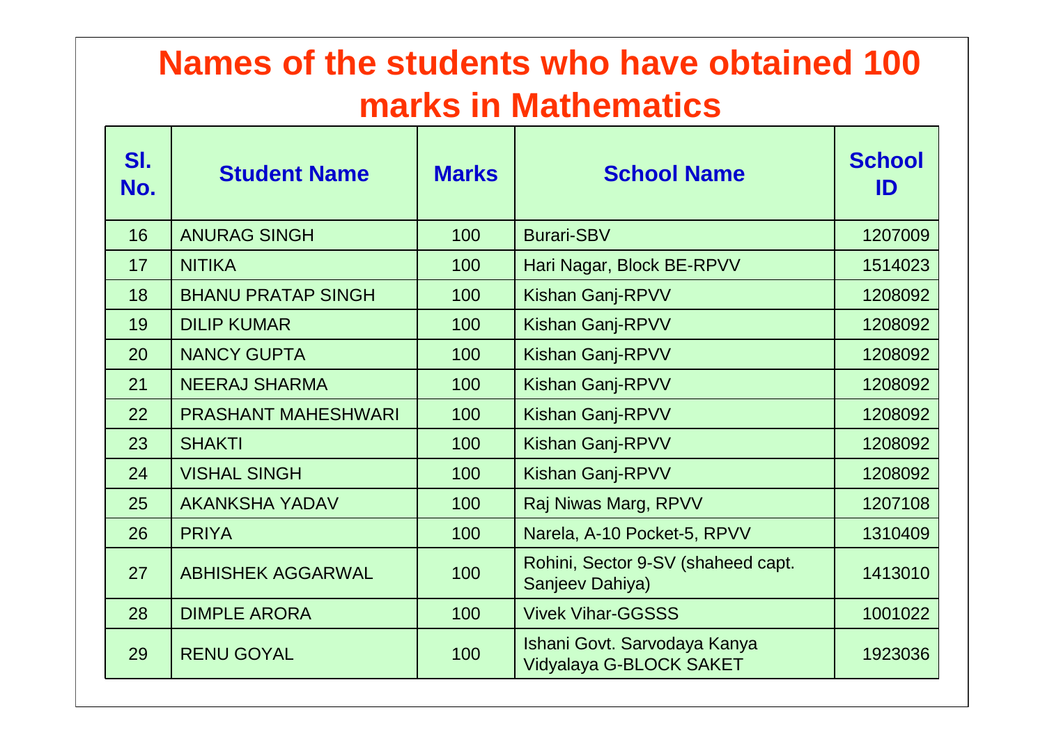# Names of the students who have obtained 100 marks in Mathematics

| Sl. No. | Student Name | Marks | School Name | School ID |
|---|---|---|---|---|
| 16 | ANURAG SINGH | 100 | Burari-SBV | 1207009 |
| 17 | NITIKA | 100 | Hari Nagar, Block BE-RPVV | 1514023 |
| 18 | BHANU PRATAP SINGH | 100 | Kishan Ganj-RPVV | 1208092 |
| 19 | DILIP KUMAR | 100 | Kishan Ganj-RPVV | 1208092 |
| 20 | NANCY GUPTA | 100 | Kishan Ganj-RPVV | 1208092 |
| 21 | NEERAJ SHARMA | 100 | Kishan Ganj-RPVV | 1208092 |
| 22 | PRASHANT MAHESHWARI | 100 | Kishan Ganj-RPVV | 1208092 |
| 23 | SHAKTI | 100 | Kishan Ganj-RPVV | 1208092 |
| 24 | VISHAL SINGH | 100 | Kishan Ganj-RPVV | 1208092 |
| 25 | AKANKSHA YADAV | 100 | Raj Niwas Marg, RPVV | 1207108 |
| 26 | PRIYA | 100 | Narela, A-10 Pocket-5, RPVV | 1310409 |
| 27 | ABHISHEK AGGARWAL | 100 | Rohini, Sector 9-SV (shaheed capt. Sanjeev Dahiya) | 1413010 |
| 28 | DIMPLE ARORA | 100 | Vivek Vihar-GGSSS | 1001022 |
| 29 | RENU GOYAL | 100 | Ishani Govt. Sarvodaya Kanya Vidyalaya G-BLOCK SAKET | 1923036 |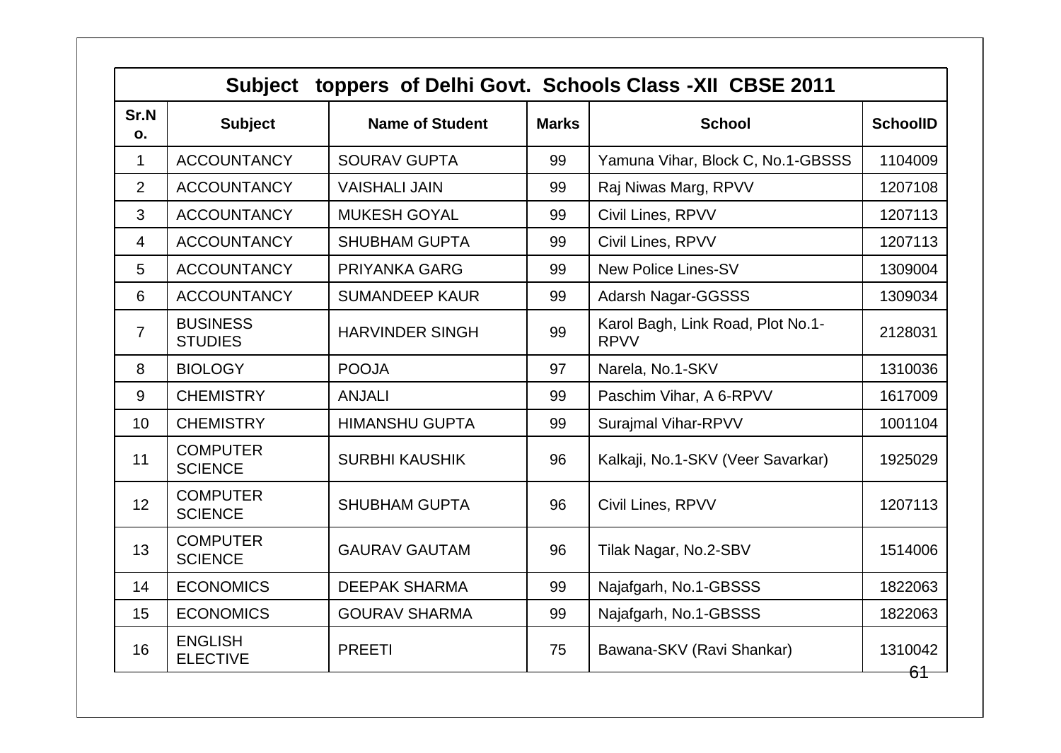| Subject toppers of Delhi Govt. Schools Class -XII CBSE 2011 | | | | | |
|---|---|---|---|---|---|
| **Sr.No.** | **Subject** | **Name of Student** | **Marks** | **School** | **SchoolID** |
| 1 | ACCOUNTANCY | SOURAV GUPTA | 99 | Yamuna Vihar, Block C, No.1-GBSSS | 1104009 |
| 2 | ACCOUNTANCY | VAISHALI JAIN | 99 | Raj Niwas Marg, RPVV | 1207108 |
| 3 | ACCOUNTANCY | MUKESH GOYAL | 99 | Civil Lines, RPVV | 1207113 |
| 4 | ACCOUNTANCY | SHUBHAM GUPTA | 99 | Civil Lines, RPVV | 1207113 |
| 5 | ACCOUNTANCY | PRIYANKA GARG | 99 | New Police Lines-SV | 1309004 |
| 6 | ACCOUNTANCY | SUMANDEEP KAUR | 99 | Adarsh Nagar-GGSSS | 1309034 |
| 7 | BUSINESS STUDIES | HARVINDER SINGH | 99 | Karol Bagh, Link Road, Plot No.1-RPVV | 2128031 |
| 8 | BIOLOGY | POOJA | 97 | Narela, No.1-SKV | 1310036 |
| 9 | CHEMISTRY | ANJALI | 99 | Paschim Vihar, A 6-RPVV | 1617009 |
| 10 | CHEMISTRY | HIMANSHU GUPTA | 99 | Surajmal Vihar-RPVV | 1001104 |
| 11 | COMPUTER SCIENCE | SURBHI KAUSHIK | 96 | Kalkaji, No.1-SKV (Veer Savarkar) | 1925029 |
| 12 | COMPUTER SCIENCE | SHUBHAM GUPTA | 96 | Civil Lines, RPVV | 1207113 |
| 13 | COMPUTER SCIENCE | GAURAV GAUTAM | 96 | Tilak Nagar, No.2-SBV | 1514006 |
| 14 | ECONOMICS | DEEPAK SHARMA | 99 | Najafgarh, No.1-GBSSS | 1822063 |
| 15 | ECONOMICS | GOURAV SHARMA | 99 | Najafgarh, No.1-GBSSS | 1822063 |
| 16 | ENGLISH ELECTIVE | PREETI | 75 | Bawana-SKV (Ravi Shankar) | 1310042 |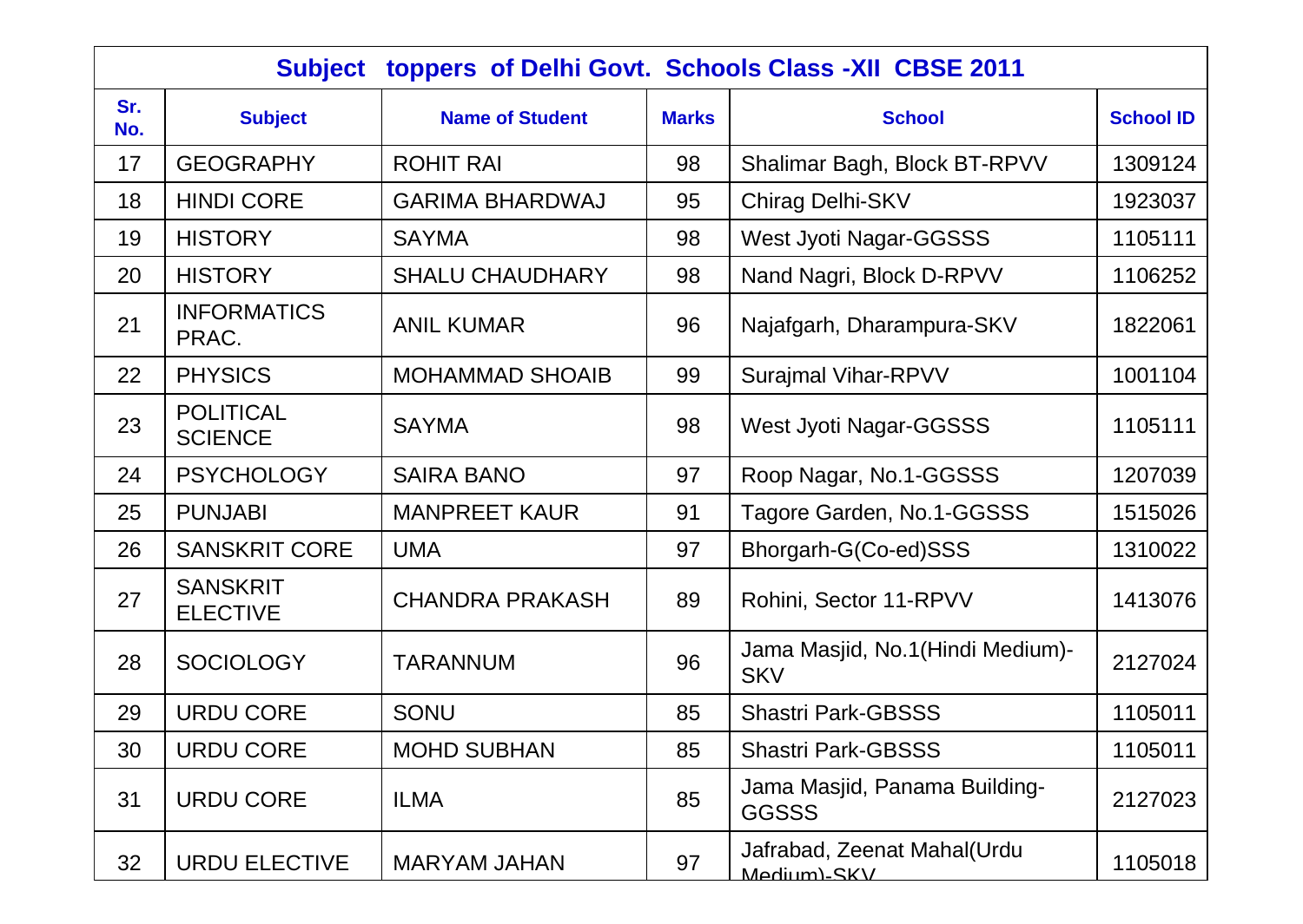| Subject toppers of Delhi Govt. Schools Class -XII CBSE 2011 | | | | | |
|---|---|---|---|---|---|
| **Sr. No.** | **Subject** | **Name of Student** | **Marks** | **School** | **School ID** |
| 17 | GEOGRAPHY | ROHIT RAI | 98 | Shalimar Bagh, Block BT-RPVV | 1309124 |
| 18 | HINDI CORE | GARIMA BHARDWAJ | 95 | Chirag Delhi-SKV | 1923037 |
| 19 | HISTORY | SAYMA | 98 | West Jyoti Nagar-GGSSS | 1105111 |
| 20 | HISTORY | SHALU CHAUDHARY | 98 | Nand Nagri, Block D-RPVV | 1106252 |
| 21 | INFORMATICS PRAC. | ANIL KUMAR | 96 | Najafgarh, Dharampura-SKV | 1822061 |
| 22 | PHYSICS | MOHAMMAD SHOAIB | 99 | Surajmal Vihar-RPVV | 1001104 |
| 23 | POLITICAL SCIENCE | SAYMA | 98 | West Jyoti Nagar-GGSSS | 1105111 |
| 24 | PSYCHOLOGY | SAIRA BANO | 97 | Roop Nagar, No.1-GGSSS | 1207039 |
| 25 | PUNJABI | MANPREET KAUR | 91 | Tagore Garden, No.1-GGSSS | 1515026 |
| 26 | SANSKRIT CORE | UMA | 97 | Bhorgarh-G(Co-ed)SSS | 1310022 |
| 27 | SANSKRIT ELECTIVE | CHANDRA PRAKASH | 89 | Rohini, Sector 11-RPVV | 1413076 |
| 28 | SOCIOLOGY | TARANNUM | 96 | Jama Masjid, No.1(Hindi Medium)-SKV | 2127024 |
| 29 | URDU CORE | SONU | 85 | Shastri Park-GBSSS | 1105011 |
| 30 | URDU CORE | MOHD SUBHAN | 85 | Shastri Park-GBSSS | 1105011 |
| 31 | URDU CORE | ILMA | 85 | Jama Masjid, Panama Building-GGSSS | 2127023 |
| 32 | URDU ELECTIVE | MARYAM JAHAN | 97 | Jafrabad, Zeenat Mahal(Urdu Medium)-SKV | 1105018 |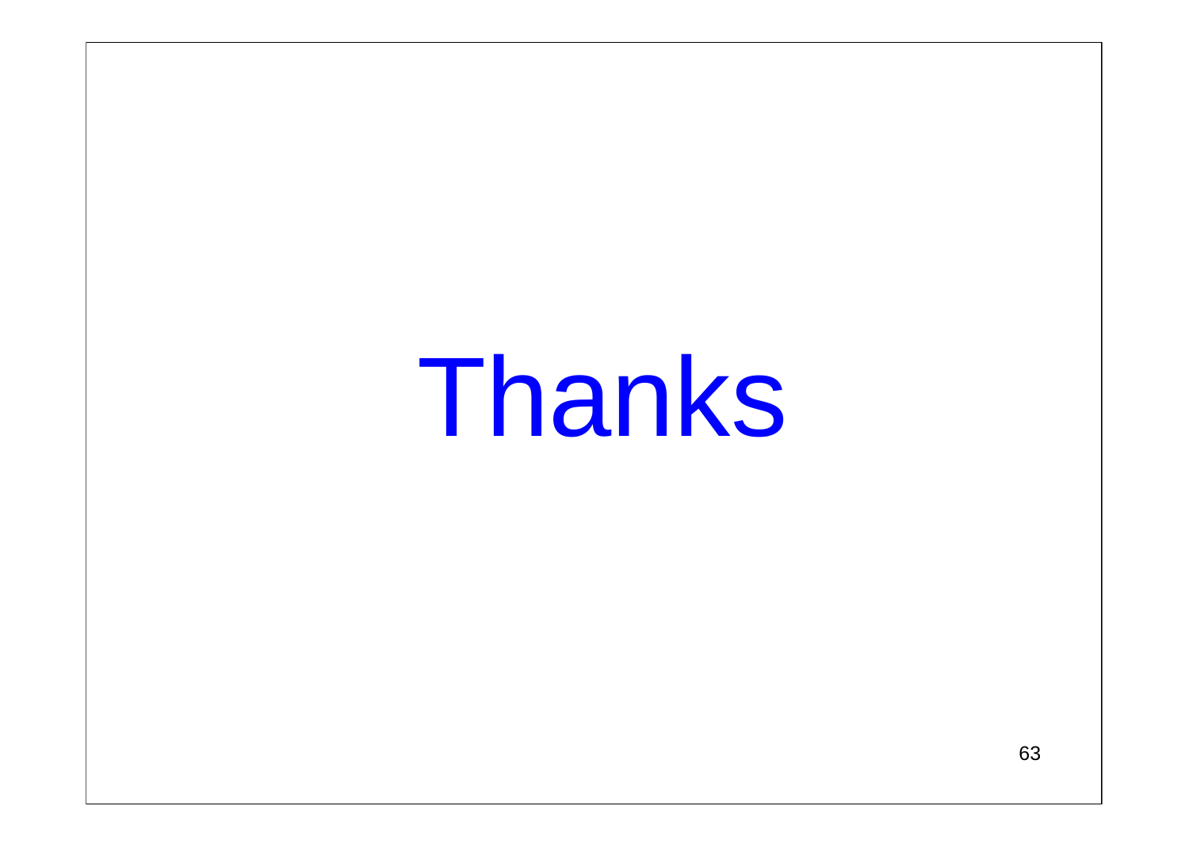# Thanks